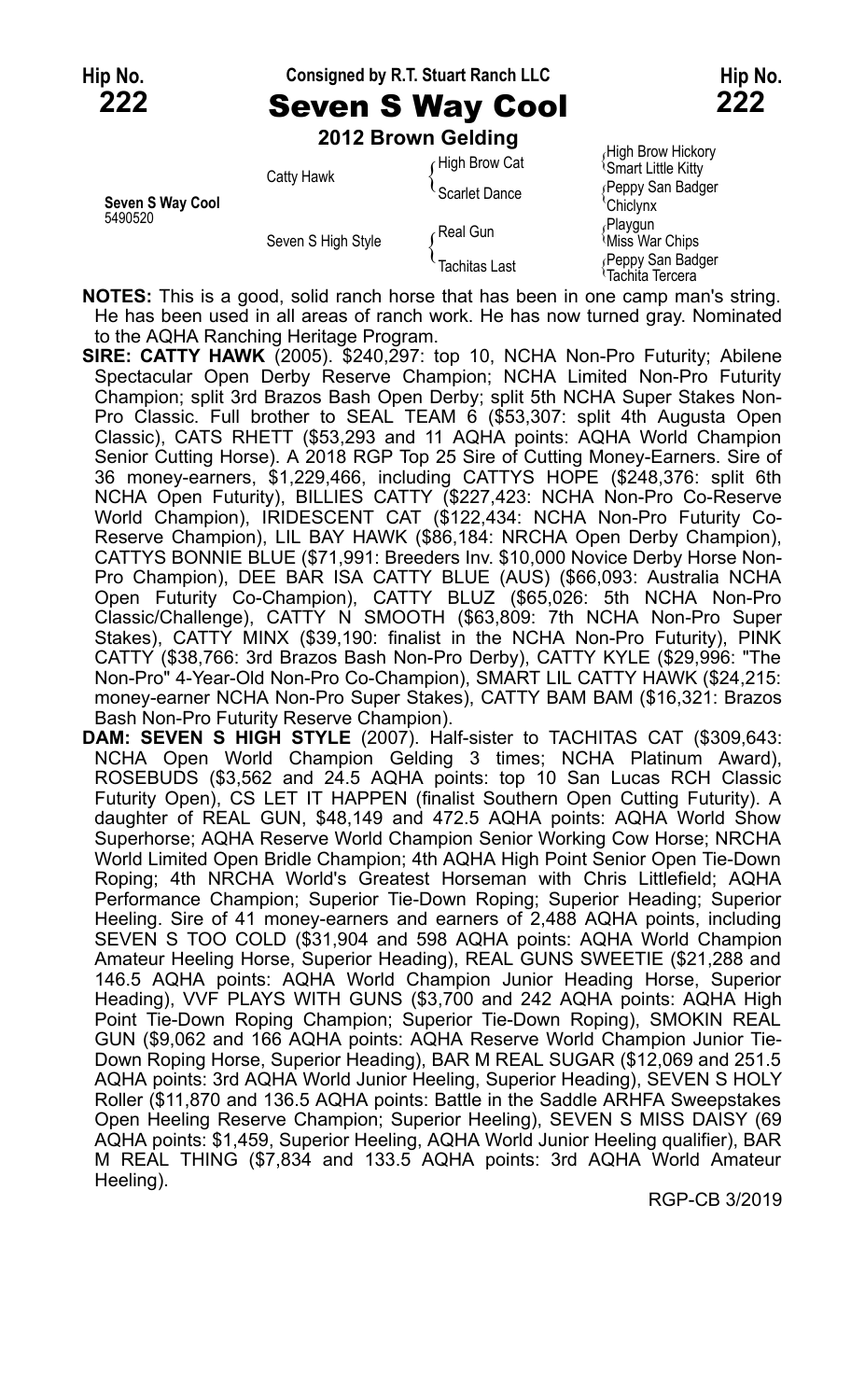**Hip No. 222** — Consigned by R.T. Stuart Ranch LLC — **Hip No. 222**

# Seven S Way Cool

**2012 Brown Gelding**

| | | | |
|---|---|---|---|
| **Seven S Way Cool** 5490520 | Catty Hawk | High Brow Cat | High Brow Hickory / Smart Little Kitty |
| | | Scarlet Dance | Peppy San Badger / Chiclynx |
| | Seven S High Style | Real Gun | Playgun / Miss War Chips |
| | | Tachitas Last | Peppy San Badger / Tachita Tercera |

**NOTES:** This is a good, solid ranch horse that has been in one camp man's string. He has been used in all areas of ranch work. He has now turned gray. Nominated to the AQHA Ranching Heritage Program.

**SIRE: CATTY HAWK** (2005). $240,297: top 10, NCHA Non-Pro Futurity; Abilene Spectacular Open Derby Reserve Champion; NCHA Limited Non-Pro Futurity Champion; split 3rd Brazos Bash Open Derby; split 5th NCHA Super Stakes Non-Pro Classic. Full brother to SEAL TEAM 6 ($53,307: split 4th Augusta Open Classic), CATS RHETT ($53,293 and 11 AQHA points: AQHA World Champion Senior Cutting Horse). A 2018 RGP Top 25 Sire of Cutting Money-Earners. Sire of 36 money-earners, $1,229,466, including CATTYS HOPE ($248,376: split 6th NCHA Open Futurity), BILLIES CATTY ($227,423: NCHA Non-Pro Co-Reserve World Champion), IRIDESCENT CAT ($122,434: NCHA Non-Pro Futurity Co-Reserve Champion), LIL BAY HAWK ($86,184: NRCHA Open Derby Champion), CATTYS BONNIE BLUE ($71,991: Breeders Inv. $10,000 Novice Derby Horse Non-Pro Champion), DEE BAR ISA CATTY BLUE (AUS) ($66,093: Australia NCHA Open Futurity Co-Champion), CATTY BLUZ ($65,026: 5th NCHA Non-Pro Classic/Challenge), CATTY N SMOOTH ($63,809: 7th NCHA Non-Pro Super Stakes), CATTY MINX ($39,190: finalist in the NCHA Non-Pro Futurity), PINK CATTY ($38,766: 3rd Brazos Bash Non-Pro Derby), CATTY KYLE ($29,996: "The Non-Pro" 4-Year-Old Non-Pro Co-Champion), SMART LIL CATTY HAWK ($24,215: money-earner NCHA Non-Pro Super Stakes), CATTY BAM BAM ($16,321: Brazos Bash Non-Pro Futurity Reserve Champion).

**DAM: SEVEN S HIGH STYLE** (2007). Half-sister to TACHITAS CAT ($309,643: NCHA Open World Champion Gelding 3 times; NCHA Platinum Award), ROSEBUDS ($3,562 and 24.5 AQHA points: top 10 San Lucas RCH Classic Futurity Open), CS LET IT HAPPEN (finalist Southern Open Cutting Futurity). A daughter of REAL GUN, $48,149 and 472.5 AQHA points: AQHA World Show Superhorse; AQHA Reserve World Champion Senior Working Cow Horse; NRCHA World Limited Open Bridle Champion; 4th AQHA High Point Senior Open Tie-Down Roping; 4th NRCHA World's Greatest Horseman with Chris Littlefield; AQHA Performance Champion; Superior Tie-Down Roping; Superior Heading; Superior Heeling. Sire of 41 money-earners and earners of 2,488 AQHA points, including SEVEN S TOO COLD ($31,904 and 598 AQHA points: AQHA World Champion Amateur Heeling Horse, Superior Heading), REAL GUNS SWEETIE ($21,288 and 146.5 AQHA points: AQHA World Champion Junior Heading Horse, Superior Heading), VVF PLAYS WITH GUNS ($3,700 and 242 AQHA points: AQHA High Point Tie-Down Roping Champion; Superior Tie-Down Roping), SMOKIN REAL GUN ($9,062 and 166 AQHA points: AQHA Reserve World Champion Junior Tie-Down Roping Horse, Superior Heading), BAR M REAL SUGAR ($12,069 and 251.5 AQHA points: 3rd AQHA World Junior Heeling, Superior Heading), SEVEN S HOLY Roller ($11,870 and 136.5 AQHA points: Battle in the Saddle ARHFA Sweepstakes Open Heeling Reserve Champion; Superior Heeling), SEVEN S MISS DAISY (69 AQHA points: $1,459, Superior Heeling, AQHA World Junior Heeling qualifier), BAR M REAL THING ($7,834 and 133.5 AQHA points: 3rd AQHA World Amateur Heeling).

RGP-CB 3/2019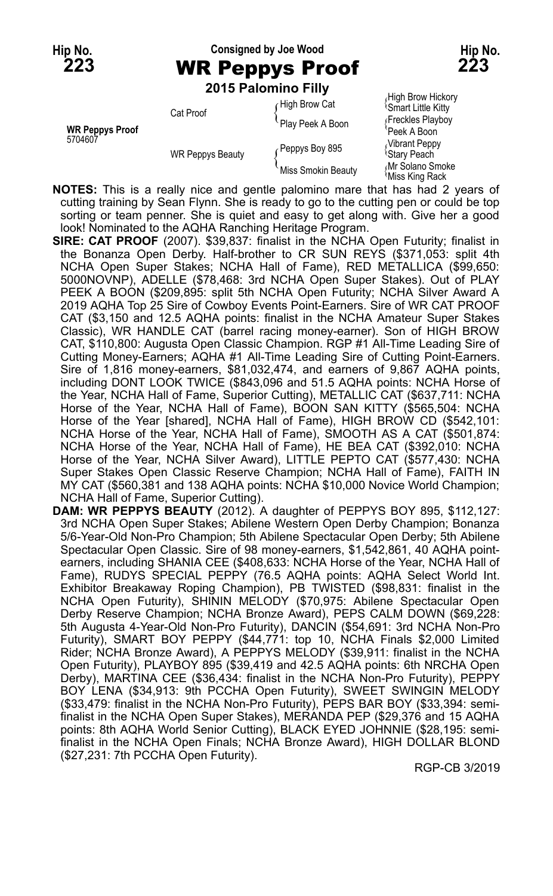Hip No. **223**

Consigned by Joe Wood

# WR Peppys Proof

Hip No. **223**

**2015 Palomino Filly**

| | | | |
|---|---|---|---|
| **WR Peppys Proof** 5704607 | Cat Proof | High Brow Cat | High Brow Hickory |
| | | | Smart Little Kitty |
| | | Play Peek A Boon | Freckles Playboy |
| | | | Peek A Boon |
| | WR Peppys Beauty | Peppys Boy 895 | Vibrant Peppy |
| | | | Stary Peach |
| | | Miss Smokin Beauty | Mr Solano Smoke |
| | | | Miss King Rack |

**NOTES:** This is a really nice and gentle palomino mare that has had 2 years of cutting training by Sean Flynn. She is ready to go to the cutting pen or could be top sorting or team penner. She is quiet and easy to get along with. Give her a good look! Nominated to the AQHA Ranching Heritage Program.

**SIRE: CAT PROOF** (2007). $39,837: finalist in the NCHA Open Futurity; finalist in the Bonanza Open Derby. Half-brother to CR SUN REYS ($371,053: split 4th NCHA Open Super Stakes; NCHA Hall of Fame), RED METALLICA ($99,650: 5000NOVNP), ADELLE ($78,468: 3rd NCHA Open Super Stakes). Out of PLAY PEEK A BOON ($209,895: split 5th NCHA Open Futurity; NCHA Silver Award A 2019 AQHA Top 25 Sire of Cowboy Events Point-Earners. Sire of WR CAT PROOF CAT ($3,150 and 12.5 AQHA points: finalist in the NCHA Amateur Super Stakes Classic), WR HANDLE CAT (barrel racing money-earner). Son of HIGH BROW CAT, $110,800: Augusta Open Classic Champion. RGP #1 All-Time Leading Sire of Cutting Money-Earners; AQHA #1 All-Time Leading Sire of Cutting Point-Earners. Sire of 1,816 money-earners, $81,032,474, and earners of 9,867 AQHA points, including DONT LOOK TWICE ($843,096 and 51.5 AQHA points: NCHA Horse of the Year, NCHA Hall of Fame, Superior Cutting), METALLIC CAT ($637,711: NCHA Horse of the Year, NCHA Hall of Fame), BOON SAN KITTY ($565,504: NCHA Horse of the Year [shared], NCHA Hall of Fame), HIGH BROW CD ($542,101: NCHA Horse of the Year, NCHA Hall of Fame), SMOOTH AS A CAT ($501,874: NCHA Horse of the Year, NCHA Hall of Fame), HE BEA CAT ($392,010: NCHA Horse of the Year, NCHA Silver Award), LITTLE PEPTO CAT ($577,430: NCHA Super Stakes Open Classic Reserve Champion; NCHA Hall of Fame), FAITH IN MY CAT ($560,381 and 138 AQHA points: NCHA $10,000 Novice World Champion; NCHA Hall of Fame, Superior Cutting).

**DAM: WR PEPPYS BEAUTY** (2012). A daughter of PEPPYS BOY 895, $112,127: 3rd NCHA Open Super Stakes; Abilene Western Open Derby Champion; Bonanza 5/6-Year-Old Non-Pro Champion; 5th Abilene Spectacular Open Derby; 5th Abilene Spectacular Open Classic. Sire of 98 money-earners, $1,542,861, 40 AQHA point-earners, including SHANIA CEE ($408,633: NCHA Horse of the Year, NCHA Hall of Fame), RUDYS SPECIAL PEPPY (76.5 AQHA points: AQHA Select World Int. Exhibitor Breakaway Roping Champion), PB TWISTED ($98,831: finalist in the NCHA Open Futurity), SHININ MELODY ($70,975: Abilene Spectacular Open Derby Reserve Champion; NCHA Bronze Award), PEPS CALM DOWN ($69,228: 5th Augusta 4-Year-Old Non-Pro Futurity), DANCIN ($54,691: 3rd NCHA Non-Pro Futurity), SMART BOY PEPPY ($44,771: top 10, NCHA Finals $2,000 Limited Rider; NCHA Bronze Award), A PEPPYS MELODY ($39,911: finalist in the NCHA Open Futurity), PLAYBOY 895 ($39,419 and 42.5 AQHA points: 6th NRCHA Open Derby), MARTINA CEE ($36,434: finalist in the NCHA Non-Pro Futurity), PEPPY BOY LENA ($34,913: 9th PCCHA Open Futurity), SWEET SWINGIN MELODY ($33,479: finalist in the NCHA Non-Pro Futurity), PEPS BAR BOY ($33,394: semi-finalist in the NCHA Open Super Stakes), MERANDA PEP ($29,376 and 15 AQHA points: 8th AQHA World Senior Cutting), BLACK EYED JOHNNIE ($28,195: semi-finalist in the NCHA Open Finals; NCHA Bronze Award), HIGH DOLLAR BLOND ($27,231: 7th PCCHA Open Futurity).

RGP-CB 3/2019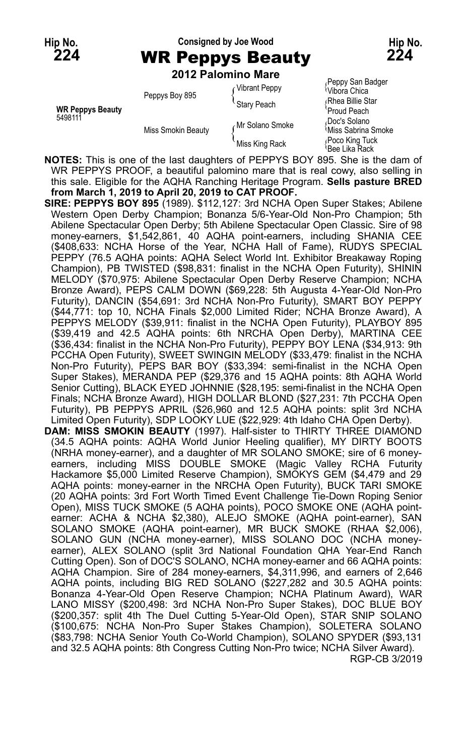Hip No. **224**

Consigned by Joe Wood

# WR Peppys Beauty

Hip No. **224**

**2012 Palomino Mare**

| | | | |
|---|---|---|---|
| **WR Peppys Beauty** 5498111 | Peppys Boy 895 | Vibrant Peppy | Peppy San Badger |
| | | | Vibora Chica |
| | | Stary Peach | Rhea Billie Star |
| | | | Proud Peach |
| | Miss Smokin Beauty | Mr Solano Smoke | Doc's Solano |
| | | | Miss Sabrina Smoke |
| | | Miss King Rack | Poco King Tuck |
| | | | Bee Lika Rack |

**NOTES:** This is one of the last daughters of PEPPYS BOY 895. She is the dam of WR PEPPYS PROOF, a beautiful palomino mare that is real cowy, also selling in this sale. Eligible for the AQHA Ranching Heritage Program. **Sells pasture BRED from March 1, 2019 to April 20, 2019 to CAT PROOF.**

**SIRE: PEPPYS BOY 895** (1989). $112,127: 3rd NCHA Open Super Stakes; Abilene Western Open Derby Champion; Bonanza 5/6-Year-Old Non-Pro Champion; 5th Abilene Spectacular Open Derby; 5th Abilene Spectacular Open Classic. Sire of 98 money-earners, $1,542,861, 40 AQHA point-earners, including SHANIA CEE ($408,633: NCHA Horse of the Year, NCHA Hall of Fame), RUDYS SPECIAL PEPPY (76.5 AQHA points: AQHA Select World Int. Exhibitor Breakaway Roping Champion), PB TWISTED ($98,831: finalist in the NCHA Open Futurity), SHININ MELODY ($70,975: Abilene Spectacular Open Derby Reserve Champion; NCHA Bronze Award), PEPS CALM DOWN ($69,228: 5th Augusta 4-Year-Old Non-Pro Futurity), DANCIN ($54,691: 3rd NCHA Non-Pro Futurity), SMART BOY PEPPY ($44,771: top 10, NCHA Finals $2,000 Limited Rider; NCHA Bronze Award), A PEPPYS MELODY ($39,911: finalist in the NCHA Open Futurity), PLAYBOY 895 ($39,419 and 42.5 AQHA points: 6th NRCHA Open Derby), MARTINA CEE ($36,434: finalist in the NCHA Non-Pro Futurity), PEPPY BOY LENA ($34,913: 9th PCCHA Open Futurity), SWEET SWINGIN MELODY ($33,479: finalist in the NCHA Non-Pro Futurity), PEPS BAR BOY ($33,394: semi-finalist in the NCHA Open Super Stakes), MERANDA PEP ($29,376 and 15 AQHA points: 8th AQHA World Senior Cutting), BLACK EYED JOHNNIE ($28,195: semi-finalist in the NCHA Open Finals; NCHA Bronze Award), HIGH DOLLAR BLOND ($27,231: 7th PCCHA Open Futurity), PB PEPPYS APRIL ($26,960 and 12.5 AQHA points: split 3rd NCHA Limited Open Futurity), SDP LOOKY LUE ($22,929: 4th Idaho CHA Open Derby).

**DAM: MISS SMOKIN BEAUTY** (1997). Half-sister to THIRTY THREE DIAMOND (34.5 AQHA points: AQHA World Junior Heeling qualifier), MY DIRTY BOOTS (NRHA money-earner), and a daughter of MR SOLANO SMOKE; sire of 6 money-earners, including MISS DOUBLE SMOKE (Magic Valley RCHA Futurity Hackamore $5,000 Limited Reserve Champion), SMOKYS GEM ($4,479 and 29 AQHA points: money-earner in the NRCHA Open Futurity), BUCK TARI SMOKE (20 AQHA points: 3rd Fort Worth Timed Event Challenge Tie-Down Roping Senior Open), MISS TUCK SMOKE (5 AQHA points), POCO SMOKE ONE (AQHA point-earner: ACHA & NCHA $2,380), ALEJO SMOKE (AQHA point-earner), SAN SOLANO SMOKE (AQHA point-earner), MR BUCK SMOKE (RHAA $2,006), SOLANO GUN (NCHA money-earner), MISS SOLANO DOC (NCHA money-earner), ALEX SOLANO (split 3rd National Foundation QHA Year-End Ranch Cutting Open). Son of DOC'S SOLANO, NCHA money-earner and 66 AQHA points: AQHA Champion. Sire of 284 money-earners, $4,311,996, and earners of 2,646 AQHA points, including BIG RED SOLANO ($227,282 and 30.5 AQHA points: Bonanza 4-Year-Old Open Reserve Champion; NCHA Platinum Award), WAR LANO MISSY ($200,498: 3rd NCHA Non-Pro Super Stakes), DOC BLUE BOY ($200,357: split 4th The Duel Cutting 5-Year-Old Open), STAR SNIP SOLANO ($100,675: NCHA Non-Pro Super Stakes Champion), SOLETERA SOLANO ($83,798: NCHA Senior Youth Co-World Champion), SOLANO SPYDER ($93,131 and 32.5 AQHA points: 8th Congress Cutting Non-Pro twice; NCHA Silver Award).

RGP-CB 3/2019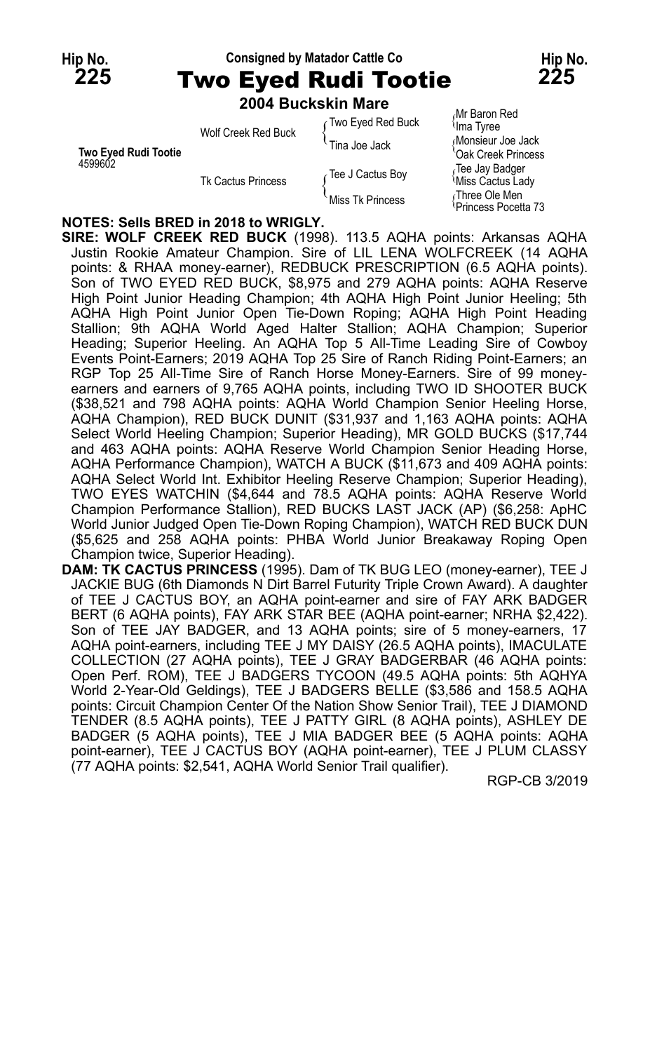**Hip No. 225** — Consigned by Matador Cattle Co — **Hip No. 225**

# Two Eyed Rudi Tootie

**2004 Buckskin Mare**

| | | | |
|---|---|---|---|
| **Two Eyed Rudi Tootie** 4599602 | Wolf Creek Red Buck | Two Eyed Red Buck | Mr Baron Red |
| | | | Ima Tyree |
| | | Tina Joe Jack | Monsieur Joe Jack |
| | | | Oak Creek Princess |
| | Tk Cactus Princess | Tee J Cactus Boy | Tee Jay Badger |
| | | | Miss Cactus Lady |
| | | Miss Tk Princess | Three Ole Men |
| | | | Princess Pocetta 73 |

**NOTES: Sells BRED in 2018 to WRIGLY.**

**SIRE: WOLF CREEK RED BUCK** (1998). 113.5 AQHA points: Arkansas AQHA Justin Rookie Amateur Champion. Sire of LIL LENA WOLFCREEK (14 AQHA points: & RHAA money-earner), REDBUCK PRESCRIPTION (6.5 AQHA points). Son of TWO EYED RED BUCK, $8,975 and 279 AQHA points: AQHA Reserve High Point Junior Heading Champion; 4th AQHA High Point Junior Heeling; 5th AQHA High Point Junior Open Tie-Down Roping; AQHA High Point Heading Stallion; 9th AQHA World Aged Halter Stallion; AQHA Champion; Superior Heading; Superior Heeling. An AQHA Top 5 All-Time Leading Sire of Cowboy Events Point-Earners; 2019 AQHA Top 25 Sire of Ranch Riding Point-Earners; an RGP Top 25 All-Time Sire of Ranch Horse Money-Earners. Sire of 99 money-earners and earners of 9,765 AQHA points, including TWO ID SHOOTER BUCK ($38,521 and 798 AQHA points: AQHA World Champion Senior Heeling Horse, AQHA Champion), RED BUCK DUNIT ($31,937 and 1,163 AQHA points: AQHA Select World Heeling Champion; Superior Heading), MR GOLD BUCKS ($17,744 and 463 AQHA points: AQHA Reserve World Champion Senior Heading Horse, AQHA Performance Champion), WATCH A BUCK ($11,673 and 409 AQHA points: AQHA Select World Int. Exhibitor Heeling Reserve Champion; Superior Heading), TWO EYES WATCHIN ($4,644 and 78.5 AQHA points: AQHA Reserve World Champion Performance Stallion), RED BUCKS LAST JACK (AP) ($6,258: ApHC World Junior Judged Open Tie-Down Roping Champion), WATCH RED BUCK DUN ($5,625 and 258 AQHA points: PHBA World Junior Breakaway Roping Open Champion twice, Superior Heading).

**DAM: TK CACTUS PRINCESS** (1995). Dam of TK BUG LEO (money-earner), TEE J JACKIE BUG (6th Diamonds N Dirt Barrel Futurity Triple Crown Award). A daughter of TEE J CACTUS BOY, an AQHA point-earner and sire of FAY ARK BADGER BERT (6 AQHA points), FAY ARK STAR BEE (AQHA point-earner; NRHA $2,422). Son of TEE JAY BADGER, and 13 AQHA points; sire of 5 money-earners, 17 AQHA point-earners, including TEE J MY DAISY (26.5 AQHA points), IMACULATE COLLECTION (27 AQHA points), TEE J GRAY BADGERBAR (46 AQHA points: Open Perf. ROM), TEE J BADGERS TYCOON (49.5 AQHA points: 5th AQHYA World 2-Year-Old Geldings), TEE J BADGERS BELLE ($3,586 and 158.5 AQHA points: Circuit Champion Center Of the Nation Show Senior Trail), TEE J DIAMOND TENDER (8.5 AQHA points), TEE J PATTY GIRL (8 AQHA points), ASHLEY DE BADGER (5 AQHA points), TEE J MIA BADGER BEE (5 AQHA points: AQHA point-earner), TEE J CACTUS BOY (AQHA point-earner), TEE J PLUM CLASSY (77 AQHA points: $2,541, AQHA World Senior Trail qualifier).

RGP-CB 3/2019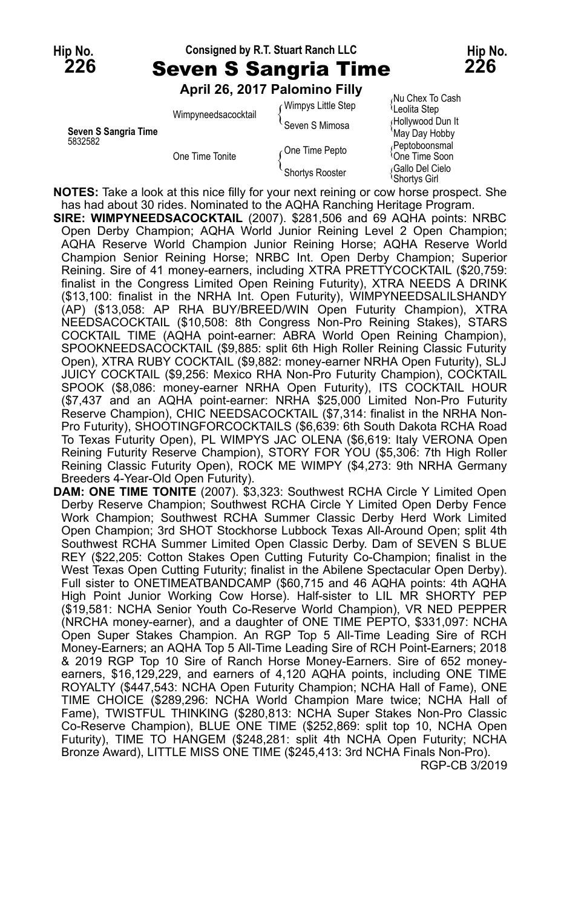Hip No. **226** Consigned by R.T. Stuart Ranch LLC Hip No. **226**

# Seven S Sangria Time

**April 26, 2017 Palomino Filly**

| | | | |
|---|---|---|---|
| **Seven S Sangria Time** 5832582 | Wimpyneedsacocktail | Wimpys Little Step | Nu Chex To Cash |
| | | | Leolita Step |
| | | Seven S Mimosa | Hollywood Dun It |
| | | | May Day Hobby |
| | One Time Tonite | One Time Pepto | Peptoboonsmal |
| | | | One Time Soon |
| | | Shortys Rooster | Gallo Del Cielo |
| | | | Shortys Girl |

**NOTES:** Take a look at this nice filly for your next reining or cow horse prospect. She has had about 30 rides. Nominated to the AQHA Ranching Heritage Program.

**SIRE: WIMPYNEEDSACOCKTAIL** (2007). $281,506 and 69 AQHA points: NRBC Open Derby Champion; AQHA World Junior Reining Level 2 Open Champion; AQHA Reserve World Champion Junior Reining Horse; AQHA Reserve World Champion Senior Reining Horse; NRBC Int. Open Derby Champion; Superior Reining. Sire of 41 money-earners, including XTRA PRETTYCOCKTAIL ($20,759: finalist in the Congress Limited Open Reining Futurity), XTRA NEEDS A DRINK ($13,100: finalist in the NRHA Int. Open Futurity), WIMPYNEEDSALILSHANDY (AP) ($13,058: AP RHA BUY/BREED/WIN Open Futurity Champion), XTRA NEEDSACOCKTAIL ($10,508: 8th Congress Non-Pro Reining Stakes), STARS COCKTAIL TIME (AQHA point-earner: ABRA World Open Reining Champion), SPOOKNEEDSACOCKTAIL ($9,885: split 6th High Roller Reining Classic Futurity Open), XTRA RUBY COCKTAIL ($9,882: money-earner NRHA Open Futurity), SLJ JUICY COCKTAIL ($9,256: Mexico RHA Non-Pro Futurity Champion), COCKTAIL SPOOK ($8,086: money-earner NRHA Open Futurity), ITS COCKTAIL HOUR ($7,437 and an AQHA point-earner: NRHA $25,000 Limited Non-Pro Futurity Reserve Champion), CHIC NEEDSACOCKTAIL ($7,314: finalist in the NRHA Non-Pro Futurity), SHOOTINGFORCOCKTAILS ($6,639: 6th South Dakota RCHA Road To Texas Futurity Open), PL WIMPYS JAC OLENA ($6,619: Italy VERONA Open Reining Futurity Reserve Champion), STORY FOR YOU ($5,306: 7th High Roller Reining Classic Futurity Open), ROCK ME WIMPY ($4,273: 9th NRHA Germany Breeders 4-Year-Old Open Futurity).

**DAM: ONE TIME TONITE** (2007). $3,323: Southwest RCHA Circle Y Limited Open Derby Reserve Champion; Southwest RCHA Circle Y Limited Open Derby Fence Work Champion; Southwest RCHA Summer Classic Derby Herd Work Limited Open Champion; 3rd SHOT Stockhorse Lubbock Texas All-Around Open; split 4th Southwest RCHA Summer Limited Open Classic Derby. Dam of SEVEN S BLUE REY ($22,205: Cotton Stakes Open Cutting Futurity Co-Champion; finalist in the West Texas Open Cutting Futurity; finalist in the Abilene Spectacular Open Derby). Full sister to ONETIMEATBANDCAMP ($60,715 and 46 AQHA points: 4th AQHA High Point Junior Working Cow Horse). Half-sister to LIL MR SHORTY PEP ($19,581: NCHA Senior Youth Co-Reserve World Champion), VR NED PEPPER (NRCHA money-earner), and a daughter of ONE TIME PEPTO, $331,097: NCHA Open Super Stakes Champion. An RGP Top 5 All-Time Leading Sire of RCH Money-Earners; an AQHA Top 5 All-Time Leading Sire of RCH Point-Earners; 2018 & 2019 RGP Top 10 Sire of Ranch Horse Money-Earners. Sire of 652 money-earners, $16,129,229, and earners of 4,120 AQHA points, including ONE TIME ROYALTY ($447,543: NCHA Open Futurity Champion; NCHA Hall of Fame), ONE TIME CHOICE ($289,296: NCHA World Champion Mare twice; NCHA Hall of Fame), TWISTFUL THINKING ($280,813: NCHA Super Stakes Non-Pro Classic Co-Reserve Champion), BLUE ONE TIME ($252,869: split top 10, NCHA Open Futurity), TIME TO HANGEM ($248,281: split 4th NCHA Open Futurity; NCHA Bronze Award), LITTLE MISS ONE TIME ($245,413: 3rd NCHA Finals Non-Pro).

RGP-CB 3/2019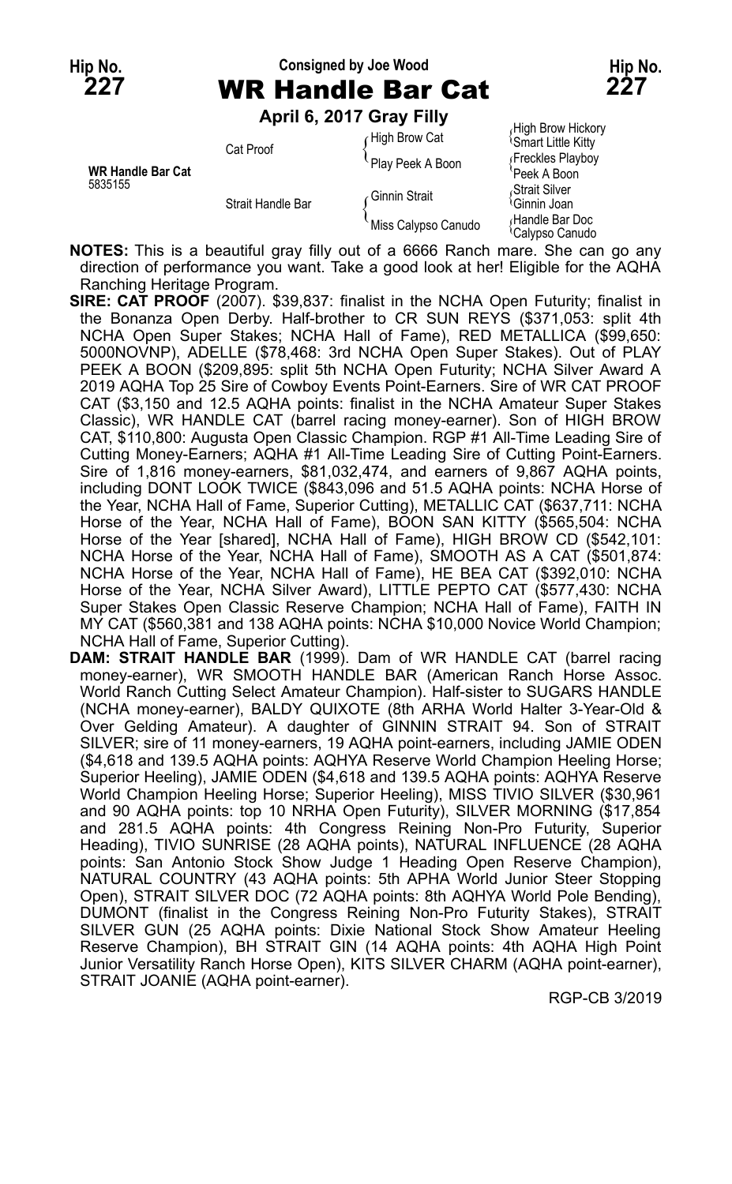**Hip No. 227** — Consigned by Joe Wood — **Hip No. 227**

# WR Handle Bar Cat

**April 6, 2017 Gray Filly**

| | | | |
|---|---|---|---|
| **WR Handle Bar Cat** 5835155 | Cat Proof | High Brow Cat | High Brow Hickory / Smart Little Kitty |
| | | Play Peek A Boon | Freckles Playboy / Peek A Boon |
| | Strait Handle Bar | Ginnin Strait | Strait Silver / Ginnin Joan |
| | | Miss Calypso Canudo | Handle Bar Doc / Calypso Canudo |

**NOTES:** This is a beautiful gray filly out of a 6666 Ranch mare. She can go any direction of performance you want. Take a good look at her! Eligible for the AQHA Ranching Heritage Program.

**SIRE: CAT PROOF** (2007). $39,837: finalist in the NCHA Open Futurity; finalist in the Bonanza Open Derby. Half-brother to CR SUN REYS ($371,053: split 4th NCHA Open Super Stakes; NCHA Hall of Fame), RED METALLICA ($99,650: 5000NOVNP), ADELLE ($78,468: 3rd NCHA Open Super Stakes). Out of PLAY PEEK A BOON ($209,895: split 5th NCHA Open Futurity; NCHA Silver Award A 2019 AQHA Top 25 Sire of Cowboy Events Point-Earners. Sire of WR CAT PROOF CAT ($3,150 and 12.5 AQHA points: finalist in the NCHA Amateur Super Stakes Classic), WR HANDLE CAT (barrel racing money-earner). Son of HIGH BROW CAT, $110,800: Augusta Open Classic Champion. RGP #1 All-Time Leading Sire of Cutting Money-Earners; AQHA #1 All-Time Leading Sire of Cutting Point-Earners. Sire of 1,816 money-earners, $81,032,474, and earners of 9,867 AQHA points, including DONT LOOK TWICE ($843,096 and 51.5 AQHA points: NCHA Horse of the Year, NCHA Hall of Fame, Superior Cutting), METALLIC CAT ($637,711: NCHA Horse of the Year, NCHA Hall of Fame), BOON SAN KITTY ($565,504: NCHA Horse of the Year [shared], NCHA Hall of Fame), HIGH BROW CD ($542,101: NCHA Horse of the Year, NCHA Hall of Fame), SMOOTH AS A CAT ($501,874: NCHA Horse of the Year, NCHA Hall of Fame), HE BEA CAT ($392,010: NCHA Horse of the Year, NCHA Silver Award), LITTLE PEPTO CAT ($577,430: NCHA Super Stakes Open Classic Reserve Champion; NCHA Hall of Fame), FAITH IN MY CAT ($560,381 and 138 AQHA points: NCHA $10,000 Novice World Champion; NCHA Hall of Fame, Superior Cutting).

**DAM: STRAIT HANDLE BAR** (1999). Dam of WR HANDLE CAT (barrel racing money-earner), WR SMOOTH HANDLE BAR (American Ranch Horse Assoc. World Ranch Cutting Select Amateur Champion). Half-sister to SUGARS HANDLE (NCHA money-earner), BALDY QUIXOTE (8th ARHA World Halter 3-Year-Old & Over Gelding Amateur). A daughter of GINNIN STRAIT 94. Son of STRAIT SILVER; sire of 11 money-earners, 19 AQHA point-earners, including JAMIE ODEN ($4,618 and 139.5 AQHA points: AQHYA Reserve World Champion Heeling Horse; Superior Heeling), JAMIE ODEN ($4,618 and 139.5 AQHA points: AQHYA Reserve World Champion Heeling Horse; Superior Heeling), MISS TIVIO SILVER ($30,961 and 90 AQHA points: top 10 NRHA Open Futurity), SILVER MORNING ($17,854 and 281.5 AQHA points: 4th Congress Reining Non-Pro Futurity, Superior Heading), TIVIO SUNRISE (28 AQHA points), NATURAL INFLUENCE (28 AQHA points: San Antonio Stock Show Judge 1 Heading Open Reserve Champion), NATURAL COUNTRY (43 AQHA points: 5th APHA World Junior Steer Stopping Open), STRAIT SILVER DOC (72 AQHA points: 8th AQHYA World Pole Bending), DUMONT (finalist in the Congress Reining Non-Pro Futurity Stakes), STRAIT SILVER GUN (25 AQHA points: Dixie National Stock Show Amateur Heeling Reserve Champion), BH STRAIT GIN (14 AQHA points: 4th AQHA High Point Junior Versatility Ranch Horse Open), KITS SILVER CHARM (AQHA point-earner), STRAIT JOANIE (AQHA point-earner).

RGP-CB 3/2019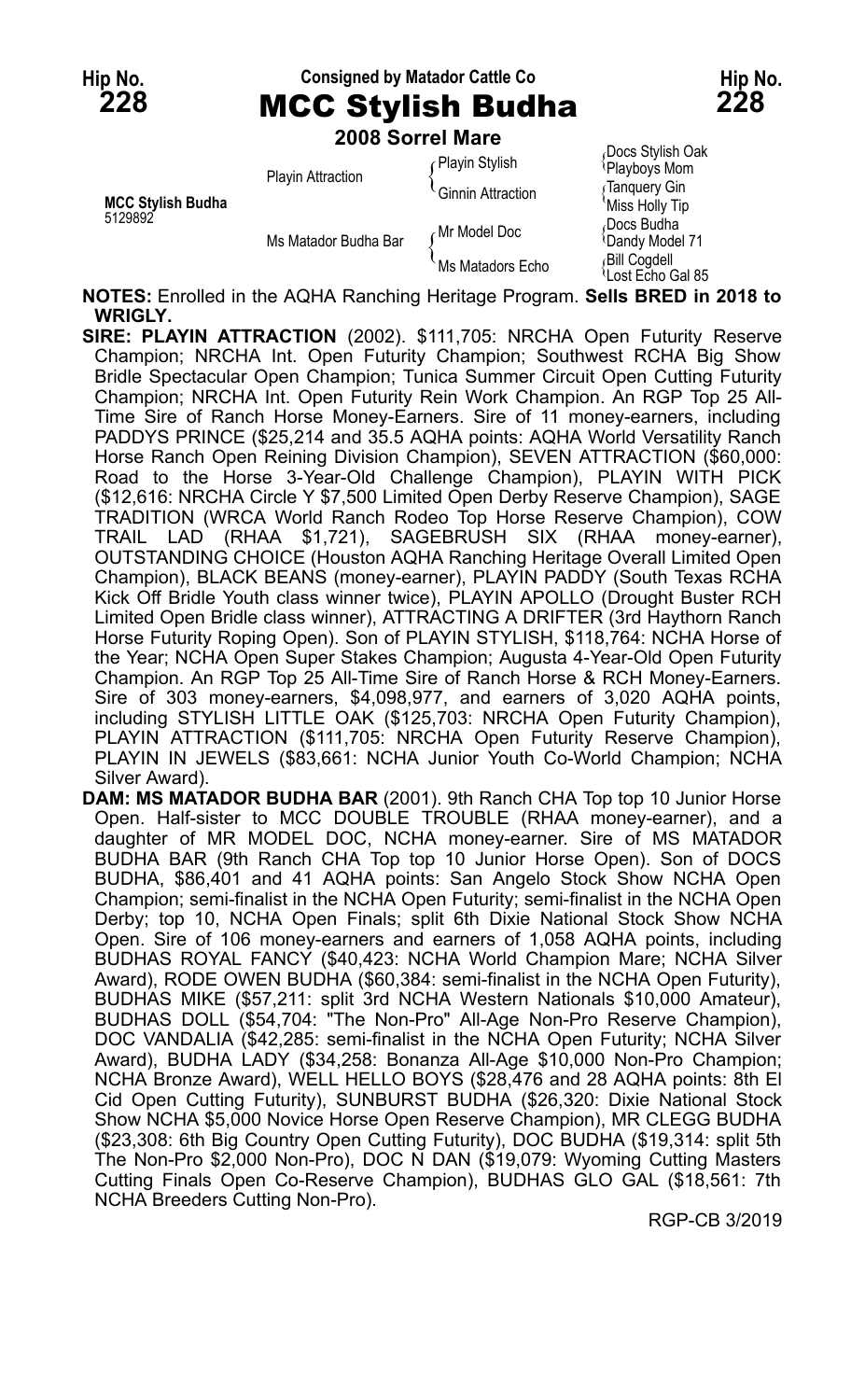**Hip No. 228** — Consigned by Matador Cattle Co — **Hip No. 228**

# MCC Stylish Budha

**2008 Sorrel Mare**

| | | | |
|---|---|---|---|
| **MCC Stylish Budha** 5129892 | Playin Attraction | Playin Stylish | Docs Stylish Oak |
| | | | Playboys Mom |
| | | Ginnin Attraction | Tanquery Gin |
| | | | Miss Holly Tip |
| | Ms Matador Budha Bar | Mr Model Doc | Docs Budha |
| | | | Dandy Model 71 |
| | | Ms Matadors Echo | Bill Cogdell |
| | | | Lost Echo Gal 85 |

**NOTES:** Enrolled in the AQHA Ranching Heritage Program. **Sells BRED in 2018 to WRIGLY.**

**SIRE: PLAYIN ATTRACTION** (2002). $111,705: NRCHA Open Futurity Reserve Champion; NRCHA Int. Open Futurity Champion; Southwest RCHA Big Show Bridle Spectacular Open Champion; Tunica Summer Circuit Open Cutting Futurity Champion; NRCHA Int. Open Futurity Rein Work Champion. An RGP Top 25 All-Time Sire of Ranch Horse Money-Earners. Sire of 11 money-earners, including PADDYS PRINCE ($25,214 and 35.5 AQHA points: AQHA World Versatility Ranch Horse Ranch Open Reining Division Champion), SEVEN ATTRACTION ($60,000: Road to the Horse 3-Year-Old Challenge Champion), PLAYIN WITH PICK ($12,616: NRCHA Circle Y $7,500 Limited Open Derby Reserve Champion), SAGE TRADITION (WRCA World Ranch Rodeo Top Horse Reserve Champion), COW TRAIL LAD (RHAA $1,721), SAGEBRUSH SIX (RHAA money-earner), OUTSTANDING CHOICE (Houston AQHA Ranching Heritage Overall Limited Open Champion), BLACK BEANS (money-earner), PLAYIN PADDY (South Texas RCHA Kick Off Bridle Youth class winner twice), PLAYIN APOLLO (Drought Buster RCH Limited Open Bridle class winner), ATTRACTING A DRIFTER (3rd Haythorn Ranch Horse Futurity Roping Open). Son of PLAYIN STYLISH, $118,764: NCHA Horse of the Year; NCHA Open Super Stakes Champion; Augusta 4-Year-Old Open Futurity Champion. An RGP Top 25 All-Time Sire of Ranch Horse & RCH Money-Earners. Sire of 303 money-earners, $4,098,977, and earners of 3,020 AQHA points, including STYLISH LITTLE OAK ($125,703: NRCHA Open Futurity Champion), PLAYIN ATTRACTION ($111,705: NRCHA Open Futurity Reserve Champion), PLAYIN IN JEWELS ($83,661: NCHA Junior Youth Co-World Champion; NCHA Silver Award).

**DAM: MS MATADOR BUDHA BAR** (2001). 9th Ranch CHA Top top 10 Junior Horse Open. Half-sister to MCC DOUBLE TROUBLE (RHAA money-earner), and a daughter of MR MODEL DOC, NCHA money-earner. Sire of MS MATADOR BUDHA BAR (9th Ranch CHA Top top 10 Junior Horse Open). Son of DOCS BUDHA, $86,401 and 41 AQHA points: San Angelo Stock Show NCHA Open Champion; semi-finalist in the NCHA Open Futurity; semi-finalist in the NCHA Open Derby; top 10, NCHA Open Finals; split 6th Dixie National Stock Show NCHA Open. Sire of 106 money-earners and earners of 1,058 AQHA points, including BUDHAS ROYAL FANCY ($40,423: NCHA World Champion Mare; NCHA Silver Award), RODE OWEN BUDHA ($60,384: semi-finalist in the NCHA Open Futurity), BUDHAS MIKE ($57,211: split 3rd NCHA Western Nationals $10,000 Amateur), BUDHAS DOLL ($54,704: "The Non-Pro" All-Age Non-Pro Reserve Champion), DOC VANDALIA ($42,285: semi-finalist in the NCHA Open Futurity; NCHA Silver Award), BUDHA LADY ($34,258: Bonanza All-Age $10,000 Non-Pro Champion; NCHA Bronze Award), WELL HELLO BOYS ($28,476 and 28 AQHA points: 8th El Cid Open Cutting Futurity), SUNBURST BUDHA ($26,320: Dixie National Stock Show NCHA $5,000 Novice Horse Open Reserve Champion), MR CLEGG BUDHA ($23,308: 6th Big Country Open Cutting Futurity), DOC BUDHA ($19,314: split 5th The Non-Pro $2,000 Non-Pro), DOC N DAN ($19,079: Wyoming Cutting Masters Cutting Finals Open Co-Reserve Champion), BUDHAS GLO GAL ($18,561: 7th NCHA Breeders Cutting Non-Pro).

RGP-CB 3/2019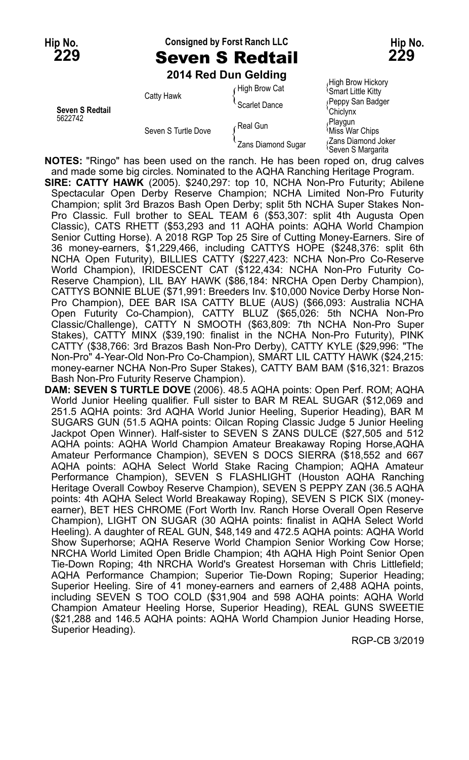Hip No. **229**

Consigned by Forst Ranch LLC

# Seven S Redtail

Hip No. **229**

**2014 Red Dun Gelding**

| | | | |
|---|---|---|---|
| **Seven S Redtail** 5622742 | Catty Hawk | High Brow Cat | High Brow Hickory |
| | | | Smart Little Kitty |
| | | Scarlet Dance | Peppy San Badger |
| | | | Chiclynx |
| | Seven S Turtle Dove | Real Gun | Playgun |
| | | | Miss War Chips |
| | | Zans Diamond Sugar | Zans Diamond Joker |
| | | | Seven S Margarita |

**NOTES:** "Ringo" has been used on the ranch. He has been roped on, drug calves and made some big circles. Nominated to the AQHA Ranching Heritage Program.

**SIRE: CATTY HAWK** (2005). $240,297: top 10, NCHA Non-Pro Futurity; Abilene Spectacular Open Derby Reserve Champion; NCHA Limited Non-Pro Futurity Champion; split 3rd Brazos Bash Open Derby; split 5th NCHA Super Stakes Non-Pro Classic. Full brother to SEAL TEAM 6 ($53,307: split 4th Augusta Open Classic), CATS RHETT ($53,293 and 11 AQHA points: AQHA World Champion Senior Cutting Horse). A 2018 RGP Top 25 Sire of Cutting Money-Earners. Sire of 36 money-earners, $1,229,466, including CATTYS HOPE ($248,376: split 6th NCHA Open Futurity), BILLIES CATTY ($227,423: NCHA Non-Pro Co-Reserve World Champion), IRIDESCENT CAT ($122,434: NCHA Non-Pro Futurity Co-Reserve Champion), LIL BAY HAWK ($86,184: NRCHA Open Derby Champion), CATTYS BONNIE BLUE ($71,991: Breeders Inv. $10,000 Novice Derby Horse Non-Pro Champion), DEE BAR ISA CATTY BLUE (AUS) ($66,093: Australia NCHA Open Futurity Co-Champion), CATTY BLUZ ($65,026: 5th NCHA Non-Pro Classic/Challenge), CATTY N SMOOTH ($63,809: 7th NCHA Non-Pro Super Stakes), CATTY MINX ($39,190: finalist in the NCHA Non-Pro Futurity), PINK CATTY ($38,766: 3rd Brazos Bash Non-Pro Derby), CATTY KYLE ($29,996: "The Non-Pro" 4-Year-Old Non-Pro Co-Champion), SMART LIL CATTY HAWK ($24,215: money-earner NCHA Non-Pro Super Stakes), CATTY BAM BAM ($16,321: Brazos Bash Non-Pro Futurity Reserve Champion).

**DAM: SEVEN S TURTLE DOVE** (2006). 48.5 AQHA points: Open Perf. ROM; AQHA World Junior Heeling qualifier. Full sister to BAR M REAL SUGAR ($12,069 and 251.5 AQHA points: 3rd AQHA World Junior Heeling, Superior Heading), BAR M SUGARS GUN (51.5 AQHA points: Oilcan Roping Classic Judge 5 Junior Heeling Jackpot Open Winner). Half-sister to SEVEN S ZANS DULCE ($27,505 and 512 AQHA points: AQHA World Champion Amateur Breakaway Roping Horse,AQHA Amateur Performance Champion), SEVEN S DOCS SIERRA ($18,552 and 667 AQHA points: AQHA Select World Stake Racing Champion; AQHA Amateur Performance Champion), SEVEN S FLASHLIGHT (Houston AQHA Ranching Heritage Overall Cowboy Reserve Champion), SEVEN S PEPPY ZAN (36.5 AQHA points: 4th AQHA Select World Breakaway Roping), SEVEN S PICK SIX (money-earner), BET HES CHROME (Fort Worth Inv. Ranch Horse Overall Open Reserve Champion), LIGHT ON SUGAR (30 AQHA points: finalist in AQHA Select World Heeling). A daughter of REAL GUN, $48,149 and 472.5 AQHA points: AQHA World Show Superhorse; AQHA Reserve World Champion Senior Working Cow Horse; NRCHA World Limited Open Bridle Champion; 4th AQHA High Point Senior Open Tie-Down Roping; 4th NRCHA World's Greatest Horseman with Chris Littlefield; AQHA Performance Champion; Superior Tie-Down Roping; Superior Heading; Superior Heeling. Sire of 41 money-earners and earners of 2,488 AQHA points, including SEVEN S TOO COLD ($31,904 and 598 AQHA points: AQHA World Champion Amateur Heeling Horse, Superior Heading), REAL GUNS SWEETIE ($21,288 and 146.5 AQHA points: AQHA World Champion Junior Heading Horse, Superior Heading).

RGP-CB 3/2019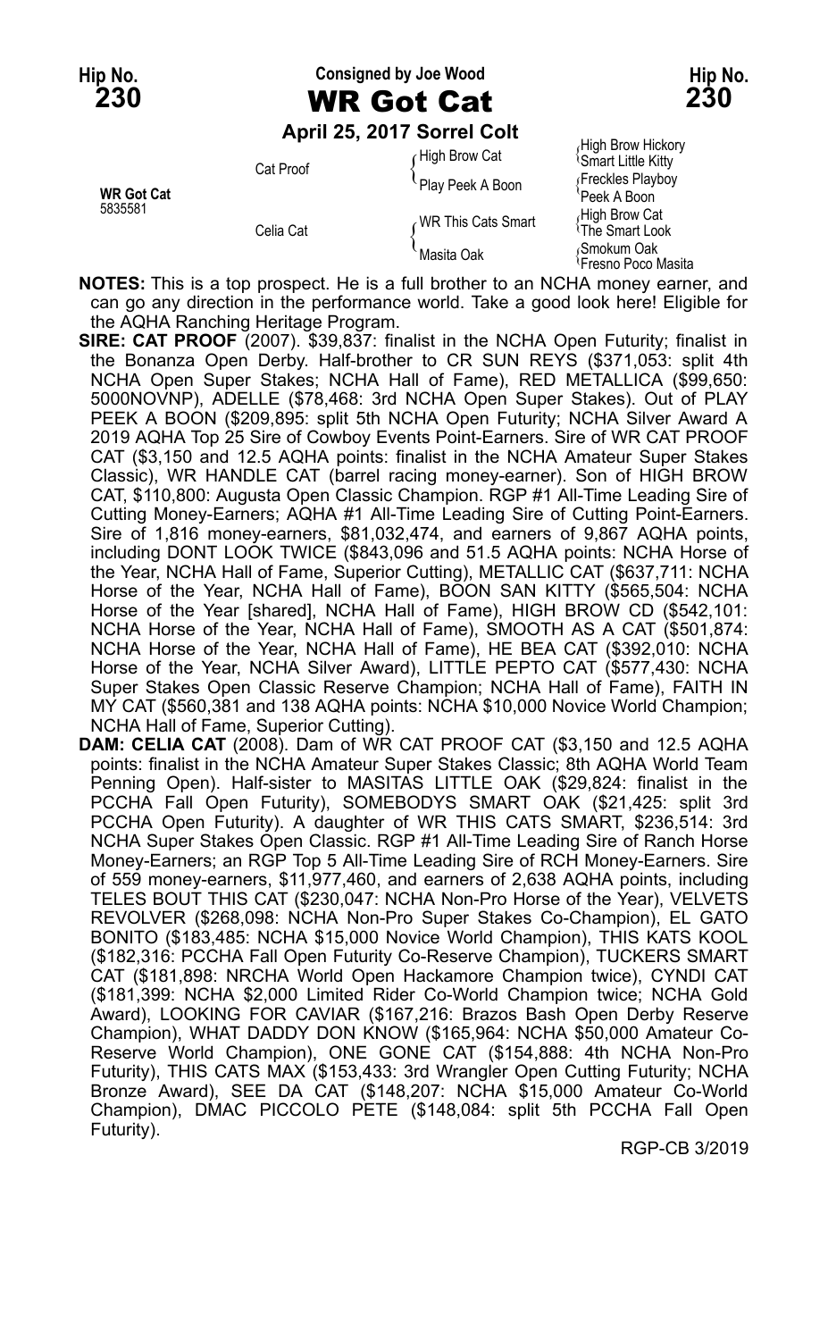**Hip No. 230** | Consigned by Joe Wood | **Hip No. 230**

# WR Got Cat

**April 25, 2017 Sorrel Colt**

| | | | |
|---|---|---|---|
| **WR Got Cat** 5835581 | Cat Proof | High Brow Cat | High Brow Hickory |
| | | | Smart Little Kitty |
| | | Play Peek A Boon | Freckles Playboy |
| | | | Peek A Boon |
| | Celia Cat | WR This Cats Smart | High Brow Cat |
| | | | The Smart Look |
| | | Masita Oak | Smokum Oak |
| | | | Fresno Poco Masita |

**NOTES:** This is a top prospect. He is a full brother to an NCHA money earner, and can go any direction in the performance world. Take a good look here! Eligible for the AQHA Ranching Heritage Program.

**SIRE: CAT PROOF** (2007). $39,837: finalist in the NCHA Open Futurity; finalist in the Bonanza Open Derby. Half-brother to CR SUN REYS ($371,053: split 4th NCHA Open Super Stakes; NCHA Hall of Fame), RED METALLICA ($99,650: 5000NOVNP), ADELLE ($78,468: 3rd NCHA Open Super Stakes). Out of PLAY PEEK A BOON ($209,895: split 5th NCHA Open Futurity; NCHA Silver Award A 2019 AQHA Top 25 Sire of Cowboy Events Point-Earners. Sire of WR CAT PROOF CAT ($3,150 and 12.5 AQHA points: finalist in the NCHA Amateur Super Stakes Classic), WR HANDLE CAT (barrel racing money-earner). Son of HIGH BROW CAT, $110,800: Augusta Open Classic Champion. RGP #1 All-Time Leading Sire of Cutting Money-Earners; AQHA #1 All-Time Leading Sire of Cutting Point-Earners. Sire of 1,816 money-earners, $81,032,474, and earners of 9,867 AQHA points, including DONT LOOK TWICE ($843,096 and 51.5 AQHA points: NCHA Horse of the Year, NCHA Hall of Fame, Superior Cutting), METALLIC CAT ($637,711: NCHA Horse of the Year, NCHA Hall of Fame), BOON SAN KITTY ($565,504: NCHA Horse of the Year [shared], NCHA Hall of Fame), HIGH BROW CD ($542,101: NCHA Horse of the Year, NCHA Hall of Fame), SMOOTH AS A CAT ($501,874: NCHA Horse of the Year, NCHA Hall of Fame), HE BEA CAT ($392,010: NCHA Horse of the Year, NCHA Silver Award), LITTLE PEPTO CAT ($577,430: NCHA Super Stakes Open Classic Reserve Champion; NCHA Hall of Fame), FAITH IN MY CAT ($560,381 and 138 AQHA points: NCHA $10,000 Novice World Champion; NCHA Hall of Fame, Superior Cutting).

**DAM: CELIA CAT** (2008). Dam of WR CAT PROOF CAT ($3,150 and 12.5 AQHA points: finalist in the NCHA Amateur Super Stakes Classic; 8th AQHA World Team Penning Open). Half-sister to MASITAS LITTLE OAK ($29,824: finalist in the PCCHA Fall Open Futurity), SOMEBODYS SMART OAK ($21,425: split 3rd PCCHA Open Futurity). A daughter of WR THIS CATS SMART, $236,514: 3rd NCHA Super Stakes Open Classic. RGP #1 All-Time Leading Sire of Ranch Horse Money-Earners; an RGP Top 5 All-Time Leading Sire of RCH Money-Earners. Sire of 559 money-earners, $11,977,460, and earners of 2,638 AQHA points, including TELES BOUT THIS CAT ($230,047: NCHA Non-Pro Horse of the Year), VELVETS REVOLVER ($268,098: NCHA Non-Pro Super Stakes Co-Champion), EL GATO BONITO ($183,485: NCHA $15,000 Novice World Champion), THIS KATS KOOL ($182,316: PCCHA Fall Open Futurity Co-Reserve Champion), TUCKERS SMART CAT ($181,898: NRCHA World Open Hackamore Champion twice), CYNDI CAT ($181,399: NCHA $2,000 Limited Rider Co-World Champion twice; NCHA Gold Award), LOOKING FOR CAVIAR ($167,216: Brazos Bash Open Derby Reserve Champion), WHAT DADDY DON KNOW ($165,964: NCHA $50,000 Amateur Co-Reserve World Champion), ONE GONE CAT ($154,888: 4th NCHA Non-Pro Futurity), THIS CATS MAX ($153,433: 3rd Wrangler Open Cutting Futurity; NCHA Bronze Award), SEE DA CAT ($148,207: NCHA $15,000 Amateur Co-World Champion), DMAC PICCOLO PETE ($148,084: split 5th PCCHA Fall Open Futurity).

RGP-CB 3/2019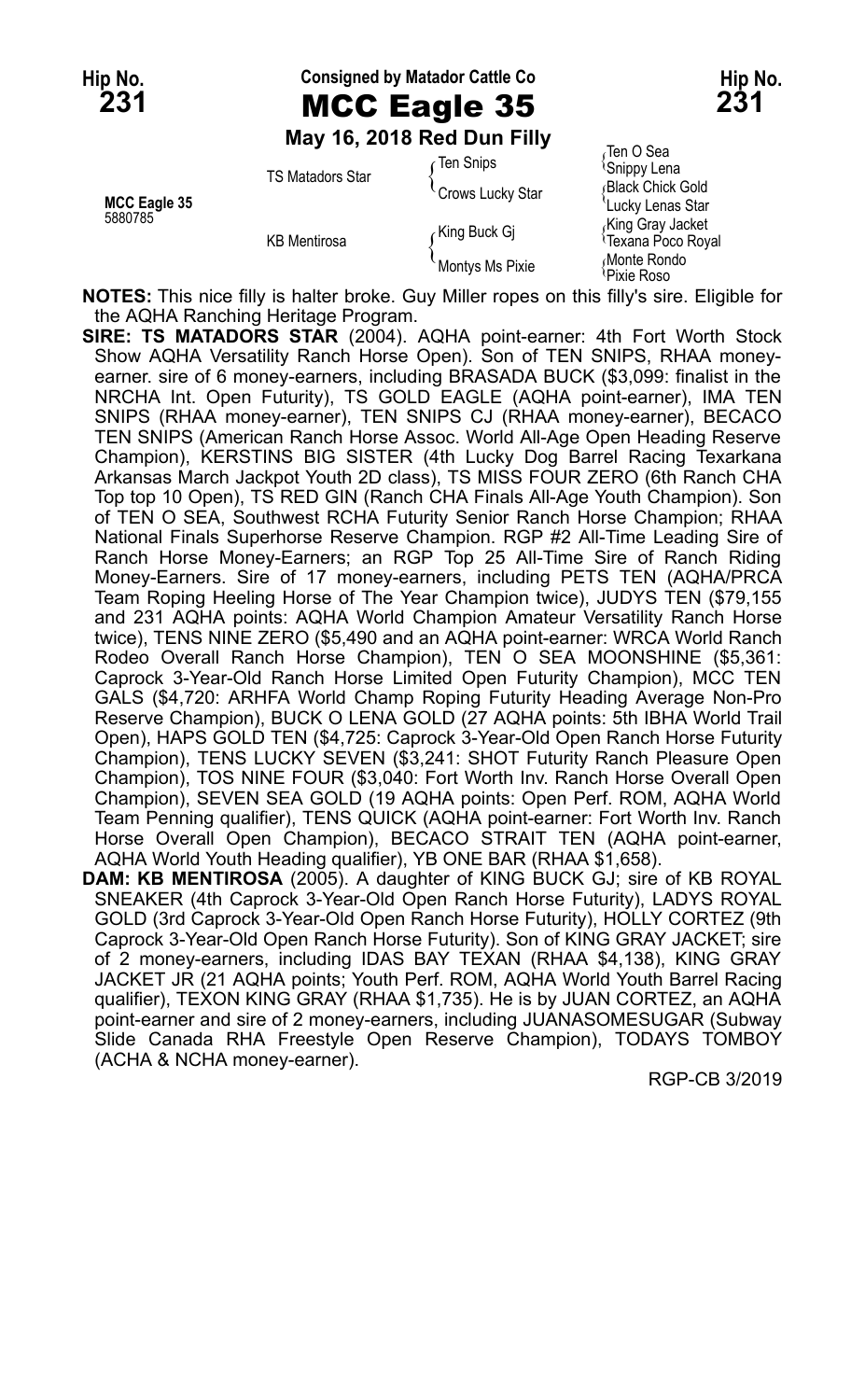**Hip No. 231** — Consigned by Matador Cattle Co — **Hip No. 231**

# MCC Eagle 35

**May 16, 2018 Red Dun Filly**

| | | | |
|---|---|---|---|
| **MCC Eagle 35** 5880785 | TS Matadors Star | Ten Snips | Ten O Sea |
| | | | Snippy Lena |
| | | Crows Lucky Star | Black Chick Gold |
| | | | Lucky Lenas Star |
| | KB Mentirosa | King Buck Gj | King Gray Jacket |
| | | | Texana Poco Royal |
| | | Montys Ms Pixie | Monte Rondo |
| | | | Pixie Roso |

**NOTES:** This nice filly is halter broke. Guy Miller ropes on this filly's sire. Eligible for the AQHA Ranching Heritage Program.

**SIRE: TS MATADORS STAR** (2004). AQHA point-earner: 4th Fort Worth Stock Show AQHA Versatility Ranch Horse Open). Son of TEN SNIPS, RHAA money-earner. sire of 6 money-earners, including BRASADA BUCK ($3,099: finalist in the NRCHA Int. Open Futurity), TS GOLD EAGLE (AQHA point-earner), IMA TEN SNIPS (RHAA money-earner), TEN SNIPS CJ (RHAA money-earner), BECACO TEN SNIPS (American Ranch Horse Assoc. World All-Age Open Heading Reserve Champion), KERSTINS BIG SISTER (4th Lucky Dog Barrel Racing Texarkana Arkansas March Jackpot Youth 2D class), TS MISS FOUR ZERO (6th Ranch CHA Top top 10 Open), TS RED GIN (Ranch CHA Finals All-Age Youth Champion). Son of TEN O SEA, Southwest RCHA Futurity Senior Ranch Horse Champion; RHAA National Finals Superhorse Reserve Champion. RGP #2 All-Time Leading Sire of Ranch Horse Money-Earners; an RGP Top 25 All-Time Sire of Ranch Riding Money-Earners. Sire of 17 money-earners, including PETS TEN (AQHA/PRCA Team Roping Heeling Horse of The Year Champion twice), JUDYS TEN ($79,155 and 231 AQHA points: AQHA World Champion Amateur Versatility Ranch Horse twice), TENS NINE ZERO ($5,490 and an AQHA point-earner: WRCA World Ranch Rodeo Overall Ranch Horse Champion), TEN O SEA MOONSHINE ($5,361: Caprock 3-Year-Old Ranch Horse Limited Open Futurity Champion), MCC TEN GALS ($4,720: ARHFA World Champ Roping Futurity Heading Average Non-Pro Reserve Champion), BUCK O LENA GOLD (27 AQHA points: 5th IBHA World Trail Open), HAPS GOLD TEN ($4,725: Caprock 3-Year-Old Open Ranch Horse Futurity Champion), TENS LUCKY SEVEN ($3,241: SHOT Futurity Ranch Pleasure Open Champion), TOS NINE FOUR ($3,040: Fort Worth Inv. Ranch Horse Overall Open Champion), SEVEN SEA GOLD (19 AQHA points: Open Perf. ROM, AQHA World Team Penning qualifier), TENS QUICK (AQHA point-earner: Fort Worth Inv. Ranch Horse Overall Open Champion), BECACO STRAIT TEN (AQHA point-earner, AQHA World Youth Heading qualifier), YB ONE BAR (RHAA $1,658).

**DAM: KB MENTIROSA** (2005). A daughter of KING BUCK GJ; sire of KB ROYAL SNEAKER (4th Caprock 3-Year-Old Open Ranch Horse Futurity), LADYS ROYAL GOLD (3rd Caprock 3-Year-Old Open Ranch Horse Futurity), HOLLY CORTEZ (9th Caprock 3-Year-Old Open Ranch Horse Futurity). Son of KING GRAY JACKET; sire of 2 money-earners, including IDAS BAY TEXAN (RHAA $4,138), KING GRAY JACKET JR (21 AQHA points; Youth Perf. ROM, AQHA World Youth Barrel Racing qualifier), TEXON KING GRAY (RHAA $1,735). He is by JUAN CORTEZ, an AQHA point-earner and sire of 2 money-earners, including JUANASOMESUGAR (Subway Slide Canada RHA Freestyle Open Reserve Champion), TODAYS TOMBOY (ACHA & NCHA money-earner).

RGP-CB 3/2019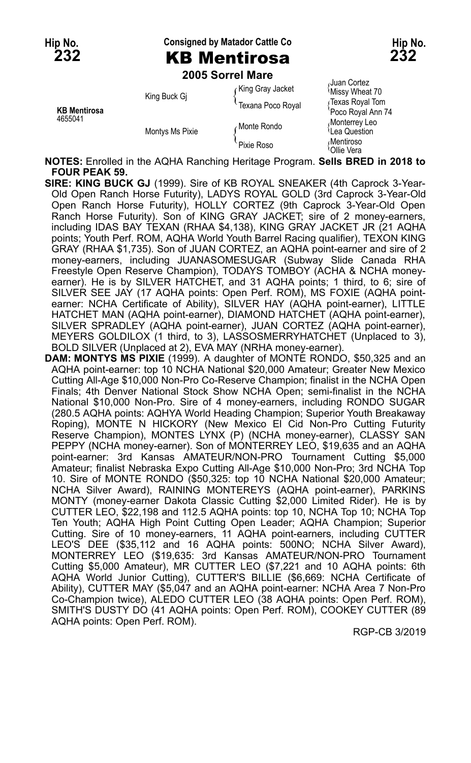Hip No. **232**

Consigned by Matador Cattle Co

# KB Mentirosa

**2005 Sorrel Mare**

| | | | |
|---|---|---|---|
| **KB Mentirosa** 4655041 | King Buck Gj | King Gray Jacket | Juan Cortez |
| | | | Missy Wheat 70 |
| | | Texana Poco Royal | Texas Royal Tom |
| | | | Poco Royal Ann 74 |
| | Montys Ms Pixie | Monte Rondo | Monterrey Leo |
| | | | Lea Question |
| | | Pixie Roso | Mentiroso |
| | | | Ollie Vera |

**NOTES:** Enrolled in the AQHA Ranching Heritage Program. **Sells BRED in 2018 to FOUR PEAK 59.**

**SIRE: KING BUCK GJ** (1999). Sire of KB ROYAL SNEAKER (4th Caprock 3-Year-Old Open Ranch Horse Futurity), LADYS ROYAL GOLD (3rd Caprock 3-Year-Old Open Ranch Horse Futurity), HOLLY CORTEZ (9th Caprock 3-Year-Old Open Ranch Horse Futurity). Son of KING GRAY JACKET; sire of 2 money-earners, including IDAS BAY TEXAN (RHAA $4,138), KING GRAY JACKET JR (21 AQHA points; Youth Perf. ROM, AQHA World Youth Barrel Racing qualifier), TEXON KING GRAY (RHAA $1,735). Son of JUAN CORTEZ, an AQHA point-earner and sire of 2 money-earners, including JUANASOMESUGAR (Subway Slide Canada RHA Freestyle Open Reserve Champion), TODAYS TOMBOY (ACHA & NCHA money-earner). He is by SILVER HATCHET, and 31 AQHA points; 1 third, to 6; sire of SILVER SEE JAY (17 AQHA points: Open Perf. ROM), MS FOXIE (AQHA point-earner: NCHA Certificate of Ability), SILVER HAY (AQHA point-earner), LITTLE HATCHET MAN (AQHA point-earner), DIAMOND HATCHET (AQHA point-earner), SILVER SPRADLEY (AQHA point-earner), JUAN CORTEZ (AQHA point-earner), MEYERS GOLDILOX (1 third, to 3), LASSOSMERRYHATCHET (Unplaced to 3), BOLD SILVER (Unplaced at 2), EVA MAY (NRHA money-earner).

**DAM: MONTYS MS PIXIE** (1999). A daughter of MONTE RONDO, $50,325 and an AQHA point-earner: top 10 NCHA National $20,000 Amateur; Greater New Mexico Cutting All-Age $10,000 Non-Pro Co-Reserve Champion; finalist in the NCHA Open Finals; 4th Denver National Stock Show NCHA Open; semi-finalist in the NCHA National $10,000 Non-Pro. Sire of 4 money-earners, including RONDO SUGAR (280.5 AQHA points: AQHYA World Heading Champion; Superior Youth Breakaway Roping), MONTE N HICKORY (New Mexico El Cid Non-Pro Cutting Futurity Reserve Champion), MONTES LYNX (P) (NCHA money-earner), CLASSY SAN PEPPY (NCHA money-earner). Son of MONTERREY LEO, $19,635 and an AQHA point-earner: 3rd Kansas AMATEUR/NON-PRO Tournament Cutting $5,000 Amateur; finalist Nebraska Expo Cutting All-Age $10,000 Non-Pro; 3rd NCHA Top 10. Sire of MONTE RONDO ($50,325: top 10 NCHA National $20,000 Amateur; NCHA Silver Award), RAINING MONTEREYS (AQHA point-earner), PARKINS MONTY (money-earner Dakota Classic Cutting $2,000 Limited Rider). He is by CUTTER LEO, $22,198 and 112.5 AQHA points: top 10, NCHA Top 10; NCHA Top Ten Youth; AQHA High Point Cutting Open Leader; AQHA Champion; Superior Cutting. Sire of 10 money-earners, 11 AQHA point-earners, including CUTTER LEO'S DEE ($35,112 and 16 AQHA points: 500NO; NCHA Silver Award), MONTERREY LEO ($19,635: 3rd Kansas AMATEUR/NON-PRO Tournament Cutting $5,000 Amateur), MR CUTTER LEO ($7,221 and 10 AQHA points: 6th AQHA World Junior Cutting), CUTTER'S BILLIE ($6,669: NCHA Certificate of Ability), CUTTER MAY ($5,047 and an AQHA point-earner: NCHA Area 7 Non-Pro Co-Champion twice), ALEDO CUTTER LEO (38 AQHA points: Open Perf. ROM), SMITH'S DUSTY DO (41 AQHA points: Open Perf. ROM), COOKEY CUTTER (89 AQHA points: Open Perf. ROM).

RGP-CB 3/2019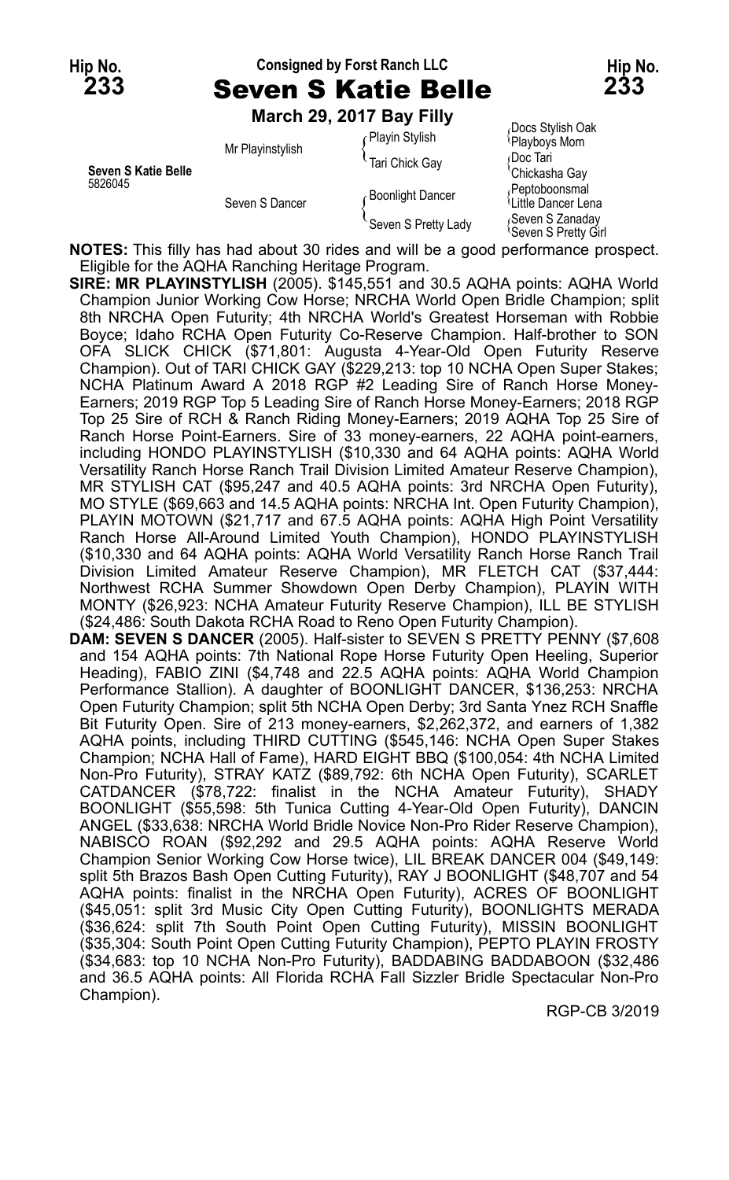Hip No. **233** Consigned by Forst Ranch LLC Hip No. **233**

# Seven S Katie Belle

**March 29, 2017 Bay Filly**

| | | | |
|---|---|---|---|
| **Seven S Katie Belle** 5826045 | Mr Playinstylish | Playin Stylish | Docs Stylish Oak |
| | | | Playboys Mom |
| | | Tari Chick Gay | Doc Tari |
| | | | Chickasha Gay |
| | Seven S Dancer | Boonlight Dancer | Peptoboonsmal |
| | | | Little Dancer Lena |
| | | Seven S Pretty Lady | Seven S Zanaday |
| | | | Seven S Pretty Girl |

**NOTES:** This filly has had about 30 rides and will be a good performance prospect. Eligible for the AQHA Ranching Heritage Program.

**SIRE: MR PLAYINSTYLISH** (2005). $145,551 and 30.5 AQHA points: AQHA World Champion Junior Working Cow Horse; NRCHA World Open Bridle Champion; split 8th NRCHA Open Futurity; 4th NRCHA World's Greatest Horseman with Robbie Boyce; Idaho RCHA Open Futurity Co-Reserve Champion. Half-brother to SON OFA SLICK CHICK ($71,801: Augusta 4-Year-Old Open Futurity Reserve Champion). Out of TARI CHICK GAY ($229,213: top 10 NCHA Open Super Stakes; NCHA Platinum Award A 2018 RGP #2 Leading Sire of Ranch Horse Money-Earners; 2019 RGP Top 5 Leading Sire of Ranch Horse Money-Earners; 2018 RGP Top 25 Sire of RCH & Ranch Riding Money-Earners; 2019 AQHA Top 25 Sire of Ranch Horse Point-Earners. Sire of 33 money-earners, 22 AQHA point-earners, including HONDO PLAYINSTYLISH ($10,330 and 64 AQHA points: AQHA World Versatility Ranch Horse Ranch Trail Division Limited Amateur Reserve Champion), MR STYLISH CAT ($95,247 and 40.5 AQHA points: 3rd NRCHA Open Futurity), MO STYLE ($69,663 and 14.5 AQHA points: NRCHA Int. Open Futurity Champion), PLAYIN MOTOWN ($21,717 and 67.5 AQHA points: AQHA High Point Versatility Ranch Horse All-Around Limited Youth Champion), HONDO PLAYINSTYLISH ($10,330 and 64 AQHA points: AQHA World Versatility Ranch Horse Ranch Trail Division Limited Amateur Reserve Champion), MR FLETCH CAT ($37,444: Northwest RCHA Summer Showdown Open Derby Champion), PLAYIN WITH MONTY ($26,923: NCHA Amateur Futurity Reserve Champion), ILL BE STYLISH ($24,486: South Dakota RCHA Road to Reno Open Futurity Champion).

**DAM: SEVEN S DANCER** (2005). Half-sister to SEVEN S PRETTY PENNY ($7,608 and 154 AQHA points: 7th National Rope Horse Futurity Open Heeling, Superior Heading), FABIO ZINI ($4,748 and 22.5 AQHA points: AQHA World Champion Performance Stallion). A daughter of BOONLIGHT DANCER, $136,253: NRCHA Open Futurity Champion; split 5th NCHA Open Derby; 3rd Santa Ynez RCH Snaffle Bit Futurity Open. Sire of 213 money-earners, $2,262,372, and earners of 1,382 AQHA points, including THIRD CUTTING ($545,146: NCHA Open Super Stakes Champion; NCHA Hall of Fame), HARD EIGHT BBQ ($100,054: 4th NCHA Limited Non-Pro Futurity), STRAY KATZ ($89,792: 6th NCHA Open Futurity), SCARLET CATDANCER ($78,722: finalist in the NCHA Amateur Futurity), SHADY BOONLIGHT ($55,598: 5th Tunica Cutting 4-Year-Old Open Futurity), DANCIN ANGEL ($33,638: NRCHA World Bridle Novice Non-Pro Rider Reserve Champion), NABISCO ROAN ($92,292 and 29.5 AQHA points: AQHA Reserve World Champion Senior Working Cow Horse twice), LIL BREAK DANCER 004 ($49,149: split 5th Brazos Bash Open Cutting Futurity), RAY J BOONLIGHT ($48,707 and 54 AQHA points: finalist in the NRCHA Open Futurity), ACRES OF BOONLIGHT ($45,051: split 3rd Music City Open Cutting Futurity), BOONLIGHTS MERADA ($36,624: split 7th South Point Open Cutting Futurity), MISSIN BOONLIGHT ($35,304: South Point Open Cutting Futurity Champion), PEPTO PLAYIN FROSTY ($34,683: top 10 NCHA Non-Pro Futurity), BADDABING BADDABOON ($32,486 and 36.5 AQHA points: All Florida RCHA Fall Sizzler Bridle Spectacular Non-Pro Champion).

RGP-CB 3/2019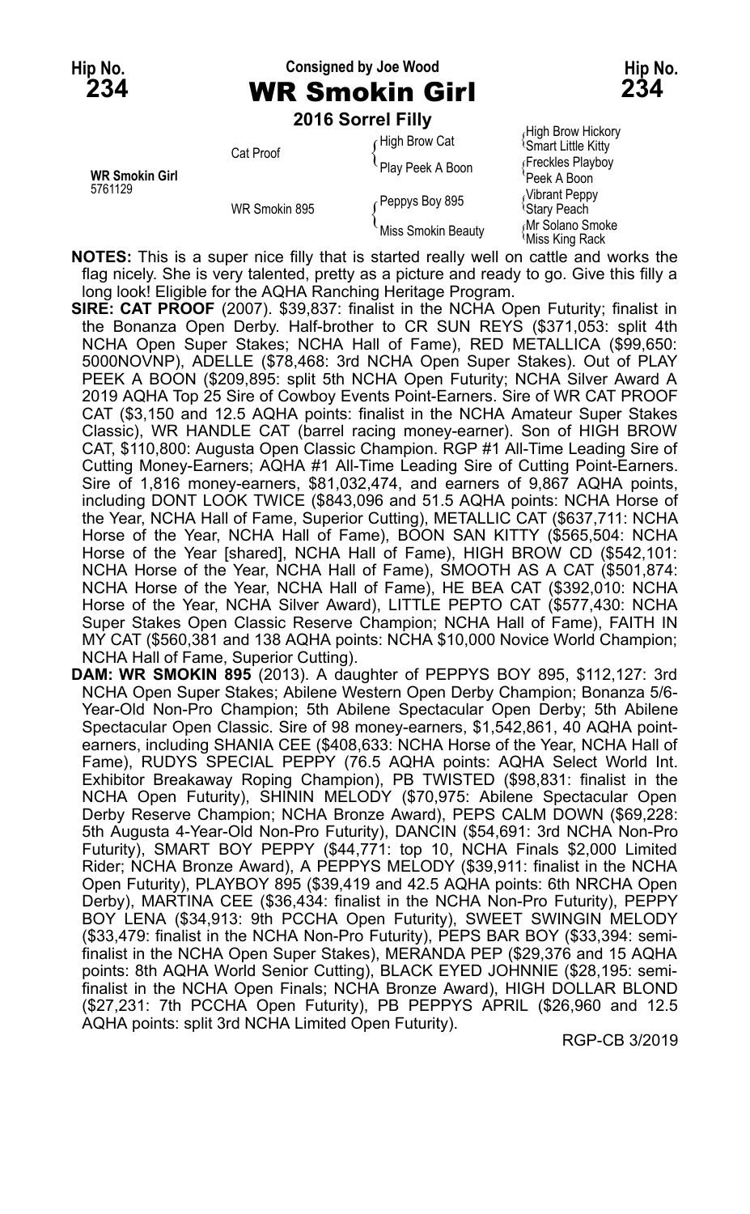**Hip No. 234** — Consigned by Joe Wood — **Hip No. 234**

# WR Smokin Girl

**2016 Sorrel Filly**

| | | | |
|---|---|---|---|
| **WR Smokin Girl** 5761129 | Cat Proof | High Brow Cat | High Brow Hickory / Smart Little Kitty |
| | | Play Peek A Boon | Freckles Playboy / Peek A Boon |
| | WR Smokin 895 | Peppys Boy 895 | Vibrant Peppy / Stary Peach |
| | | Miss Smokin Beauty | Mr Solano Smoke / Miss King Rack |

**NOTES:** This is a super nice filly that is started really well on cattle and works the flag nicely. She is very talented, pretty as a picture and ready to go. Give this filly a long look! Eligible for the AQHA Ranching Heritage Program.

**SIRE: CAT PROOF** (2007). $39,837: finalist in the NCHA Open Futurity; finalist in the Bonanza Open Derby. Half-brother to CR SUN REYS ($371,053: split 4th NCHA Open Super Stakes; NCHA Hall of Fame), RED METALLICA ($99,650: 5000NOVNP), ADELLE ($78,468: 3rd NCHA Open Super Stakes). Out of PLAY PEEK A BOON ($209,895: split 5th NCHA Open Futurity; NCHA Silver Award A 2019 AQHA Top 25 Sire of Cowboy Events Point-Earners. Sire of WR CAT PROOF CAT ($3,150 and 12.5 AQHA points: finalist in the NCHA Amateur Super Stakes Classic), WR HANDLE CAT (barrel racing money-earner). Son of HIGH BROW CAT, $110,800: Augusta Open Classic Champion. RGP #1 All-Time Leading Sire of Cutting Money-Earners; AQHA #1 All-Time Leading Sire of Cutting Point-Earners. Sire of 1,816 money-earners, $81,032,474, and earners of 9,867 AQHA points, including DONT LOOK TWICE ($843,096 and 51.5 AQHA points: NCHA Horse of the Year, NCHA Hall of Fame, Superior Cutting), METALLIC CAT ($637,711: NCHA Horse of the Year, NCHA Hall of Fame), BOON SAN KITTY ($565,504: NCHA Horse of the Year [shared], NCHA Hall of Fame), HIGH BROW CD ($542,101: NCHA Horse of the Year, NCHA Hall of Fame), SMOOTH AS A CAT ($501,874: NCHA Horse of the Year, NCHA Hall of Fame), HE BEA CAT ($392,010: NCHA Horse of the Year, NCHA Silver Award), LITTLE PEPTO CAT ($577,430: NCHA Super Stakes Open Classic Reserve Champion; NCHA Hall of Fame), FAITH IN MY CAT ($560,381 and 138 AQHA points: NCHA $10,000 Novice World Champion; NCHA Hall of Fame, Superior Cutting).

**DAM: WR SMOKIN 895** (2013). A daughter of PEPPYS BOY 895, $112,127: 3rd NCHA Open Super Stakes; Abilene Western Open Derby Champion; Bonanza 5/6-Year-Old Non-Pro Champion; 5th Abilene Spectacular Open Derby; 5th Abilene Spectacular Open Classic. Sire of 98 money-earners, $1,542,861, 40 AQHA point-earners, including SHANIA CEE ($408,633: NCHA Horse of the Year, NCHA Hall of Fame), RUDYS SPECIAL PEPPY (76.5 AQHA points: AQHA Select World Int. Exhibitor Breakaway Roping Champion), PB TWISTED ($98,831: finalist in the NCHA Open Futurity), SHININ MELODY ($70,975: Abilene Spectacular Open Derby Reserve Champion; NCHA Bronze Award), PEPS CALM DOWN ($69,228: 5th Augusta 4-Year-Old Non-Pro Futurity), DANCIN ($54,691: 3rd NCHA Non-Pro Futurity), SMART BOY PEPPY ($44,771: top 10, NCHA Finals $2,000 Limited Rider; NCHA Bronze Award), A PEPPYS MELODY ($39,911: finalist in the NCHA Open Futurity), PLAYBOY 895 ($39,419 and 42.5 AQHA points: 6th NRCHA Open Derby), MARTINA CEE ($36,434: finalist in the NCHA Non-Pro Futurity), PEPPY BOY LENA ($34,913: 9th PCCHA Open Futurity), SWEET SWINGIN MELODY ($33,479: finalist in the NCHA Non-Pro Futurity), PEPS BAR BOY ($33,394: semi-finalist in the NCHA Open Super Stakes), MERANDA PEP ($29,376 and 15 AQHA points: 8th AQHA World Senior Cutting), BLACK EYED JOHNNIE ($28,195: semi-finalist in the NCHA Open Finals; NCHA Bronze Award), HIGH DOLLAR BLOND ($27,231: 7th PCCHA Open Futurity), PB PEPPYS APRIL ($26,960 and 12.5 AQHA points: split 3rd NCHA Limited Open Futurity).

RGP-CB 3/2019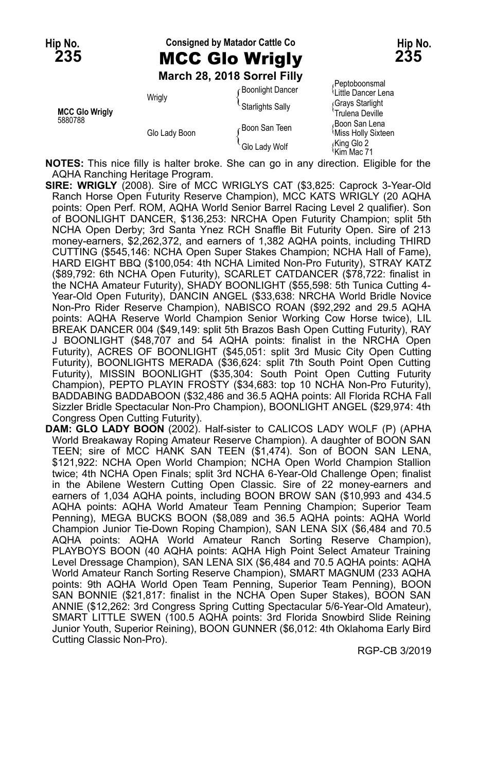Hip No. **235**

Consigned by Matador Cattle Co

# MCC Glo Wrigly

Hip No. **235**

**March 28, 2018 Sorrel Filly**

| | | | |
|---|---|---|---|
| **MCC Glo Wrigly** 5880788 | Wrigly | Boonlight Dancer | Peptoboonsmal |
| | | | Little Dancer Lena |
| | | Starlights Sally | Grays Starlight |
| | | | Trulena Deville |
| | Glo Lady Boon | Boon San Teen | Boon San Lena |
| | | | Miss Holly Sixteen |
| | | Glo Lady Wolf | King Glo 2 |
| | | | Kim Mac 71 |

**NOTES:** This nice filly is halter broke. She can go in any direction. Eligible for the AQHA Ranching Heritage Program.

**SIRE: WRIGLY** (2008). Sire of MCC WRIGLYS CAT ($3,825: Caprock 3-Year-Old Ranch Horse Open Futurity Reserve Champion), MCC KATS WRIGLY (20 AQHA points: Open Perf. ROM, AQHA World Senior Barrel Racing Level 2 qualifier). Son of BOONLIGHT DANCER, $136,253: NRCHA Open Futurity Champion; split 5th NCHA Open Derby; 3rd Santa Ynez RCH Snaffle Bit Futurity Open. Sire of 213 money-earners, $2,262,372, and earners of 1,382 AQHA points, including THIRD CUTTING ($545,146: NCHA Open Super Stakes Champion; NCHA Hall of Fame), HARD EIGHT BBQ ($100,054: 4th NCHA Limited Non-Pro Futurity), STRAY KATZ ($89,792: 6th NCHA Open Futurity), SCARLET CATDANCER ($78,722: finalist in the NCHA Amateur Futurity), SHADY BOONLIGHT ($55,598: 5th Tunica Cutting 4-Year-Old Open Futurity), DANCIN ANGEL ($33,638: NRCHA World Bridle Novice Non-Pro Rider Reserve Champion), NABISCO ROAN ($92,292 and 29.5 AQHA points: AQHA Reserve World Champion Senior Working Cow Horse twice), LIL BREAK DANCER 004 ($49,149: split 5th Brazos Bash Open Cutting Futurity), RAY J BOONLIGHT ($48,707 and 54 AQHA points: finalist in the NRCHA Open Futurity), ACRES OF BOONLIGHT ($45,051: split 3rd Music City Open Cutting Futurity), BOONLIGHTS MERADA ($36,624: split 7th South Point Open Cutting Futurity), MISSIN BOONLIGHT ($35,304: South Point Open Cutting Futurity Champion), PEPTO PLAYIN FROSTY ($34,683: top 10 NCHA Non-Pro Futurity), BADDABING BADDABOON ($32,486 and 36.5 AQHA points: All Florida RCHA Fall Sizzler Bridle Spectacular Non-Pro Champion), BOONLIGHT ANGEL ($29,974: 4th Congress Open Cutting Futurity).

**DAM: GLO LADY BOON** (2002). Half-sister to CALICOS LADY WOLF (P) (APHA World Breakaway Roping Amateur Reserve Champion). A daughter of BOON SAN TEEN; sire of MCC HANK SAN TEEN ($1,474). Son of BOON SAN LENA, $121,922: NCHA Open World Champion; NCHA Open World Champion Stallion twice; 4th NCHA Open Finals; split 3rd NCHA 6-Year-Old Challenge Open; finalist in the Abilene Western Cutting Open Classic. Sire of 22 money-earners and earners of 1,034 AQHA points, including BOON BROW SAN ($10,993 and 434.5 AQHA points: AQHA World Amateur Team Penning Champion; Superior Team Penning), MEGA BUCKS BOON ($8,089 and 36.5 AQHA points: AQHA World Champion Junior Tie-Down Roping Champion), SAN LENA SIX ($6,484 and 70.5 AQHA points: AQHA World Amateur Ranch Sorting Reserve Champion), PLAYBOYS BOON (40 AQHA points: AQHA High Point Select Amateur Training Level Dressage Champion), SAN LENA SIX ($6,484 and 70.5 AQHA points: AQHA World Amateur Ranch Sorting Reserve Champion), SMART MAGNUM (233 AQHA points: 9th AQHA World Open Team Penning, Superior Team Penning), BOON SAN BONNIE ($21,817: finalist in the NCHA Open Super Stakes), BOON SAN ANNIE ($12,262: 3rd Congress Spring Cutting Spectacular 5/6-Year-Old Amateur), SMART LITTLE SWEN (100.5 AQHA points: 3rd Florida Snowbird Slide Reining Junior Youth, Superior Reining), BOON GUNNER ($6,012: 4th Oklahoma Early Bird Cutting Classic Non-Pro).

RGP-CB 3/2019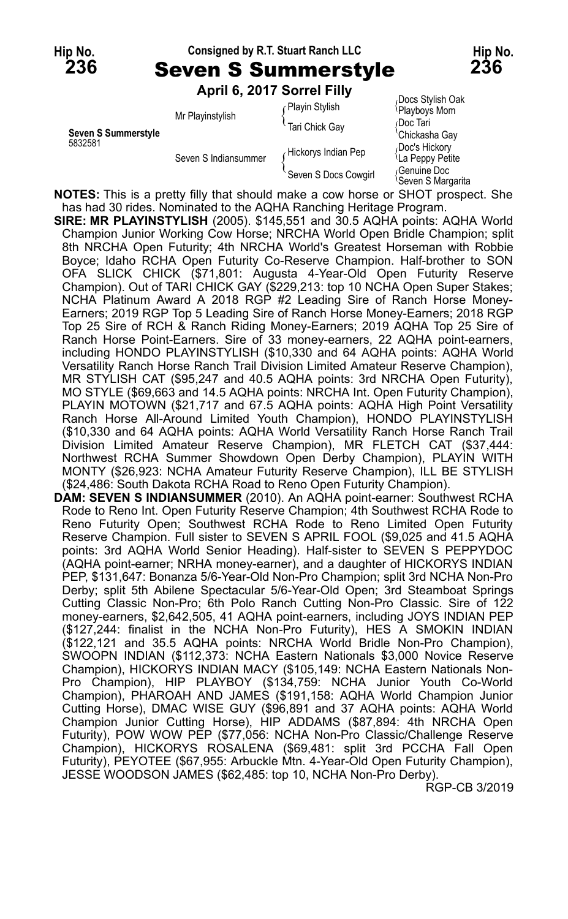Hip No. **236** — Consigned by R.T. Stuart Ranch LLC — Hip No. **236**

# Seven S Summerstyle

**April 6, 2017 Sorrel Filly**

| | | | |
|---|---|---|---|
| **Seven S Summerstyle** 5832581 | Mr Playinstylish | Playin Stylish | Docs Stylish Oak |
| | | | Playboys Mom |
| | | Tari Chick Gay | Doc Tari |
| | | | Chickasha Gay |
| | Seven S Indiansummer | Hickorys Indian Pep | Doc's Hickory |
| | | | La Peppy Petite |
| | | Seven S Docs Cowgirl | Genuine Doc |
| | | | Seven S Margarita |

**NOTES:** This is a pretty filly that should make a cow horse or SHOT prospect. She has had 30 rides. Nominated to the AQHA Ranching Heritage Program.

**SIRE: MR PLAYINSTYLISH** (2005). $145,551 and 30.5 AQHA points: AQHA World Champion Junior Working Cow Horse; NRCHA World Open Bridle Champion; split 8th NRCHA Open Futurity; 4th NRCHA World's Greatest Horseman with Robbie Boyce; Idaho RCHA Open Futurity Co-Reserve Champion. Half-brother to SON OFA SLICK CHICK ($71,801: Augusta 4-Year-Old Open Futurity Reserve Champion). Out of TARI CHICK GAY ($229,213: top 10 NCHA Open Super Stakes; NCHA Platinum Award A 2018 RGP #2 Leading Sire of Ranch Horse Money-Earners; 2019 RGP Top 5 Leading Sire of Ranch Horse Money-Earners; 2018 RGP Top 25 Sire of RCH & Ranch Riding Money-Earners; 2019 AQHA Top 25 Sire of Ranch Horse Point-Earners. Sire of 33 money-earners, 22 AQHA point-earners, including HONDO PLAYINSTYLISH ($10,330 and 64 AQHA points: AQHA World Versatility Ranch Horse Ranch Trail Division Limited Amateur Reserve Champion), MR STYLISH CAT ($95,247 and 40.5 AQHA points: 3rd NRCHA Open Futurity), MO STYLE ($69,663 and 14.5 AQHA points: NRCHA Int. Open Futurity Champion), PLAYIN MOTOWN ($21,717 and 67.5 AQHA points: AQHA High Point Versatility Ranch Horse All-Around Limited Youth Champion), HONDO PLAYINSTYLISH ($10,330 and 64 AQHA points: AQHA World Versatility Ranch Horse Ranch Trail Division Limited Amateur Reserve Champion), MR FLETCH CAT ($37,444: Northwest RCHA Summer Showdown Open Derby Champion), PLAYIN WITH MONTY ($26,923: NCHA Amateur Futurity Reserve Champion), ILL BE STYLISH ($24,486: South Dakota RCHA Road to Reno Open Futurity Champion).

**DAM: SEVEN S INDIANSUMMER** (2010). An AQHA point-earner: Southwest RCHA Rode to Reno Int. Open Futurity Reserve Champion; 4th Southwest RCHA Rode to Reno Futurity Open; Southwest RCHA Rode to Reno Limited Open Futurity Reserve Champion. Full sister to SEVEN S APRIL FOOL ($9,025 and 41.5 AQHA points: 3rd AQHA World Senior Heading). Half-sister to SEVEN S PEPPYDOC (AQHA point-earner; NRHA money-earner), and a daughter of HICKORYS INDIAN PEP, $131,647: Bonanza 5/6-Year-Old Non-Pro Champion; split 3rd NCHA Non-Pro Derby; split 5th Abilene Spectacular 5/6-Year-Old Open; 3rd Steamboat Springs Cutting Classic Non-Pro; 6th Polo Ranch Cutting Non-Pro Classic. Sire of 122 money-earners, $2,642,505, 41 AQHA point-earners, including JOYS INDIAN PEP ($127,244: finalist in the NCHA Non-Pro Futurity), HES A SMOKIN INDIAN ($122,121 and 35.5 AQHA points: NRCHA World Bridle Non-Pro Champion), SWOOPN INDIAN ($112,373: NCHA Eastern Nationals $3,000 Novice Reserve Champion), HICKORYS INDIAN MACY ($105,149: NCHA Eastern Nationals Non-Pro Champion), HIP PLAYBOY ($134,759: NCHA Junior Youth Co-World Champion), PHAROAH AND JAMES ($191,158: AQHA World Champion Junior Cutting Horse), DMAC WISE GUY ($96,891 and 37 AQHA points: AQHA World Champion Junior Cutting Horse), HIP ADDAMS ($87,894: 4th NRCHA Open Futurity), POW WOW PEP ($77,056: NCHA Non-Pro Classic/Challenge Reserve Champion), HICKORYS ROSALENA ($69,481: split 3rd PCCHA Fall Open Futurity), PEYOTEE ($67,955: Arbuckle Mtn. 4-Year-Old Open Futurity Champion), JESSE WOODSON JAMES ($62,485: top 10, NCHA Non-Pro Derby).

RGP-CB 3/2019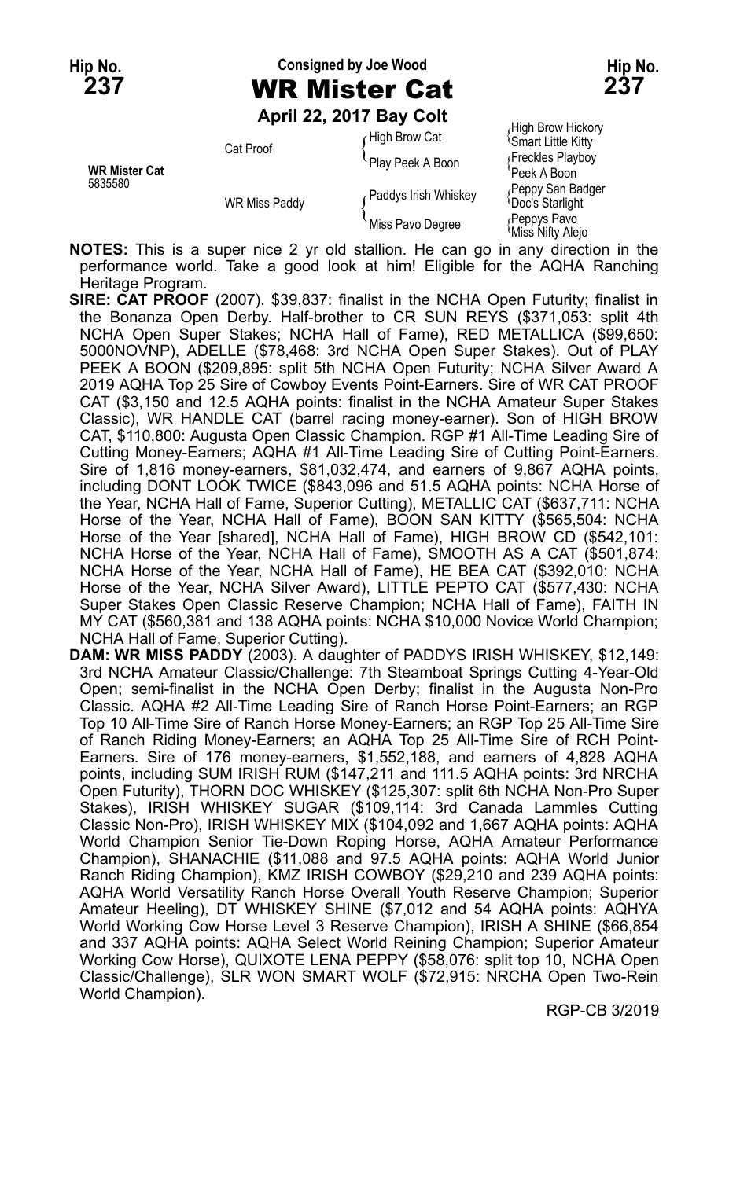**Hip No. 237** — Consigned by Joe Wood — **Hip No. 237**

# WR Mister Cat

**April 22, 2017 Bay Colt**

| | | | |
|---|---|---|---|
| **WR Mister Cat** 5835580 | Cat Proof | High Brow Cat | High Brow Hickory |
| | | | Smart Little Kitty |
| | | Play Peek A Boon | Freckles Playboy |
| | | | Peek A Boon |
| | WR Miss Paddy | Paddys Irish Whiskey | Peppy San Badger |
| | | | Doc's Starlight |
| | | Miss Pavo Degree | Peppys Pavo |
| | | | Miss Nifty Alejo |

**NOTES:** This is a super nice 2 yr old stallion. He can go in any direction in the performance world. Take a good look at him! Eligible for the AQHA Ranching Heritage Program.

**SIRE: CAT PROOF** (2007). $39,837: finalist in the NCHA Open Futurity; finalist in the Bonanza Open Derby. Half-brother to CR SUN REYS ($371,053: split 4th NCHA Open Super Stakes; NCHA Hall of Fame), RED METALLICA ($99,650: 5000NOVNP), ADELLE ($78,468: 3rd NCHA Open Super Stakes). Out of PLAY PEEK A BOON ($209,895: split 5th NCHA Open Futurity; NCHA Silver Award A 2019 AQHA Top 25 Sire of Cowboy Events Point-Earners. Sire of WR CAT PROOF CAT ($3,150 and 12.5 AQHA points: finalist in the NCHA Amateur Super Stakes Classic), WR HANDLE CAT (barrel racing money-earner). Son of HIGH BROW CAT, $110,800: Augusta Open Classic Champion. RGP #1 All-Time Leading Sire of Cutting Money-Earners; AQHA #1 All-Time Leading Sire of Cutting Point-Earners. Sire of 1,816 money-earners, $81,032,474, and earners of 9,867 AQHA points, including DONT LOOK TWICE ($843,096 and 51.5 AQHA points: NCHA Horse of the Year, NCHA Hall of Fame, Superior Cutting), METALLIC CAT ($637,711: NCHA Horse of the Year, NCHA Hall of Fame), BOON SAN KITTY ($565,504: NCHA Horse of the Year [shared], NCHA Hall of Fame), HIGH BROW CD ($542,101: NCHA Horse of the Year, NCHA Hall of Fame), SMOOTH AS A CAT ($501,874: NCHA Horse of the Year, NCHA Hall of Fame), HE BEA CAT ($392,010: NCHA Horse of the Year, NCHA Silver Award), LITTLE PEPTO CAT ($577,430: NCHA Super Stakes Open Classic Reserve Champion; NCHA Hall of Fame), FAITH IN MY CAT ($560,381 and 138 AQHA points: NCHA $10,000 Novice World Champion; NCHA Hall of Fame, Superior Cutting).

**DAM: WR MISS PADDY** (2003). A daughter of PADDYS IRISH WHISKEY, $12,149: 3rd NCHA Amateur Classic/Challenge: 7th Steamboat Springs Cutting 4-Year-Old Open; semi-finalist in the NCHA Open Derby; finalist in the Augusta Non-Pro Classic. AQHA #2 All-Time Leading Sire of Ranch Horse Point-Earners; an RGP Top 10 All-Time Sire of Ranch Horse Money-Earners; an RGP Top 25 All-Time Sire of Ranch Riding Money-Earners; an AQHA Top 25 All-Time Sire of RCH Point-Earners. Sire of 176 money-earners, $1,552,188, and earners of 4,828 AQHA points, including SUM IRISH RUM ($147,211 and 111.5 AQHA points: 3rd NRCHA Open Futurity), THORN DOC WHISKEY ($125,307: split 6th NCHA Non-Pro Super Stakes), IRISH WHISKEY SUGAR ($109,114: 3rd Canada Lammles Cutting Classic Non-Pro), IRISH WHISKEY MIX ($104,092 and 1,667 AQHA points: AQHA World Champion Senior Tie-Down Roping Horse, AQHA Amateur Performance Champion), SHANACHIE ($11,088 and 97.5 AQHA points: AQHA World Junior Ranch Riding Champion), KMZ IRISH COWBOY ($29,210 and 239 AQHA points: AQHA World Versatility Ranch Horse Overall Youth Reserve Champion; Superior Amateur Heeling), DT WHISKEY SHINE ($7,012 and 54 AQHA points: AQHYA World Working Cow Horse Level 3 Reserve Champion), IRISH A SHINE ($66,854 and 337 AQHA points: AQHA Select World Reining Champion; Superior Amateur Working Cow Horse), QUIXOTE LENA PEPPY ($58,076: split top 10, NCHA Open Classic/Challenge), SLR WON SMART WOLF ($72,915: NRCHA Open Two-Rein World Champion).

RGP-CB 3/2019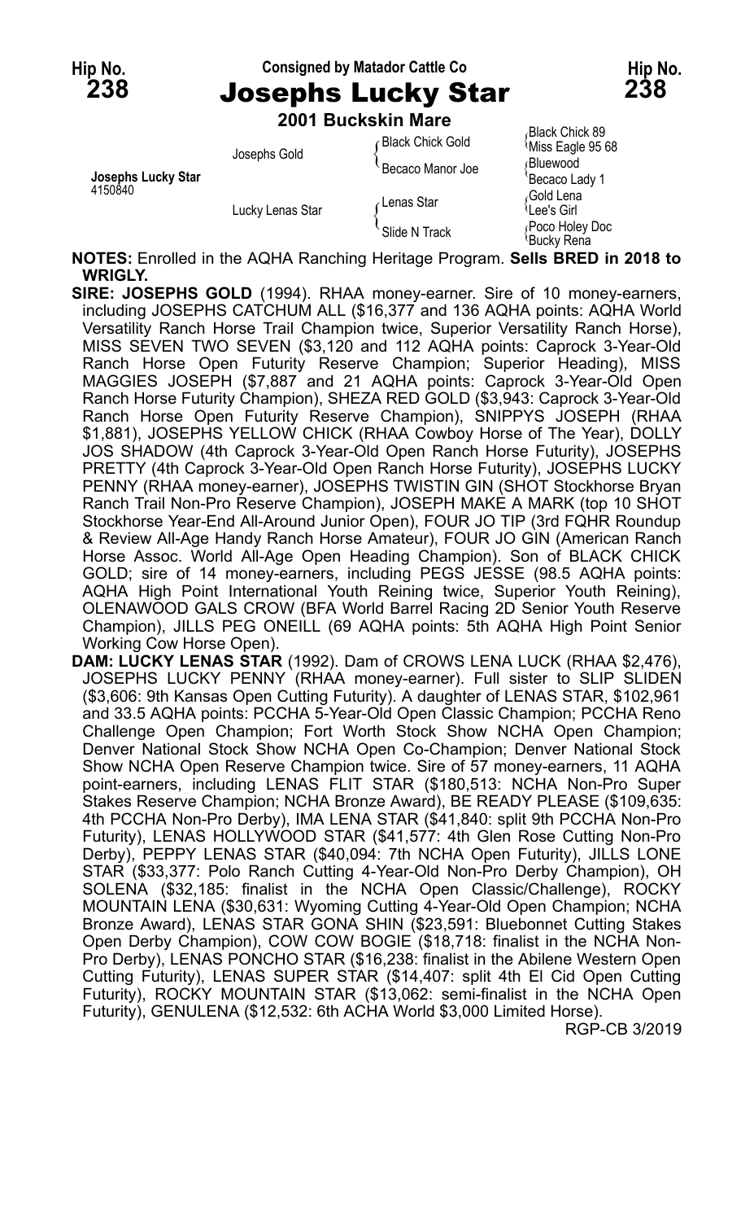**Hip No. 238** — Consigned by Matador Cattle Co — **Hip No. 238**

# Josephs Lucky Star

**2001 Buckskin Mare**

| | | | |
|---|---|---|---|
| **Josephs Lucky Star** 4150840 | Josephs Gold | Black Chick Gold | Black Chick 89 |
| | | | Miss Eagle 95 68 |
| | | Becaco Manor Joe | Bluewood |
| | | | Becaco Lady 1 |
| | Lucky Lenas Star | Lenas Star | Gold Lena |
| | | | Lee's Girl |
| | | Slide N Track | Poco Holey Doc |
| | | | Bucky Rena |

**NOTES:** Enrolled in the AQHA Ranching Heritage Program. **Sells BRED in 2018 to WRIGLY.**

**SIRE: JOSEPHS GOLD** (1994). RHAA money-earner. Sire of 10 money-earners, including JOSEPHS CATCHUM ALL ($16,377 and 136 AQHA points: AQHA World Versatility Ranch Horse Trail Champion twice, Superior Versatility Ranch Horse), MISS SEVEN TWO SEVEN ($3,120 and 112 AQHA points: Caprock 3-Year-Old Ranch Horse Open Futurity Reserve Champion; Superior Heading), MISS MAGGIES JOSEPH ($7,887 and 21 AQHA points: Caprock 3-Year-Old Open Ranch Horse Futurity Champion), SHEZA RED GOLD ($3,943: Caprock 3-Year-Old Ranch Horse Open Futurity Reserve Champion), SNIPPYS JOSEPH (RHAA $1,881), JOSEPHS YELLOW CHICK (RHAA Cowboy Horse of The Year), DOLLY JOS SHADOW (4th Caprock 3-Year-Old Open Ranch Horse Futurity), JOSEPHS PRETTY (4th Caprock 3-Year-Old Open Ranch Horse Futurity), JOSEPHS LUCKY PENNY (RHAA money-earner), JOSEPHS TWISTIN GIN (SHOT Stockhorse Bryan Ranch Trail Non-Pro Reserve Champion), JOSEPH MAKE A MARK (top 10 SHOT Stockhorse Year-End All-Around Junior Open), FOUR JO TIP (3rd FQHR Roundup & Review All-Age Handy Ranch Horse Amateur), FOUR JO GIN (American Ranch Horse Assoc. World All-Age Open Heading Champion). Son of BLACK CHICK GOLD; sire of 14 money-earners, including PEGS JESSE (98.5 AQHA points: AQHA High Point International Youth Reining twice, Superior Youth Reining), OLENAWOOD GALS CROW (BFA World Barrel Racing 2D Senior Youth Reserve Champion), JILLS PEG ONEILL (69 AQHA points: 5th AQHA High Point Senior Working Cow Horse Open).

**DAM: LUCKY LENAS STAR** (1992). Dam of CROWS LENA LUCK (RHAA $2,476), JOSEPHS LUCKY PENNY (RHAA money-earner). Full sister to SLIP SLIDEN ($3,606: 9th Kansas Open Cutting Futurity). A daughter of LENAS STAR, $102,961 and 33.5 AQHA points: PCCHA 5-Year-Old Open Classic Champion; PCCHA Reno Challenge Open Champion; Fort Worth Stock Show NCHA Open Champion; Denver National Stock Show NCHA Open Co-Champion; Denver National Stock Show NCHA Open Reserve Champion twice. Sire of 57 money-earners, 11 AQHA point-earners, including LENAS FLIT STAR ($180,513: NCHA Non-Pro Super Stakes Reserve Champion; NCHA Bronze Award), BE READY PLEASE ($109,635: 4th PCCHA Non-Pro Derby), IMA LENA STAR ($41,840: split 9th PCCHA Non-Pro Futurity), LENAS HOLLYWOOD STAR ($41,577: 4th Glen Rose Cutting Non-Pro Derby), PEPPY LENAS STAR ($40,094: 7th NCHA Open Futurity), JILLS LONE STAR ($33,377: Polo Ranch Cutting 4-Year-Old Non-Pro Derby Champion), OH SOLENA ($32,185: finalist in the NCHA Open Classic/Challenge), ROCKY MOUNTAIN LENA ($30,631: Wyoming Cutting 4-Year-Old Open Champion; NCHA Bronze Award), LENAS STAR GONA SHIN ($23,591: Bluebonnet Cutting Stakes Open Derby Champion), COW COW BOGIE ($18,718: finalist in the NCHA Non-Pro Derby), LENAS PONCHO STAR ($16,238: finalist in the Abilene Western Open Cutting Futurity), LENAS SUPER STAR ($14,407: split 4th El Cid Open Cutting Futurity), ROCKY MOUNTAIN STAR ($13,062: semi-finalist in the NCHA Open Futurity), GENULENA ($12,532: 6th ACHA World $3,000 Limited Horse).

RGP-CB 3/2019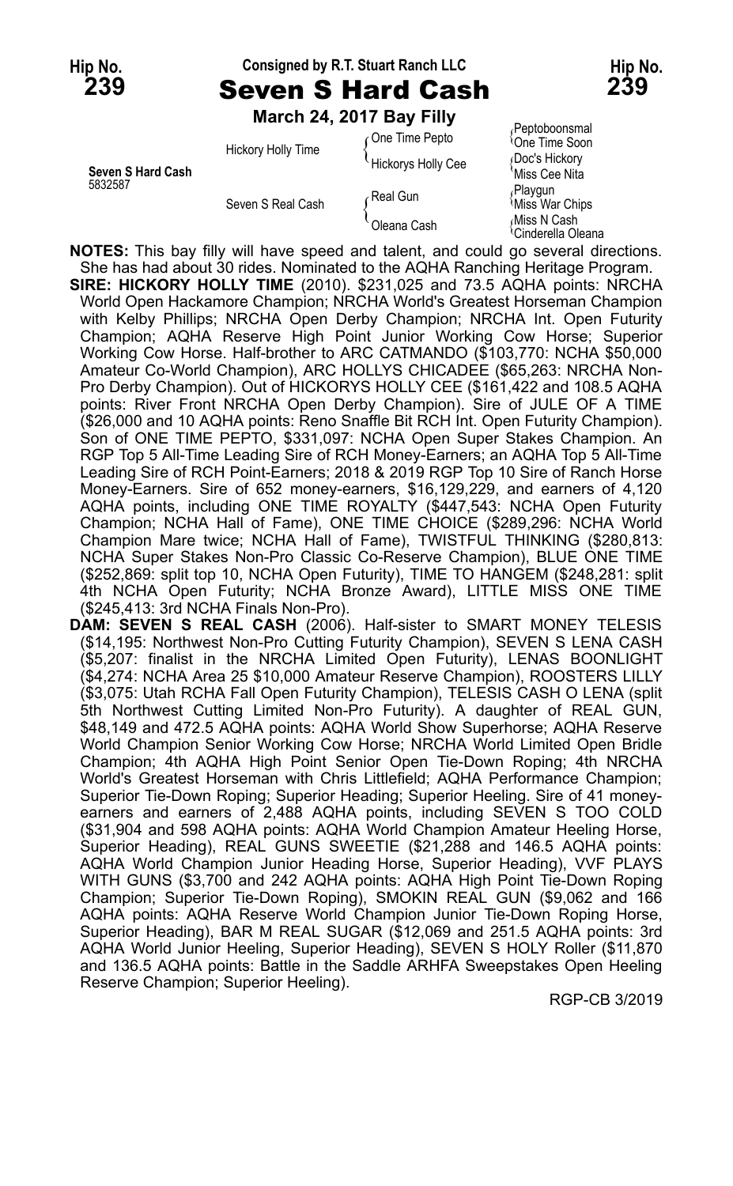**Hip No. 239** — Consigned by R.T. Stuart Ranch LLC — **Hip No. 239**

# Seven S Hard Cash

**March 24, 2017 Bay Filly**

| | | | |
|---|---|---|---|
| **Seven S Hard Cash** 5832587 | Hickory Holly Time | One Time Pepto | Peptoboonsmal |
| | | | One Time Soon |
| | | Hickorys Holly Cee | Doc's Hickory |
| | | | Miss Cee Nita |
| | Seven S Real Cash | Real Gun | Playgun |
| | | | Miss War Chips |
| | | Oleana Cash | Miss N Cash |
| | | | Cinderella Oleana |

**NOTES:** This bay filly will have speed and talent, and could go several directions. She has had about 30 rides. Nominated to the AQHA Ranching Heritage Program.

**SIRE: HICKORY HOLLY TIME** (2010). $231,025 and 73.5 AQHA points: NRCHA World Open Hackamore Champion; NRCHA World's Greatest Horseman Champion with Kelby Phillips; NRCHA Open Derby Champion; NRCHA Int. Open Futurity Champion; AQHA Reserve High Point Junior Working Cow Horse; Superior Working Cow Horse. Half-brother to ARC CATMANDO ($103,770: NCHA $50,000 Amateur Co-World Champion), ARC HOLLYS CHICADEE ($65,263: NRCHA Non-Pro Derby Champion). Out of HICKORYS HOLLY CEE ($161,422 and 108.5 AQHA points: River Front NRCHA Open Derby Champion). Sire of JULE OF A TIME ($26,000 and 10 AQHA points: Reno Snaffle Bit RCH Int. Open Futurity Champion). Son of ONE TIME PEPTO, $331,097: NCHA Open Super Stakes Champion. An RGP Top 5 All-Time Leading Sire of RCH Money-Earners; an AQHA Top 5 All-Time Leading Sire of RCH Point-Earners; 2018 & 2019 RGP Top 10 Sire of Ranch Horse Money-Earners. Sire of 652 money-earners, $16,129,229, and earners of 4,120 AQHA points, including ONE TIME ROYALTY ($447,543: NCHA Open Futurity Champion; NCHA Hall of Fame), ONE TIME CHOICE ($289,296: NCHA World Champion Mare twice; NCHA Hall of Fame), TWISTFUL THINKING ($280,813: NCHA Super Stakes Non-Pro Classic Co-Reserve Champion), BLUE ONE TIME ($252,869: split top 10, NCHA Open Futurity), TIME TO HANGEM ($248,281: split 4th NCHA Open Futurity; NCHA Bronze Award), LITTLE MISS ONE TIME ($245,413: 3rd NCHA Finals Non-Pro).

**DAM: SEVEN S REAL CASH** (2006). Half-sister to SMART MONEY TELESIS ($14,195: Northwest Non-Pro Cutting Futurity Champion), SEVEN S LENA CASH ($5,207: finalist in the NRCHA Limited Open Futurity), LENAS BOONLIGHT ($4,274: NCHA Area 25 $10,000 Amateur Reserve Champion), ROOSTERS LILLY ($3,075: Utah RCHA Fall Open Futurity Champion), TELESIS CASH O LENA (split 5th Northwest Cutting Limited Non-Pro Futurity). A daughter of REAL GUN, $48,149 and 472.5 AQHA points: AQHA World Show Superhorse; AQHA Reserve World Champion Senior Working Cow Horse; NRCHA World Limited Open Bridle Champion; 4th AQHA High Point Senior Open Tie-Down Roping; 4th NRCHA World's Greatest Horseman with Chris Littlefield; AQHA Performance Champion; Superior Tie-Down Roping; Superior Heading; Superior Heeling. Sire of 41 money-earners and earners of 2,488 AQHA points, including SEVEN S TOO COLD ($31,904 and 598 AQHA points: AQHA World Champion Amateur Heeling Horse, Superior Heading), REAL GUNS SWEETIE ($21,288 and 146.5 AQHA points: AQHA World Champion Junior Heading Horse, Superior Heading), VVF PLAYS WITH GUNS ($3,700 and 242 AQHA points: AQHA High Point Tie-Down Roping Champion; Superior Tie-Down Roping), SMOKIN REAL GUN ($9,062 and 166 AQHA points: AQHA Reserve World Champion Junior Tie-Down Roping Horse, Superior Heading), BAR M REAL SUGAR ($12,069 and 251.5 AQHA points: 3rd AQHA World Junior Heeling, Superior Heading), SEVEN S HOLY Roller ($11,870 and 136.5 AQHA points: Battle in the Saddle ARHFA Sweepstakes Open Heeling Reserve Champion; Superior Heeling).

RGP-CB 3/2019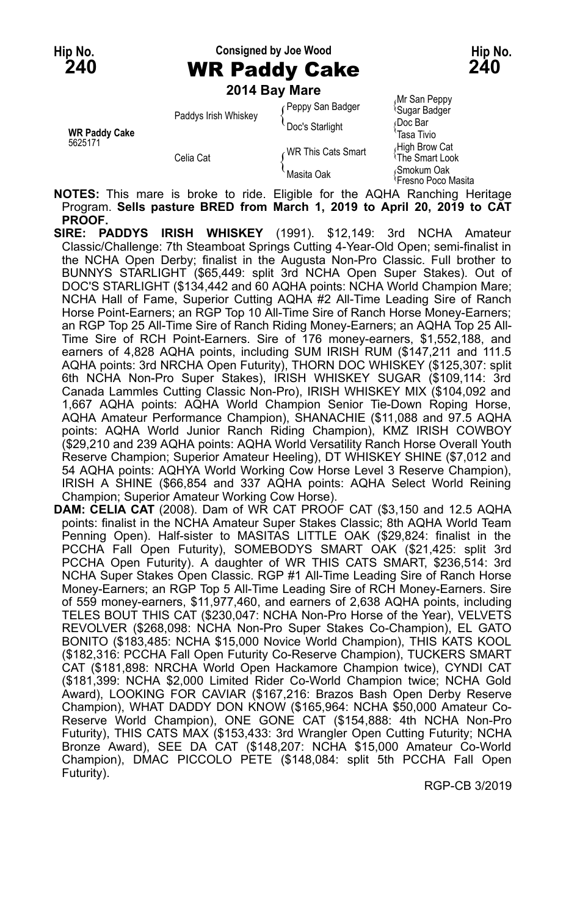**Hip No. 240** — Consigned by Joe Wood — **Hip No. 240**

# WR Paddy Cake

**2014 Bay Mare**

| | | | |
|---|---|---|---|
| **WR Paddy Cake** 5625171 | Paddys Irish Whiskey | Peppy San Badger | Mr San Peppy |
| | | | Sugar Badger |
| | | Doc's Starlight | Doc Bar |
| | | | Tasa Tivio |
| | Celia Cat | WR This Cats Smart | High Brow Cat |
| | | | The Smart Look |
| | | Masita Oak | Smokum Oak |
| | | | Fresno Poco Masita |

**NOTES:** This mare is broke to ride. Eligible for the AQHA Ranching Heritage Program. **Sells pasture BRED from March 1, 2019 to April 20, 2019 to CAT PROOF.**

**SIRE: PADDYS IRISH WHISKEY** (1991). $12,149: 3rd NCHA Amateur Classic/Challenge: 7th Steamboat Springs Cutting 4-Year-Old Open; semi-finalist in the NCHA Open Derby; finalist in the Augusta Non-Pro Classic. Full brother to BUNNYS STARLIGHT ($65,449: split 3rd NCHA Open Super Stakes). Out of DOC'S STARLIGHT ($134,442 and 60 AQHA points: NCHA World Champion Mare; NCHA Hall of Fame, Superior Cutting AQHA #2 All-Time Leading Sire of Ranch Horse Point-Earners; an RGP Top 10 All-Time Sire of Ranch Horse Money-Earners; an RGP Top 25 All-Time Sire of Ranch Riding Money-Earners; an AQHA Top 25 All-Time Sire of RCH Point-Earners. Sire of 176 money-earners, $1,552,188, and earners of 4,828 AQHA points, including SUM IRISH RUM ($147,211 and 111.5 AQHA points: 3rd NRCHA Open Futurity), THORN DOC WHISKEY ($125,307: split 6th NCHA Non-Pro Super Stakes), IRISH WHISKEY SUGAR ($109,114: 3rd Canada Lammles Cutting Classic Non-Pro), IRISH WHISKEY MIX ($104,092 and 1,667 AQHA points: AQHA World Champion Senior Tie-Down Roping Horse, AQHA Amateur Performance Champion), SHANACHIE ($11,088 and 97.5 AQHA points: AQHA World Junior Ranch Riding Champion), KMZ IRISH COWBOY ($29,210 and 239 AQHA points: AQHA World Versatility Ranch Horse Overall Youth Reserve Champion; Superior Amateur Heeling), DT WHISKEY SHINE ($7,012 and 54 AQHA points: AQHYA World Working Cow Horse Level 3 Reserve Champion), IRISH A SHINE ($66,854 and 337 AQHA points: AQHA Select World Reining Champion; Superior Amateur Working Cow Horse).

**DAM: CELIA CAT** (2008). Dam of WR CAT PROOF CAT ($3,150 and 12.5 AQHA points: finalist in the NCHA Amateur Super Stakes Classic; 8th AQHA World Team Penning Open). Half-sister to MASITAS LITTLE OAK ($29,824: finalist in the PCCHA Fall Open Futurity), SOMEBODYS SMART OAK ($21,425: split 3rd PCCHA Open Futurity). A daughter of WR THIS CATS SMART, $236,514: 3rd NCHA Super Stakes Open Classic. RGP #1 All-Time Leading Sire of Ranch Horse Money-Earners; an RGP Top 5 All-Time Leading Sire of RCH Money-Earners. Sire of 559 money-earners, $11,977,460, and earners of 2,638 AQHA points, including TELES BOUT THIS CAT ($230,047: NCHA Non-Pro Horse of the Year), VELVETS REVOLVER ($268,098: NCHA Non-Pro Super Stakes Co-Champion), EL GATO BONITO ($183,485: NCHA $15,000 Novice World Champion), THIS KATS KOOL ($182,316: PCCHA Fall Open Futurity Co-Reserve Champion), TUCKERS SMART CAT ($181,898: NRCHA World Open Hackamore Champion twice), CYNDI CAT ($181,399: NCHA $2,000 Limited Rider Co-World Champion twice; NCHA Gold Award), LOOKING FOR CAVIAR ($167,216: Brazos Bash Open Derby Reserve Champion), WHAT DADDY DON KNOW ($165,964: NCHA $50,000 Amateur Co-Reserve World Champion), ONE GONE CAT ($154,888: 4th NCHA Non-Pro Futurity), THIS CATS MAX ($153,433: 3rd Wrangler Open Cutting Futurity; NCHA Bronze Award), SEE DA CAT ($148,207: NCHA $15,000 Amateur Co-World Champion), DMAC PICCOLO PETE ($148,084: split 5th PCCHA Fall Open Futurity).

RGP-CB 3/2019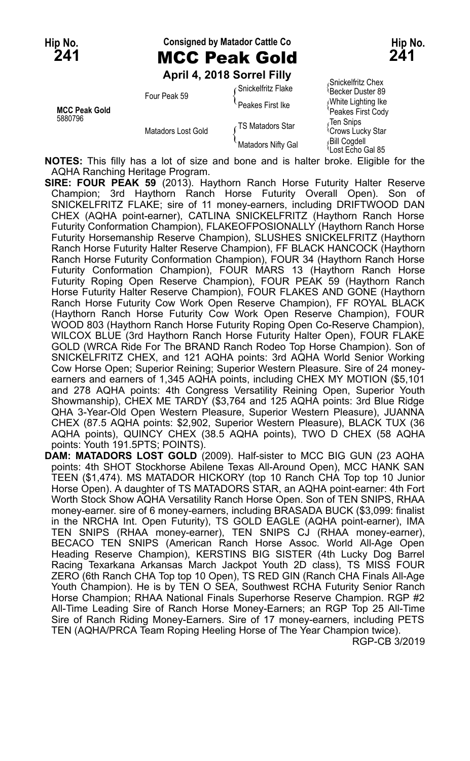Hip No. **241**

Consigned by Matador Cattle Co

# MCC Peak Gold

Hip No. **241**

**April 4, 2018 Sorrel Filly**

| | | | |
|---|---|---|---|
| **MCC Peak Gold** 5880796 | Four Peak 59 | Snickelfritz Flake | Snickelfritz Chex |
| | | | Becker Duster 89 |
| | | Peakes First Ike | White Lighting Ike |
| | | | Peakes First Cody |
| | Matadors Lost Gold | TS Matadors Star | Ten Snips |
| | | | Crows Lucky Star |
| | | Matadors Nifty Gal | Bill Cogdell |
| | | | Lost Echo Gal 85 |

**NOTES:** This filly has a lot of size and bone and is halter broke. Eligible for the AQHA Ranching Heritage Program.

**SIRE: FOUR PEAK 59** (2013). Haythorn Ranch Horse Futurity Halter Reserve Champion; 3rd Haythorn Ranch Horse Futurity Overall Open). Son of SNICKELFRITZ FLAKE; sire of 11 money-earners, including DRIFTWOOD DAN CHEX (AQHA point-earner), CATLINA SNICKELFRITZ (Haythorn Ranch Horse Futurity Conformation Champion), FLAKEOFPOSIONALLY (Haythorn Ranch Horse Futurity Horsemanship Reserve Champion), SLUSHES SNICKELFRITZ (Haythorn Ranch Horse Futurity Halter Reserve Champion), FF BLACK HANCOCK (Haythorn Ranch Horse Futurity Conformation Champion), FOUR 34 (Haythorn Ranch Horse Futurity Conformation Champion), FOUR MARS 13 (Haythorn Ranch Horse Futurity Roping Open Reserve Champion), FOUR PEAK 59 (Haythorn Ranch Horse Futurity Halter Reserve Champion), FOUR FLAKES AND GONE (Haythorn Ranch Horse Futurity Cow Work Open Reserve Champion), FF ROYAL BLACK (Haythorn Ranch Horse Futurity Cow Work Open Reserve Champion), FOUR WOOD 803 (Haythorn Ranch Horse Futurity Roping Open Co-Reserve Champion), WILCOX BLUE (3rd Haythorn Ranch Horse Futurity Halter Open), FOUR FLAKE GOLD (WRCA Ride For The BRAND Ranch Rodeo Top Horse Champion). Son of SNICKELFRITZ CHEX, and 121 AQHA points: 3rd AQHA World Senior Working Cow Horse Open; Superior Reining; Superior Western Pleasure. Sire of 24 money-earners and earners of 1,345 AQHA points, including CHEX MY MOTION ($5,101 and 278 AQHA points: 4th Congress Versatility Reining Open, Superior Youth Showmanship), CHEX ME TARDY ($3,764 and 125 AQHA points: 3rd Blue Ridge QHA 3-Year-Old Open Western Pleasure, Superior Western Pleasure), JUANNA CHEX (87.5 AQHA points: $2,902, Superior Western Pleasure), BLACK TUX (36 AQHA points), QUINCY CHEX (38.5 AQHA points), TWO D CHEX (58 AQHA points: Youth 191.5PTS; POINTS).

**DAM: MATADORS LOST GOLD** (2009). Half-sister to MCC BIG GUN (23 AQHA points: 4th SHOT Stockhorse Abilene Texas All-Around Open), MCC HANK SAN TEEN ($1,474). MS MATADOR HICKORY (top 10 Ranch CHA Top top 10 Junior Horse Open). A daughter of TS MATADORS STAR, an AQHA point-earner: 4th Fort Worth Stock Show AQHA Versatility Ranch Horse Open. Son of TEN SNIPS, RHAA money-earner. sire of 6 money-earners, including BRASADA BUCK ($3,099: finalist in the NRCHA Int. Open Futurity), TS GOLD EAGLE (AQHA point-earner), IMA TEN SNIPS (RHAA money-earner), TEN SNIPS CJ (RHAA money-earner), BECACO TEN SNIPS (American Ranch Horse Assoc. World All-Age Open Heading Reserve Champion), KERSTINS BIG SISTER (4th Lucky Dog Barrel Racing Texarkana Arkansas March Jackpot Youth 2D class), TS MISS FOUR ZERO (6th Ranch CHA Top top 10 Open), TS RED GIN (Ranch CHA Finals All-Age Youth Champion). He is by TEN O SEA, Southwest RCHA Futurity Senior Ranch Horse Champion; RHAA National Finals Superhorse Reserve Champion. RGP #2 All-Time Leading Sire of Ranch Horse Money-Earners; an RGP Top 25 All-Time Sire of Ranch Riding Money-Earners. Sire of 17 money-earners, including PETS TEN (AQHA/PRCA Team Roping Heeling Horse of The Year Champion twice).

RGP-CB 3/2019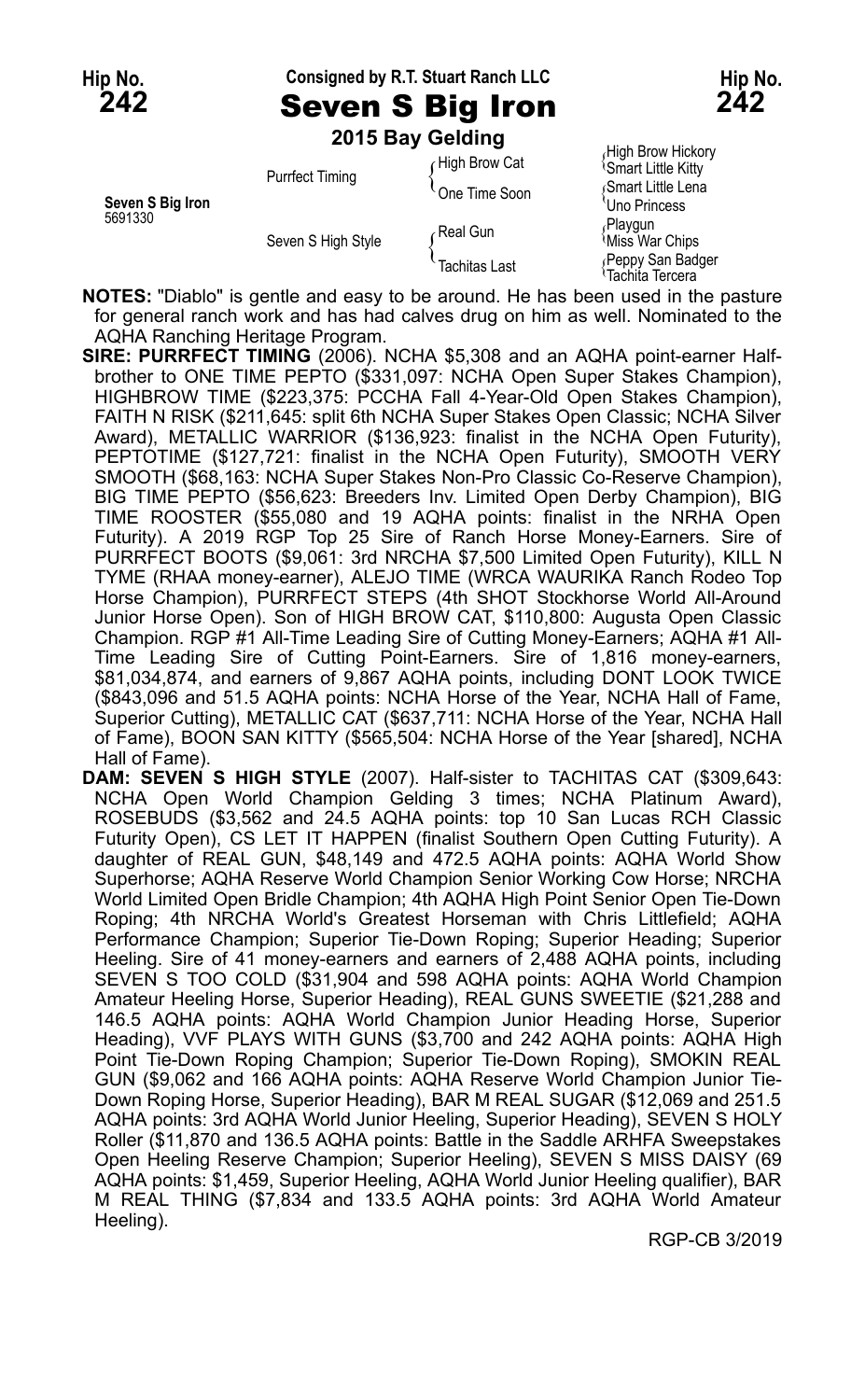**Hip No. 242** — Consigned by R.T. Stuart Ranch LLC — **Hip No. 242**

# Seven S Big Iron

**2015 Bay Gelding**

| | | | |
|---|---|---|---|
| Seven S Big Iron 5691330 | Purrfect Timing | High Brow Cat | High Brow Hickory / Smart Little Kitty |
| | | One Time Soon | Smart Little Lena / Uno Princess |
| | Seven S High Style | Real Gun | Playgun / Miss War Chips |
| | | Tachitas Last | Peppy San Badger / Tachita Tercera |

**NOTES:** "Diablo" is gentle and easy to be around. He has been used in the pasture for general ranch work and has had calves drug on him as well. Nominated to the AQHA Ranching Heritage Program.

**SIRE: PURRFECT TIMING** (2006). NCHA $5,308 and an AQHA point-earner Half-brother to ONE TIME PEPTO ($331,097: NCHA Open Super Stakes Champion), HIGHBROW TIME ($223,375: PCCHA Fall 4-Year-Old Open Stakes Champion), FAITH N RISK ($211,645: split 6th NCHA Super Stakes Open Classic; NCHA Silver Award), METALLIC WARRIOR ($136,923: finalist in the NCHA Open Futurity), PEPTOTIME ($127,721: finalist in the NCHA Open Futurity), SMOOTH VERY SMOOTH ($68,163: NCHA Super Stakes Non-Pro Classic Co-Reserve Champion), BIG TIME PEPTO ($56,623: Breeders Inv. Limited Open Derby Champion), BIG TIME ROOSTER ($55,080 and 19 AQHA points: finalist in the NRHA Open Futurity). A 2019 RGP Top 25 Sire of Ranch Horse Money-Earners. Sire of PURRFECT BOOTS ($9,061: 3rd NRCHA $7,500 Limited Open Futurity), KILL N TYME (RHAA money-earner), ALEJO TIME (WRCA WAURIKA Ranch Rodeo Top Horse Champion), PURRFECT STEPS (4th SHOT Stockhorse World All-Around Junior Horse Open). Son of HIGH BROW CAT, $110,800: Augusta Open Classic Champion. RGP #1 All-Time Leading Sire of Cutting Money-Earners; AQHA #1 All-Time Leading Sire of Cutting Point-Earners. Sire of 1,816 money-earners, $81,034,874, and earners of 9,867 AQHA points, including DONT LOOK TWICE ($843,096 and 51.5 AQHA points: NCHA Horse of the Year, NCHA Hall of Fame, Superior Cutting), METALLIC CAT ($637,711: NCHA Horse of the Year, NCHA Hall of Fame), BOON SAN KITTY ($565,504: NCHA Horse of the Year [shared], NCHA Hall of Fame).

**DAM: SEVEN S HIGH STYLE** (2007). Half-sister to TACHITAS CAT ($309,643: NCHA Open World Champion Gelding 3 times; NCHA Platinum Award), ROSEBUDS ($3,562 and 24.5 AQHA points: top 10 San Lucas RCH Classic Futurity Open), CS LET IT HAPPEN (finalist Southern Open Cutting Futurity). A daughter of REAL GUN, $48,149 and 472.5 AQHA points: AQHA World Show Superhorse; AQHA Reserve World Champion Senior Working Cow Horse; NRCHA World Limited Open Bridle Champion; 4th AQHA High Point Senior Open Tie-Down Roping; 4th NRCHA World's Greatest Horseman with Chris Littlefield; AQHA Performance Champion; Superior Tie-Down Roping; Superior Heading; Superior Heeling. Sire of 41 money-earners and earners of 2,488 AQHA points, including SEVEN S TOO COLD ($31,904 and 598 AQHA points: AQHA World Champion Amateur Heeling Horse, Superior Heading), REAL GUNS SWEETIE ($21,288 and 146.5 AQHA points: AQHA World Champion Junior Heading Horse, Superior Heading), VVF PLAYS WITH GUNS ($3,700 and 242 AQHA points: AQHA High Point Tie-Down Roping Champion; Superior Tie-Down Roping), SMOKIN REAL GUN ($9,062 and 166 AQHA points: AQHA Reserve World Champion Junior Tie-Down Roping Horse, Superior Heading), BAR M REAL SUGAR ($12,069 and 251.5 AQHA points: 3rd AQHA World Junior Heeling, Superior Heading), SEVEN S HOLY Roller ($11,870 and 136.5 AQHA points: Battle in the Saddle ARHFA Sweepstakes Open Heeling Reserve Champion; Superior Heeling), SEVEN S MISS DAISY (69 AQHA points: $1,459, Superior Heeling, AQHA World Junior Heeling qualifier), BAR M REAL THING ($7,834 and 133.5 AQHA points: 3rd AQHA World Amateur Heeling).

RGP-CB 3/2019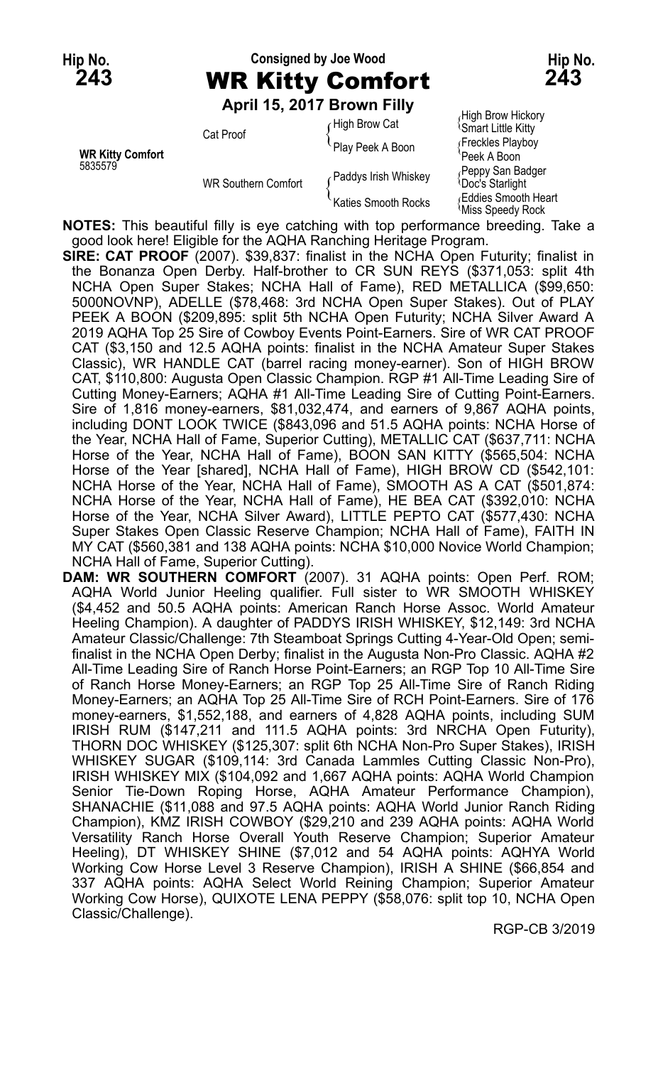**Hip No. 243**

Consigned by Joe Wood

# WR Kitty Comfort

**April 15, 2017 Brown Filly**

| | | | |
|---|---|---|---|
| **WR Kitty Comfort** 5835579 | Cat Proof | High Brow Cat | High Brow Hickory |
| | | | Smart Little Kitty |
| | | Play Peek A Boon | Freckles Playboy |
| | | | Peek A Boon |
| | WR Southern Comfort | Paddys Irish Whiskey | Peppy San Badger |
| | | | Doc's Starlight |
| | | Katies Smooth Rocks | Eddies Smooth Heart |
| | | | Miss Speedy Rock |

**NOTES:** This beautiful filly is eye catching with top performance breeding. Take a good look here! Eligible for the AQHA Ranching Heritage Program.

**SIRE: CAT PROOF** (2007). $39,837: finalist in the NCHA Open Futurity; finalist in the Bonanza Open Derby. Half-brother to CR SUN REYS ($371,053: split 4th NCHA Open Super Stakes; NCHA Hall of Fame), RED METALLICA ($99,650: 5000NOVNP), ADELLE ($78,468: 3rd NCHA Open Super Stakes). Out of PLAY PEEK A BOON ($209,895: split 5th NCHA Open Futurity; NCHA Silver Award A 2019 AQHA Top 25 Sire of Cowboy Events Point-Earners. Sire of WR CAT PROOF CAT ($3,150 and 12.5 AQHA points: finalist in the NCHA Amateur Super Stakes Classic), WR HANDLE CAT (barrel racing money-earner). Son of HIGH BROW CAT, $110,800: Augusta Open Classic Champion. RGP #1 All-Time Leading Sire of Cutting Money-Earners; AQHA #1 All-Time Leading Sire of Cutting Point-Earners. Sire of 1,816 money-earners, $81,032,474, and earners of 9,867 AQHA points, including DONT LOOK TWICE ($843,096 and 51.5 AQHA points: NCHA Horse of the Year, NCHA Hall of Fame, Superior Cutting), METALLIC CAT ($637,711: NCHA Horse of the Year, NCHA Hall of Fame), BOON SAN KITTY ($565,504: NCHA Horse of the Year [shared], NCHA Hall of Fame), HIGH BROW CD ($542,101: NCHA Horse of the Year, NCHA Hall of Fame), SMOOTH AS A CAT ($501,874: NCHA Horse of the Year, NCHA Hall of Fame), HE BEA CAT ($392,010: NCHA Horse of the Year, NCHA Silver Award), LITTLE PEPTO CAT ($577,430: NCHA Super Stakes Open Classic Reserve Champion; NCHA Hall of Fame), FAITH IN MY CAT ($560,381 and 138 AQHA points: NCHA $10,000 Novice World Champion; NCHA Hall of Fame, Superior Cutting).

**DAM: WR SOUTHERN COMFORT** (2007). 31 AQHA points: Open Perf. ROM; AQHA World Junior Heeling qualifier. Full sister to WR SMOOTH WHISKEY ($4,452 and 50.5 AQHA points: American Ranch Horse Assoc. World Amateur Heeling Champion). A daughter of PADDYS IRISH WHISKEY, $12,149: 3rd NCHA Amateur Classic/Challenge: 7th Steamboat Springs Cutting 4-Year-Old Open; semi-finalist in the NCHA Open Derby; finalist in the Augusta Non-Pro Classic. AQHA #2 All-Time Leading Sire of Ranch Horse Point-Earners; an RGP Top 10 All-Time Sire of Ranch Horse Money-Earners; an RGP Top 25 All-Time Sire of Ranch Riding Money-Earners; an AQHA Top 25 All-Time Sire of RCH Point-Earners. Sire of 176 money-earners, $1,552,188, and earners of 4,828 AQHA points, including SUM IRISH RUM ($147,211 and 111.5 AQHA points: 3rd NRCHA Open Futurity), THORN DOC WHISKEY ($125,307: split 6th NCHA Non-Pro Super Stakes), IRISH WHISKEY SUGAR ($109,114: 3rd Canada Lammles Cutting Classic Non-Pro), IRISH WHISKEY MIX ($104,092 and 1,667 AQHA points: AQHA World Champion Senior Tie-Down Roping Horse, AQHA Amateur Performance Champion), SHANACHIE ($11,088 and 97.5 AQHA points: AQHA World Junior Ranch Riding Champion), KMZ IRISH COWBOY ($29,210 and 239 AQHA points: AQHA World Versatility Ranch Horse Overall Youth Reserve Champion; Superior Amateur Heeling), DT WHISKEY SHINE ($7,012 and 54 AQHA points: AQHYA World Working Cow Horse Level 3 Reserve Champion), IRISH A SHINE ($66,854 and 337 AQHA points: AQHA Select World Reining Champion; Superior Amateur Working Cow Horse), QUIXOTE LENA PEPPY ($58,076: split top 10, NCHA Open Classic/Challenge).

RGP-CB 3/2019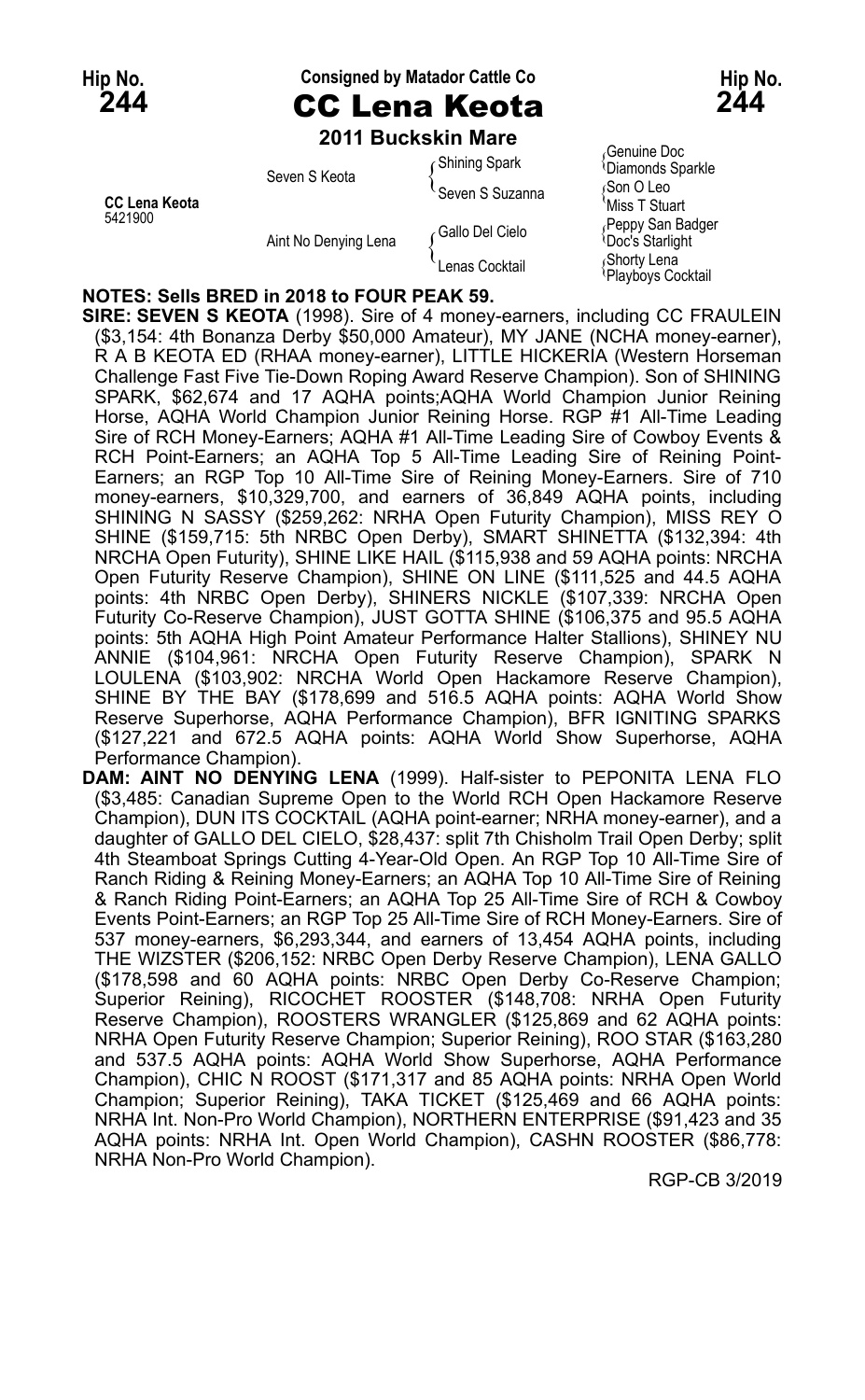**Hip No. 244** — Consigned by Matador Cattle Co — **Hip No. 244**

# CC Lena Keota

**2011 Buckskin Mare**

| | | | |
|---|---|---|---|
| **CC Lena Keota** 5421900 | Seven S Keota | Shining Spark | Genuine Doc |
| | | | Diamonds Sparkle |
| | | Seven S Suzanna | Son O Leo |
| | | | Miss T Stuart |
| | Aint No Denying Lena | Gallo Del Cielo | Peppy San Badger |
| | | | Doc's Starlight |
| | | Lenas Cocktail | Shorty Lena |
| | | | Playboys Cocktail |

**NOTES: Sells BRED in 2018 to FOUR PEAK 59.**

**SIRE: SEVEN S KEOTA** (1998). Sire of 4 money-earners, including CC FRAULEIN ($3,154: 4th Bonanza Derby $50,000 Amateur), MY JANE (NCHA money-earner), R A B KEOTA ED (RHAA money-earner), LITTLE HICKERIA (Western Horseman Challenge Fast Five Tie-Down Roping Award Reserve Champion). Son of SHINING SPARK, $62,674 and 17 AQHA points;AQHA World Champion Junior Reining Horse, AQHA World Champion Junior Reining Horse. RGP #1 All-Time Leading Sire of RCH Money-Earners; AQHA #1 All-Time Leading Sire of Cowboy Events & RCH Point-Earners; an AQHA Top 5 All-Time Leading Sire of Reining Point-Earners; an RGP Top 10 All-Time Sire of Reining Money-Earners. Sire of 710 money-earners, $10,329,700, and earners of 36,849 AQHA points, including SHINING N SASSY ($259,262: NRHA Open Futurity Champion), MISS REY O SHINE ($159,715: 5th NRBC Open Derby), SMART SHINETTA ($132,394: 4th NRCHA Open Futurity), SHINE LIKE HAIL ($115,938 and 59 AQHA points: NRCHA Open Futurity Reserve Champion), SHINE ON LINE ($111,525 and 44.5 AQHA points: 4th NRBC Open Derby), SHINERS NICKLE ($107,339: NRCHA Open Futurity Co-Reserve Champion), JUST GOTTA SHINE ($106,375 and 95.5 AQHA points: 5th AQHA High Point Amateur Performance Halter Stallions), SHINEY NU ANNIE ($104,961: NRCHA Open Futurity Reserve Champion), SPARK N LOULENA ($103,902: NRCHA World Open Hackamore Reserve Champion), SHINE BY THE BAY ($178,699 and 516.5 AQHA points: AQHA World Show Reserve Superhorse, AQHA Performance Champion), BFR IGNITING SPARKS ($127,221 and 672.5 AQHA points: AQHA World Show Superhorse, AQHA Performance Champion).

**DAM: AINT NO DENYING LENA** (1999). Half-sister to PEPONITA LENA FLO ($3,485: Canadian Supreme Open to the World RCH Open Hackamore Reserve Champion), DUN ITS COCKTAIL (AQHA point-earner; NRHA money-earner), and a daughter of GALLO DEL CIELO, $28,437: split 7th Chisholm Trail Open Derby; split 4th Steamboat Springs Cutting 4-Year-Old Open. An RGP Top 10 All-Time Sire of Ranch Riding & Reining Money-Earners; an AQHA Top 10 All-Time Sire of Reining & Ranch Riding Point-Earners; an AQHA Top 25 All-Time Sire of RCH & Cowboy Events Point-Earners; an RGP Top 25 All-Time Sire of RCH Money-Earners. Sire of 537 money-earners, $6,293,344, and earners of 13,454 AQHA points, including THE WIZSTER ($206,152: NRBC Open Derby Reserve Champion), LENA GALLO ($178,598 and 60 AQHA points: NRBC Open Derby Co-Reserve Champion; Superior Reining), RICOCHET ROOSTER ($148,708: NRHA Open Futurity Reserve Champion), ROOSTERS WRANGLER ($125,869 and 62 AQHA points: NRHA Open Futurity Reserve Champion; Superior Reining), ROO STAR ($163,280 and 537.5 AQHA points: AQHA World Show Superhorse, AQHA Performance Champion), CHIC N ROOST ($171,317 and 85 AQHA points: NRHA Open World Champion; Superior Reining), TAKA TICKET ($125,469 and 66 AQHA points: NRHA Int. Non-Pro World Champion), NORTHERN ENTERPRISE ($91,423 and 35 AQHA points: NRHA Int. Open World Champion), CASHN ROOSTER ($86,778: NRHA Non-Pro World Champion).

RGP-CB 3/2019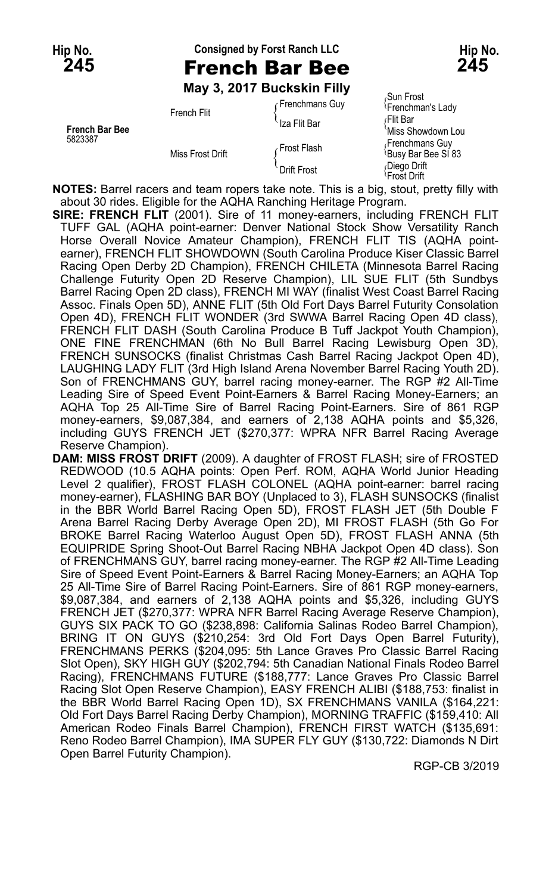**Hip No. 245**

Consigned by Forst Ranch LLC

# French Bar Bee

**May 3, 2017 Buckskin Filly**

| | | | |
|---|---|---|---|
| **French Bar Bee** 5823387 | French Flit | Frenchmans Guy | Sun Frost |
| | | | Frenchman's Lady |
| | | Iza Flit Bar | Flit Bar |
| | | | Miss Showdown Lou |
| | Miss Frost Drift | Frost Flash | Frenchmans Guy |
| | | | Busy Bar Bee SI 83 |
| | | Drift Frost | Diego Drift |
| | | | Frost Drift |

**NOTES:** Barrel racers and team ropers take note. This is a big, stout, pretty filly with about 30 rides. Eligible for the AQHA Ranching Heritage Program.

**SIRE: FRENCH FLIT** (2001). Sire of 11 money-earners, including FRENCH FLIT TUFF GAL (AQHA point-earner: Denver National Stock Show Versatility Ranch Horse Overall Novice Amateur Champion), FRENCH FLIT TIS (AQHA point-earner), FRENCH FLIT SHOWDOWN (South Carolina Produce Kiser Classic Barrel Racing Open Derby 2D Champion), FRENCH CHILETA (Minnesota Barrel Racing Challenge Futurity Open 2D Reserve Champion), LIL SUE FLIT (5th Sundbys Barrel Racing Open 2D class), FRENCH MI WAY (finalist West Coast Barrel Racing Assoc. Finals Open 5D), ANNE FLIT (5th Old Fort Days Barrel Futurity Consolation Open 4D), FRENCH FLIT WONDER (3rd SWWA Barrel Racing Open 4D class), FRENCH FLIT DASH (South Carolina Produce B Tuff Jackpot Youth Champion), ONE FINE FRENCHMAN (6th No Bull Barrel Racing Lewisburg Open 3D), FRENCH SUNSOCKS (finalist Christmas Cash Barrel Racing Jackpot Open 4D), LAUGHING LADY FLIT (3rd High Island Arena November Barrel Racing Youth 2D). Son of FRENCHMANS GUY, barrel racing money-earner. The RGP #2 All-Time Leading Sire of Speed Event Point-Earners & Barrel Racing Money-Earners; an AQHA Top 25 All-Time Sire of Barrel Racing Point-Earners. Sire of 861 RGP money-earners, $9,087,384, and earners of 2,138 AQHA points and $5,326, including GUYS FRENCH JET ($270,377: WPRA NFR Barrel Racing Average Reserve Champion).

**DAM: MISS FROST DRIFT** (2009). A daughter of FROST FLASH; sire of FROSTED REDWOOD (10.5 AQHA points: Open Perf. ROM, AQHA World Junior Heading Level 2 qualifier), FROST FLASH COLONEL (AQHA point-earner: barrel racing money-earner), FLASHING BAR BOY (Unplaced to 3), FLASH SUNSOCKS (finalist in the BBR World Barrel Racing Open 5D), FROST FLASH JET (5th Double F Arena Barrel Racing Derby Average Open 2D), MI FROST FLASH (5th Go For BROKE Barrel Racing Waterloo August Open 5D), FROST FLASH ANNA (5th EQUIPRIDE Spring Shoot-Out Barrel Racing NBHA Jackpot Open 4D class). Son of FRENCHMANS GUY, barrel racing money-earner. The RGP #2 All-Time Leading Sire of Speed Event Point-Earners & Barrel Racing Money-Earners; an AQHA Top 25 All-Time Sire of Barrel Racing Point-Earners. Sire of 861 RGP money-earners, $9,087,384, and earners of 2,138 AQHA points and $5,326, including GUYS FRENCH JET ($270,377: WPRA NFR Barrel Racing Average Reserve Champion), GUYS SIX PACK TO GO ($238,898: California Salinas Rodeo Barrel Champion), BRING IT ON GUYS ($210,254: 3rd Old Fort Days Open Barrel Futurity), FRENCHMANS PERKS ($204,095: 5th Lance Graves Pro Classic Barrel Racing Slot Open), SKY HIGH GUY ($202,794: 5th Canadian National Finals Rodeo Barrel Racing), FRENCHMANS FUTURE ($188,777: Lance Graves Pro Classic Barrel Racing Slot Open Reserve Champion), EASY FRENCH ALIBI ($188,753: finalist in the BBR World Barrel Racing Open 1D), SX FRENCHMANS VANILA ($164,221: Old Fort Days Barrel Racing Derby Champion), MORNING TRAFFIC ($159,410: All American Rodeo Finals Barrel Champion), FRENCH FIRST WATCH ($135,691: Reno Rodeo Barrel Champion), IMA SUPER FLY GUY ($130,722: Diamonds N Dirt Open Barrel Futurity Champion).

RGP-CB 3/2019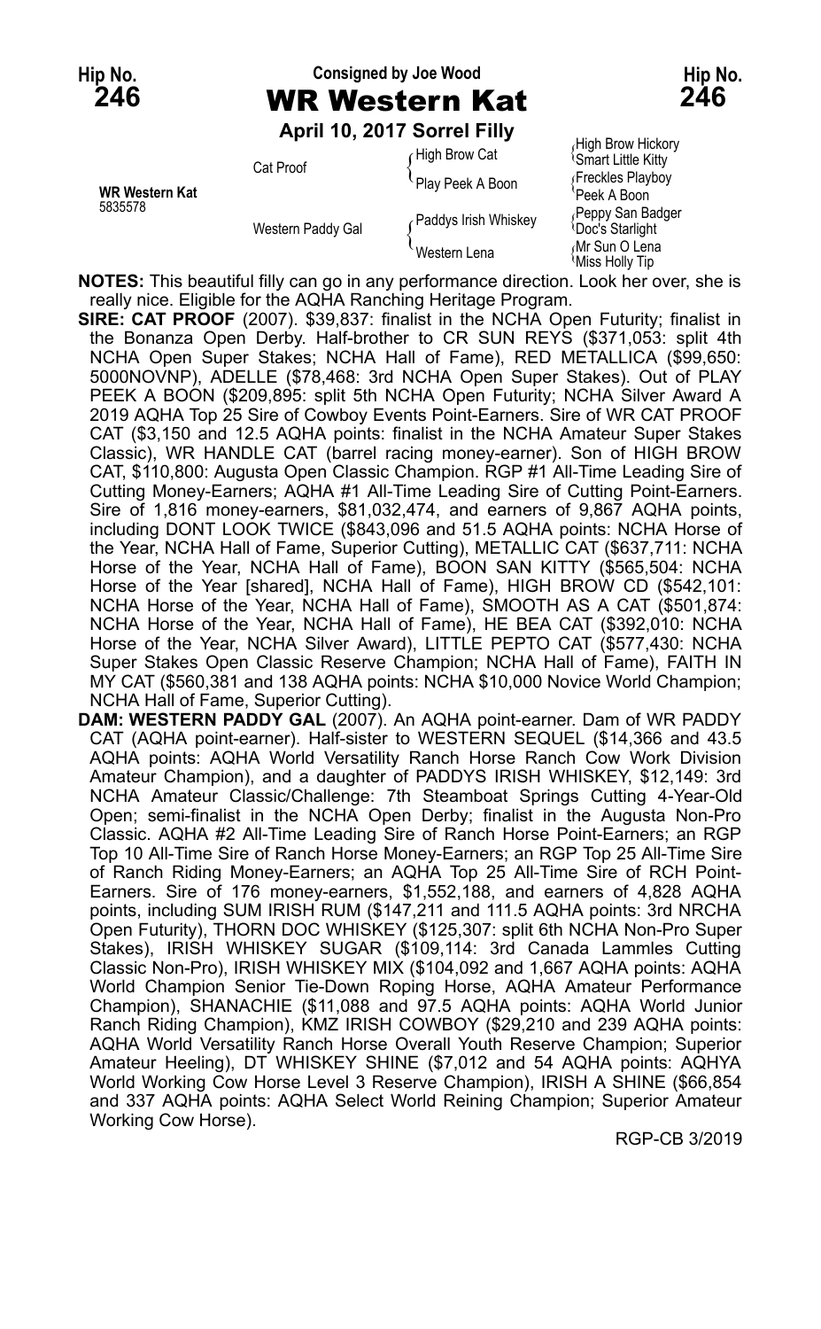Hip No. **246**

Consigned by Joe Wood

# WR Western Kat

Hip No. **246**

**April 10, 2017 Sorrel Filly**

| | | | |
|---|---|---|---|
| **WR Western Kat** 5835578 | Cat Proof | High Brow Cat | High Brow Hickory |
| | | | Smart Little Kitty |
| | | Play Peek A Boon | Freckles Playboy |
| | | | Peek A Boon |
| | Western Paddy Gal | Paddys Irish Whiskey | Peppy San Badger |
| | | | Doc's Starlight |
| | | Western Lena | Mr Sun O Lena |
| | | | Miss Holly Tip |

**NOTES:** This beautiful filly can go in any performance direction. Look her over, she is really nice. Eligible for the AQHA Ranching Heritage Program.

**SIRE: CAT PROOF** (2007). $39,837: finalist in the NCHA Open Futurity; finalist in the Bonanza Open Derby. Half-brother to CR SUN REYS ($371,053: split 4th NCHA Open Super Stakes; NCHA Hall of Fame), RED METALLICA ($99,650: 5000NOVNP), ADELLE ($78,468: 3rd NCHA Open Super Stakes). Out of PLAY PEEK A BOON ($209,895: split 5th NCHA Open Futurity; NCHA Silver Award A 2019 AQHA Top 25 Sire of Cowboy Events Point-Earners. Sire of WR CAT PROOF CAT ($3,150 and 12.5 AQHA points: finalist in the NCHA Amateur Super Stakes Classic), WR HANDLE CAT (barrel racing money-earner). Son of HIGH BROW CAT, $110,800: Augusta Open Classic Champion. RGP #1 All-Time Leading Sire of Cutting Money-Earners; AQHA #1 All-Time Leading Sire of Cutting Point-Earners. Sire of 1,816 money-earners, $81,032,474, and earners of 9,867 AQHA points, including DONT LOOK TWICE ($843,096 and 51.5 AQHA points: NCHA Horse of the Year, NCHA Hall of Fame, Superior Cutting), METALLIC CAT ($637,711: NCHA Horse of the Year, NCHA Hall of Fame), BOON SAN KITTY ($565,504: NCHA Horse of the Year [shared], NCHA Hall of Fame), HIGH BROW CD ($542,101: NCHA Horse of the Year, NCHA Hall of Fame), SMOOTH AS A CAT ($501,874: NCHA Horse of the Year, NCHA Hall of Fame), HE BEA CAT ($392,010: NCHA Horse of the Year, NCHA Silver Award), LITTLE PEPTO CAT ($577,430: NCHA Super Stakes Open Classic Reserve Champion; NCHA Hall of Fame), FAITH IN MY CAT ($560,381 and 138 AQHA points: NCHA $10,000 Novice World Champion; NCHA Hall of Fame, Superior Cutting).

**DAM: WESTERN PADDY GAL** (2007). An AQHA point-earner. Dam of WR PADDY CAT (AQHA point-earner). Half-sister to WESTERN SEQUEL ($14,366 and 43.5 AQHA points: AQHA World Versatility Ranch Horse Ranch Cow Work Division Amateur Champion), and a daughter of PADDYS IRISH WHISKEY, $12,149: 3rd NCHA Amateur Classic/Challenge: 7th Steamboat Springs Cutting 4-Year-Old Open; semi-finalist in the NCHA Open Derby; finalist in the Augusta Non-Pro Classic. AQHA #2 All-Time Leading Sire of Ranch Horse Point-Earners; an RGP Top 10 All-Time Sire of Ranch Horse Money-Earners; an RGP Top 25 All-Time Sire of Ranch Riding Money-Earners; an AQHA Top 25 All-Time Sire of RCH Point-Earners. Sire of 176 money-earners, $1,552,188, and earners of 4,828 AQHA points, including SUM IRISH RUM ($147,211 and 111.5 AQHA points: 3rd NRCHA Open Futurity), THORN DOC WHISKEY ($125,307: split 6th NCHA Non-Pro Super Stakes), IRISH WHISKEY SUGAR ($109,114: 3rd Canada Lammles Cutting Classic Non-Pro), IRISH WHISKEY MIX ($104,092 and 1,667 AQHA points: AQHA World Champion Senior Tie-Down Roping Horse, AQHA Amateur Performance Champion), SHANACHIE ($11,088 and 97.5 AQHA points: AQHA World Junior Ranch Riding Champion), KMZ IRISH COWBOY ($29,210 and 239 AQHA points: AQHA World Versatility Ranch Horse Overall Youth Reserve Champion; Superior Amateur Heeling), DT WHISKEY SHINE ($7,012 and 54 AQHA points: AQHYA World Working Cow Horse Level 3 Reserve Champion), IRISH A SHINE ($66,854 and 337 AQHA points: AQHA Select World Reining Champion; Superior Amateur Working Cow Horse).

RGP-CB 3/2019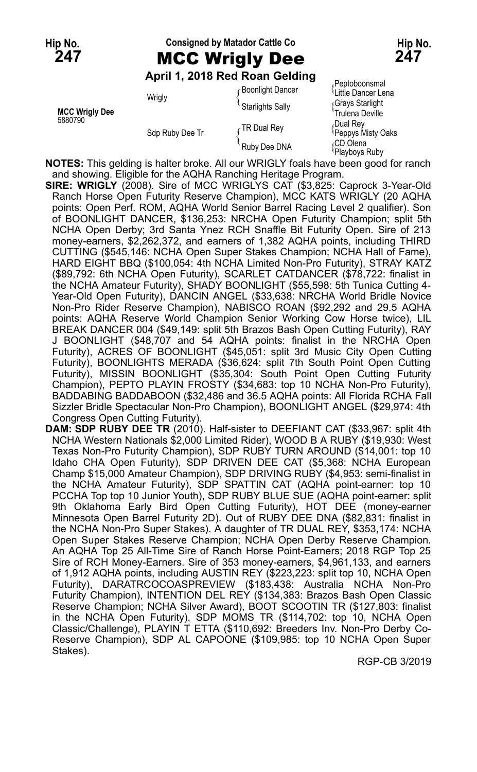**Hip No. 247**

Consigned by Matador Cattle Co

# MCC Wrigly Dee

**Hip No. 247**

**April 1, 2018 Red Roan Gelding**

| | | | |
|---|---|---|---|
| **MCC Wrigly Dee** 5880790 | Wrigly | Boonlight Dancer | Peptoboonsmal |
| | | | Little Dancer Lena |
| | | Starlights Sally | Grays Starlight |
| | | | Trulena Deville |
| | Sdp Ruby Dee Tr | TR Dual Rey | Dual Rey |
| | | | Peppys Misty Oaks |
| | | Ruby Dee DNA | CD Olena |
| | | | Playboys Ruby |

**NOTES:** This gelding is halter broke. All our WRIGLY foals have been good for ranch and showing. Eligible for the AQHA Ranching Heritage Program.

**SIRE: WRIGLY** (2008). Sire of MCC WRIGLYS CAT ($3,825: Caprock 3-Year-Old Ranch Horse Open Futurity Reserve Champion), MCC KATS WRIGLY (20 AQHA points: Open Perf. ROM, AQHA World Senior Barrel Racing Level 2 qualifier). Son of BOONLIGHT DANCER, $136,253: NRCHA Open Futurity Champion; split 5th NCHA Open Derby; 3rd Santa Ynez RCH Snaffle Bit Futurity Open. Sire of 213 money-earners, $2,262,372, and earners of 1,382 AQHA points, including THIRD CUTTING ($545,146: NCHA Open Super Stakes Champion; NCHA Hall of Fame), HARD EIGHT BBQ ($100,054: 4th NCHA Limited Non-Pro Futurity), STRAY KATZ ($89,792: 6th NCHA Open Futurity), SCARLET CATDANCER ($78,722: finalist in the NCHA Amateur Futurity), SHADY BOONLIGHT ($55,598: 5th Tunica Cutting 4-Year-Old Open Futurity), DANCIN ANGEL ($33,638: NRCHA World Bridle Novice Non-Pro Rider Reserve Champion), NABISCO ROAN ($92,292 and 29.5 AQHA points: AQHA Reserve World Champion Senior Working Cow Horse twice), LIL BREAK DANCER 004 ($49,149: split 5th Brazos Bash Open Cutting Futurity), RAY J BOONLIGHT ($48,707 and 54 AQHA points: finalist in the NRCHA Open Futurity), ACRES OF BOONLIGHT ($45,051: split 3rd Music City Open Cutting Futurity), BOONLIGHTS MERADA ($36,624: split 7th South Point Open Cutting Futurity), MISSIN BOONLIGHT ($35,304: South Point Open Cutting Futurity Champion), PEPTO PLAYIN FROSTY ($34,683: top 10 NCHA Non-Pro Futurity), BADDABING BADDABOON ($32,486 and 36.5 AQHA points: All Florida RCHA Fall Sizzler Bridle Spectacular Non-Pro Champion), BOONLIGHT ANGEL ($29,974: 4th Congress Open Cutting Futurity).

**DAM: SDP RUBY DEE TR** (2010). Half-sister to DEEFIANT CAT ($33,967: split 4th NCHA Western Nationals $2,000 Limited Rider), WOOD B A RUBY ($19,930: West Texas Non-Pro Futurity Champion), SDP RUBY TURN AROUND ($14,001: top 10 Idaho CHA Open Futurity), SDP DRIVEN DEE CAT ($5,368: NCHA European Champ $15,000 Amateur Champion), SDP DRIVING RUBY ($4,953: semi-finalist in the NCHA Amateur Futurity), SDP SPATTIN CAT (AQHA point-earner: top 10 PCCHA Top top 10 Junior Youth), SDP RUBY BLUE SUE (AQHA point-earner: split 9th Oklahoma Early Bird Open Cutting Futurity), HOT DEE (money-earner Minnesota Open Barrel Futurity 2D). Out of RUBY DEE DNA ($82,831: finalist in the NCHA Non-Pro Super Stakes). A daughter of TR DUAL REY, $353,174: NCHA Open Super Stakes Reserve Champion; NCHA Open Derby Reserve Champion. An AQHA Top 25 All-Time Sire of Ranch Horse Point-Earners; 2018 RGP Top 25 Sire of RCH Money-Earners. Sire of 353 money-earners, $4,961,133, and earners of 1,912 AQHA points, including AUSTIN REY ($223,223: split top 10, NCHA Open Futurity), DARATRCOCOASPREVIEW ($183,438: Australia NCHA Non-Pro Futurity Champion), INTENTION DEL REY ($134,383: Brazos Bash Open Classic Reserve Champion; NCHA Silver Award), BOOT SCOOTIN TR ($127,803: finalist in the NCHA Open Futurity), SDP MOMS TR ($114,702: top 10, NCHA Open Classic/Challenge), PLAYIN T ETTA ($110,692: Breeders Inv. Non-Pro Derby Co-Reserve Champion), SDP AL CAPOONE ($109,985: top 10 NCHA Open Super Stakes).

RGP-CB 3/2019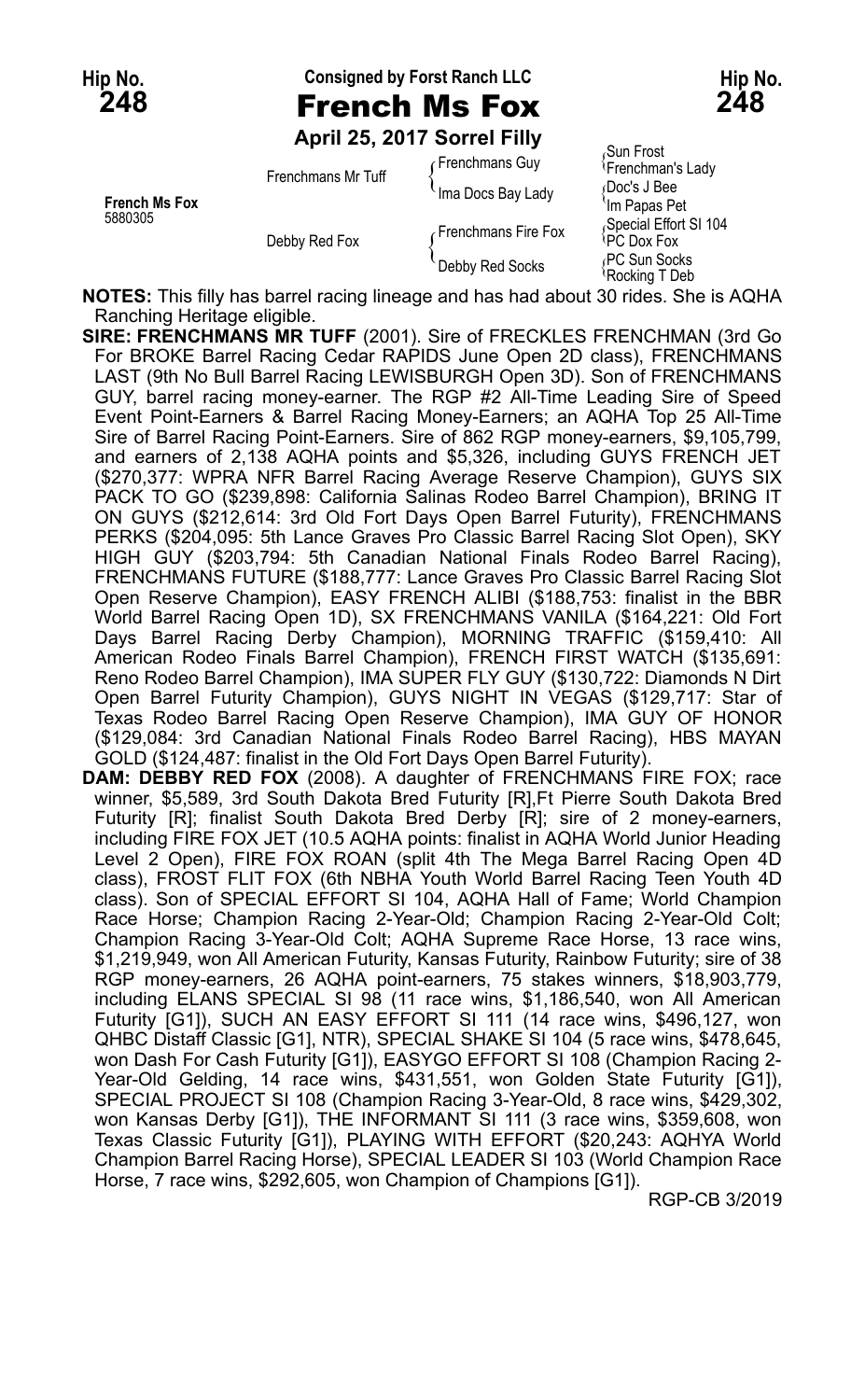Hip No. **248** — Consigned by Forst Ranch LLC — Hip No. **248**

# French Ms Fox

**April 25, 2017 Sorrel Filly**

**French Ms Fox**
5880305

| | | | |
|---|---|---|---|
| French Ms Fox 5880305 | Frenchmans Mr Tuff | Frenchmans Guy | Sun Frost |
| | | | Frenchman's Lady |
| | | Ima Docs Bay Lady | Doc's J Bee |
| | | | Im Papas Pet |
| | Debby Red Fox | Frenchmans Fire Fox | Special Effort SI 104 |
| | | | PC Dox Fox |
| | | Debby Red Socks | PC Sun Socks |
| | | | Rocking T Deb |

**NOTES:** This filly has barrel racing lineage and has had about 30 rides. She is AQHA Ranching Heritage eligible.

**SIRE: FRENCHMANS MR TUFF** (2001). Sire of FRECKLES FRENCHMAN (3rd Go For BROKE Barrel Racing Cedar RAPIDS June Open 2D class), FRENCHMANS LAST (9th No Bull Barrel Racing LEWISBURGH Open 3D). Son of FRENCHMANS GUY, barrel racing money-earner. The RGP #2 All-Time Leading Sire of Speed Event Point-Earners & Barrel Racing Money-Earners; an AQHA Top 25 All-Time Sire of Barrel Racing Point-Earners. Sire of 862 RGP money-earners, $9,105,799, and earners of 2,138 AQHA points and $5,326, including GUYS FRENCH JET ($270,377: WPRA NFR Barrel Racing Average Reserve Champion), GUYS SIX PACK TO GO ($239,898: California Salinas Rodeo Barrel Champion), BRING IT ON GUYS ($212,614: 3rd Old Fort Days Open Barrel Futurity), FRENCHMANS PERKS ($204,095: 5th Lance Graves Pro Classic Barrel Racing Slot Open), SKY HIGH GUY ($203,794: 5th Canadian National Finals Rodeo Barrel Racing), FRENCHMANS FUTURE ($188,777: Lance Graves Pro Classic Barrel Racing Slot Open Reserve Champion), EASY FRENCH ALIBI ($188,753: finalist in the BBR World Barrel Racing Open 1D), SX FRENCHMANS VANILA ($164,221: Old Fort Days Barrel Racing Derby Champion), MORNING TRAFFIC ($159,410: All American Rodeo Finals Barrel Champion), FRENCH FIRST WATCH ($135,691: Reno Rodeo Barrel Champion), IMA SUPER FLY GUY ($130,722: Diamonds N Dirt Open Barrel Futurity Champion), GUYS NIGHT IN VEGAS ($129,717: Star of Texas Rodeo Barrel Racing Open Reserve Champion), IMA GUY OF HONOR ($129,084: 3rd Canadian National Finals Rodeo Barrel Racing), HBS MAYAN GOLD ($124,487: finalist in the Old Fort Days Open Barrel Futurity).

**DAM: DEBBY RED FOX** (2008). A daughter of FRENCHMANS FIRE FOX; race winner, $5,589, 3rd South Dakota Bred Futurity [R],Ft Pierre South Dakota Bred Futurity [R]; finalist South Dakota Bred Derby [R]; sire of 2 money-earners, including FIRE FOX JET (10.5 AQHA points: finalist in AQHA World Junior Heading Level 2 Open), FIRE FOX ROAN (split 4th The Mega Barrel Racing Open 4D class), FROST FLIT FOX (6th NBHA Youth World Barrel Racing Teen Youth 4D class). Son of SPECIAL EFFORT SI 104, AQHA Hall of Fame; World Champion Race Horse; Champion Racing 2-Year-Old; Champion Racing 2-Year-Old Colt; Champion Racing 3-Year-Old Colt; AQHA Supreme Race Horse, 13 race wins, $1,219,949, won All American Futurity, Kansas Futurity, Rainbow Futurity; sire of 38 RGP money-earners, 26 AQHA point-earners, 75 stakes winners, $18,903,779, including ELANS SPECIAL SI 98 (11 race wins, $1,186,540, won All American Futurity [G1]), SUCH AN EASY EFFORT SI 111 (14 race wins, $496,127, won QHBC Distaff Classic [G1], NTR), SPECIAL SHAKE SI 104 (5 race wins, $478,645, won Dash For Cash Futurity [G1]), EASYGO EFFORT SI 108 (Champion Racing 2-Year-Old Gelding, 14 race wins, $431,551, won Golden State Futurity [G1]), SPECIAL PROJECT SI 108 (Champion Racing 3-Year-Old, 8 race wins, $429,302, won Kansas Derby [G1]), THE INFORMANT SI 111 (3 race wins, $359,608, won Texas Classic Futurity [G1]), PLAYING WITH EFFORT ($20,243: AQHYA World Champion Barrel Racing Horse), SPECIAL LEADER SI 103 (World Champion Race Horse, 7 race wins, $292,605, won Champion of Champions [G1]).

RGP-CB 3/2019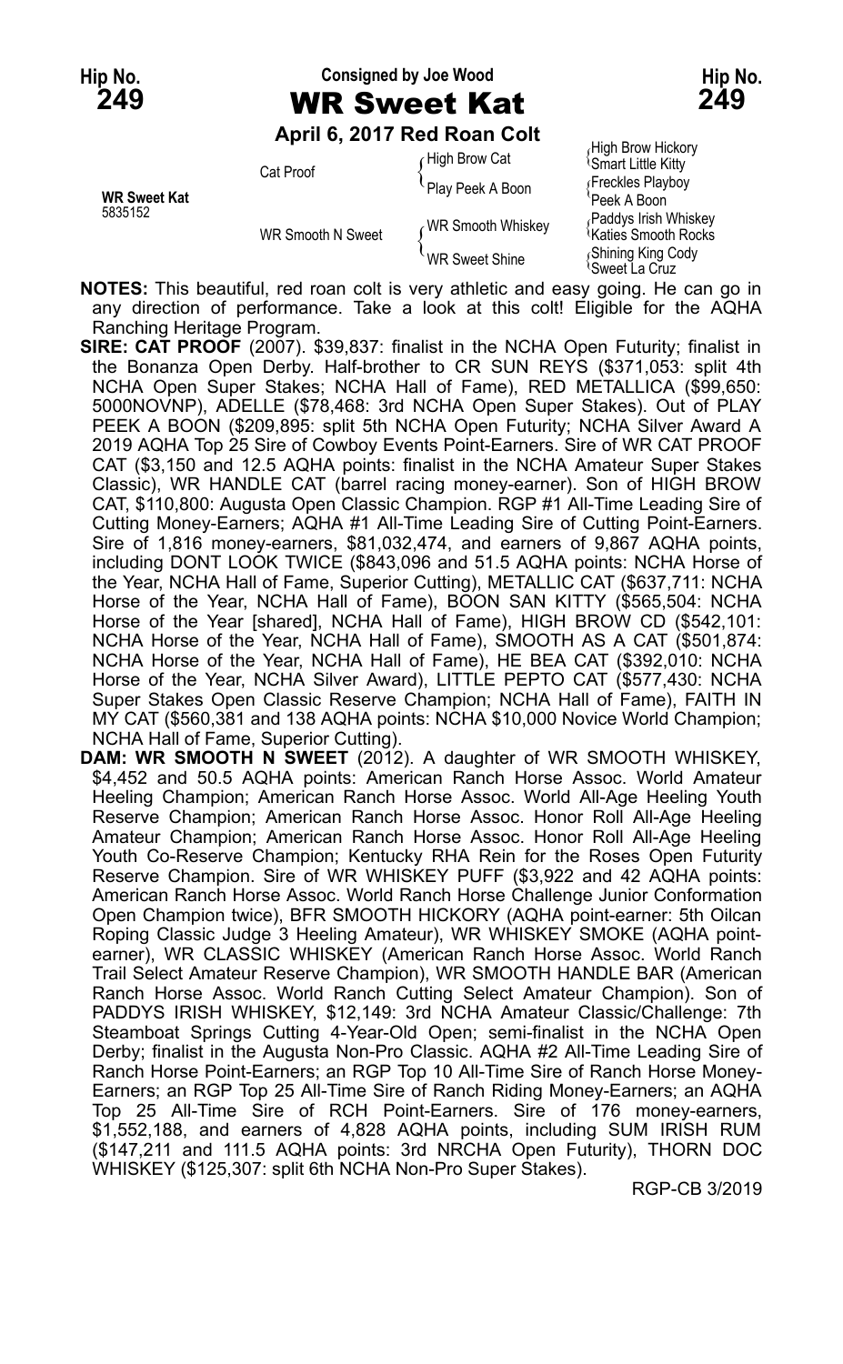**Hip No. 249** — Consigned by Joe Wood — **Hip No. 249**

# WR Sweet Kat

**April 6, 2017 Red Roan Colt**

| | | | |
|---|---|---|---|
| **WR Sweet Kat** 5835152 | Cat Proof | High Brow Cat | High Brow Hickory |
| | | | Smart Little Kitty |
| | | Play Peek A Boon | Freckles Playboy |
| | | | Peek A Boon |
| | WR Smooth N Sweet | WR Smooth Whiskey | Paddys Irish Whiskey |
| | | | Katies Smooth Rocks |
| | | WR Sweet Shine | Shining King Cody |
| | | | Sweet La Cruz |

**NOTES:** This beautiful, red roan colt is very athletic and easy going. He can go in any direction of performance. Take a look at this colt! Eligible for the AQHA Ranching Heritage Program.

**SIRE: CAT PROOF** (2007). $39,837: finalist in the NCHA Open Futurity; finalist in the Bonanza Open Derby. Half-brother to CR SUN REYS ($371,053: split 4th NCHA Open Super Stakes; NCHA Hall of Fame), RED METALLICA ($99,650: 5000NOVNP), ADELLE ($78,468: 3rd NCHA Open Super Stakes). Out of PLAY PEEK A BOON ($209,895: split 5th NCHA Open Futurity; NCHA Silver Award A 2019 AQHA Top 25 Sire of Cowboy Events Point-Earners. Sire of WR CAT PROOF CAT ($3,150 and 12.5 AQHA points: finalist in the NCHA Amateur Super Stakes Classic), WR HANDLE CAT (barrel racing money-earner). Son of HIGH BROW CAT, $110,800: Augusta Open Classic Champion. RGP #1 All-Time Leading Sire of Cutting Money-Earners; AQHA #1 All-Time Leading Sire of Cutting Point-Earners. Sire of 1,816 money-earners, $81,032,474, and earners of 9,867 AQHA points, including DONT LOOK TWICE ($843,096 and 51.5 AQHA points: NCHA Horse of the Year, NCHA Hall of Fame, Superior Cutting), METALLIC CAT ($637,711: NCHA Horse of the Year, NCHA Hall of Fame), BOON SAN KITTY ($565,504: NCHA Horse of the Year [shared], NCHA Hall of Fame), HIGH BROW CD ($542,101: NCHA Horse of the Year, NCHA Hall of Fame), SMOOTH AS A CAT ($501,874: NCHA Horse of the Year, NCHA Hall of Fame), HE BEA CAT ($392,010: NCHA Horse of the Year, NCHA Silver Award), LITTLE PEPTO CAT ($577,430: NCHA Super Stakes Open Classic Reserve Champion; NCHA Hall of Fame), FAITH IN MY CAT ($560,381 and 138 AQHA points: NCHA $10,000 Novice World Champion; NCHA Hall of Fame, Superior Cutting).

**DAM: WR SMOOTH N SWEET** (2012). A daughter of WR SMOOTH WHISKEY, $4,452 and 50.5 AQHA points: American Ranch Horse Assoc. World Amateur Heeling Champion; American Ranch Horse Assoc. World All-Age Heeling Youth Reserve Champion; American Ranch Horse Assoc. Honor Roll All-Age Heeling Amateur Champion; American Ranch Horse Assoc. Honor Roll All-Age Heeling Youth Co-Reserve Champion; Kentucky RHA Rein for the Roses Open Futurity Reserve Champion. Sire of WR WHISKEY PUFF ($3,922 and 42 AQHA points: American Ranch Horse Assoc. World Ranch Horse Challenge Junior Conformation Open Champion twice), BFR SMOOTH HICKORY (AQHA point-earner: 5th Oilcan Roping Classic Judge 3 Heeling Amateur), WR WHISKEY SMOKE (AQHA point-earner), WR CLASSIC WHISKEY (American Ranch Horse Assoc. World Ranch Trail Select Amateur Reserve Champion), WR SMOOTH HANDLE BAR (American Ranch Horse Assoc. World Ranch Cutting Select Amateur Champion). Son of PADDYS IRISH WHISKEY, $12,149: 3rd NCHA Amateur Classic/Challenge: 7th Steamboat Springs Cutting 4-Year-Old Open; semi-finalist in the NCHA Open Derby; finalist in the Augusta Non-Pro Classic. AQHA #2 All-Time Leading Sire of Ranch Horse Point-Earners; an RGP Top 10 All-Time Sire of Ranch Horse Money-Earners; an RGP Top 25 All-Time Sire of Ranch Riding Money-Earners; an AQHA Top 25 All-Time Sire of RCH Point-Earners. Sire of 176 money-earners, $1,552,188, and earners of 4,828 AQHA points, including SUM IRISH RUM ($147,211 and 111.5 AQHA points: 3rd NRCHA Open Futurity), THORN DOC WHISKEY ($125,307: split 6th NCHA Non-Pro Super Stakes).

RGP-CB 3/2019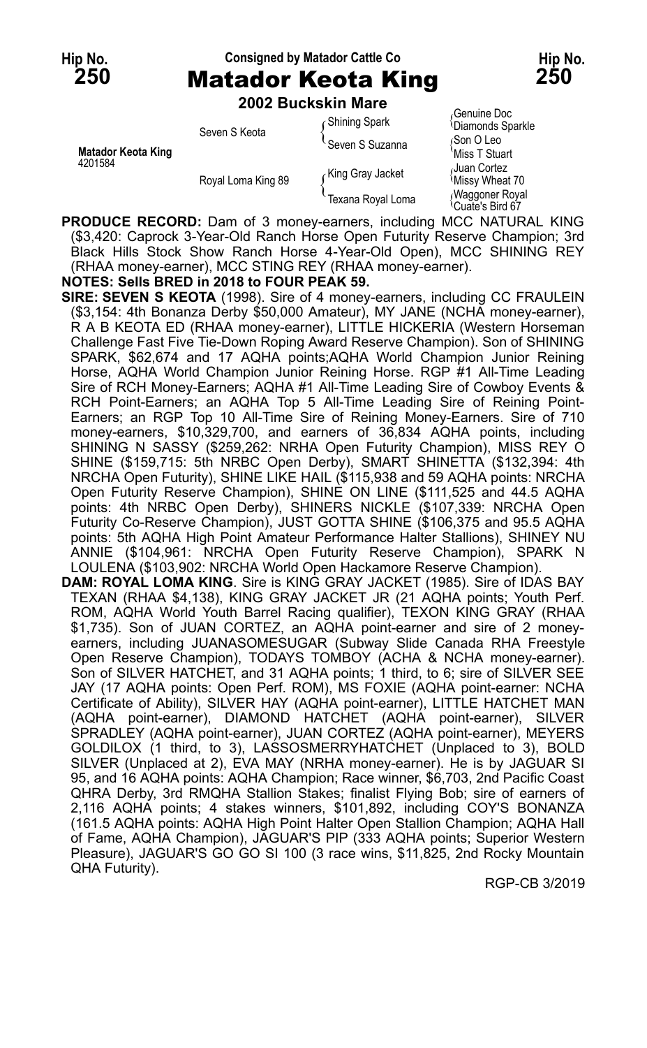**Hip No. 250** — Consigned by Matador Cattle Co — **Hip No. 250**

# Matador Keota King

**2002 Buckskin Mare**

| | | | |
|---|---|---|---|
| **Matador Keota King** 4201584 | Seven S Keota | Shining Spark | Genuine Doc |
| | | | Diamonds Sparkle |
| | | Seven S Suzanna | Son O Leo |
| | | | Miss T Stuart |
| | Royal Loma King 89 | King Gray Jacket | Juan Cortez |
| | | | Missy Wheat 70 |
| | | Texana Royal Loma | Waggoner Royal |
| | | | Cuate's Bird 67 |

**PRODUCE RECORD:** Dam of 3 money-earners, including MCC NATURAL KING ($3,420: Caprock 3-Year-Old Ranch Horse Open Futurity Reserve Champion; 3rd Black Hills Stock Show Ranch Horse 4-Year-Old Open), MCC SHINING REY (RHAA money-earner), MCC STING REY (RHAA money-earner).

**NOTES: Sells BRED in 2018 to FOUR PEAK 59.**

**SIRE: SEVEN S KEOTA** (1998). Sire of 4 money-earners, including CC FRAULEIN ($3,154: 4th Bonanza Derby $50,000 Amateur), MY JANE (NCHA money-earner), R A B KEOTA ED (RHAA money-earner), LITTLE HICKERIA (Western Horseman Challenge Fast Five Tie-Down Roping Award Reserve Champion). Son of SHINING SPARK, $62,674 and 17 AQHA points;AQHA World Champion Junior Reining Horse, AQHA World Champion Junior Reining Horse. RGP #1 All-Time Leading Sire of RCH Money-Earners; AQHA #1 All-Time Leading Sire of Cowboy Events & RCH Point-Earners; an AQHA Top 5 All-Time Leading Sire of Reining Point-Earners; an RGP Top 10 All-Time Sire of Reining Money-Earners. Sire of 710 money-earners, $10,329,700, and earners of 36,834 AQHA points, including SHINING N SASSY ($259,262: NRHA Open Futurity Champion), MISS REY O SHINE ($159,715: 5th NRBC Open Derby), SMART SHINETTA ($132,394: 4th NRCHA Open Futurity), SHINE LIKE HAIL ($115,938 and 59 AQHA points: NRCHA Open Futurity Reserve Champion), SHINE ON LINE ($111,525 and 44.5 AQHA points: 4th NRBC Open Derby), SHINERS NICKLE ($107,339: NRCHA Open Futurity Co-Reserve Champion), JUST GOTTA SHINE ($106,375 and 95.5 AQHA points: 5th AQHA High Point Amateur Performance Halter Stallions), SHINEY NU ANNIE ($104,961: NRCHA Open Futurity Reserve Champion), SPARK N LOULENA ($103,902: NRCHA World Open Hackamore Reserve Champion).

**DAM: ROYAL LOMA KING**. Sire is KING GRAY JACKET (1985). Sire of IDAS BAY TEXAN (RHAA $4,138), KING GRAY JACKET JR (21 AQHA points; Youth Perf. ROM, AQHA World Youth Barrel Racing qualifier), TEXON KING GRAY (RHAA $1,735). Son of JUAN CORTEZ, an AQHA point-earner and sire of 2 money-earners, including JUANASOMESUGAR (Subway Slide Canada RHA Freestyle Open Reserve Champion), TODAYS TOMBOY (ACHA & NCHA money-earner). Son of SILVER HATCHET, and 31 AQHA points; 1 third, to 6; sire of SILVER SEE JAY (17 AQHA points: Open Perf. ROM), MS FOXIE (AQHA point-earner: NCHA Certificate of Ability), SILVER HAY (AQHA point-earner), LITTLE HATCHET MAN (AQHA point-earner), DIAMOND HATCHET (AQHA point-earner), SILVER SPRADLEY (AQHA point-earner), JUAN CORTEZ (AQHA point-earner), MEYERS GOLDILOX (1 third, to 3), LASSOSMERRYHATCHET (Unplaced to 3), BOLD SILVER (Unplaced at 2), EVA MAY (NRHA money-earner). He is by JAGUAR SI 95, and 16 AQHA points: AQHA Champion; Race winner, $6,703, 2nd Pacific Coast QHRA Derby, 3rd RMQHA Stallion Stakes; finalist Flying Bob; sire of earners of 2,116 AQHA points; 4 stakes winners, $101,892, including COY'S BONANZA (161.5 AQHA points: AQHA High Point Halter Open Stallion Champion; AQHA Hall of Fame, AQHA Champion), JAGUAR'S PIP (333 AQHA points; Superior Western Pleasure), JAGUAR'S GO GO SI 100 (3 race wins, $11,825, 2nd Rocky Mountain QHA Futurity).

RGP-CB 3/2019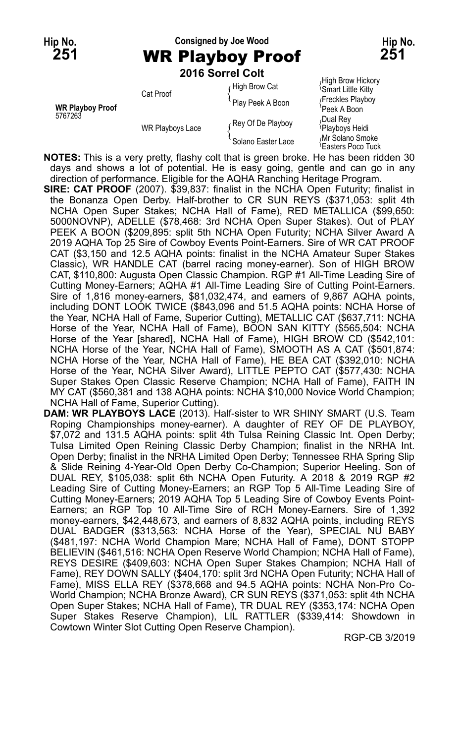Hip No. **251**

Consigned by Joe Wood

# WR Playboy Proof

Hip No. **251**

**2016 Sorrel Colt**

| | | | |
|---|---|---|---|
| **WR Playboy Proof** 5767263 | Cat Proof | High Brow Cat | High Brow Hickory |
| | | | Smart Little Kitty |
| | | Play Peek A Boon | Freckles Playboy |
| | | | Peek A Boon |
| | WR Playboys Lace | Rey Of De Playboy | Dual Rey |
| | | | Playboys Heidi |
| | | Solano Easter Lace | Mr Solano Smoke |
| | | | Easters Poco Tuck |

**NOTES:** This is a very pretty, flashy colt that is green broke. He has been ridden 30 days and shows a lot of potential. He is easy going, gentle and can go in any direction of performance. Eligible for the AQHA Ranching Heritage Program.

**SIRE: CAT PROOF** (2007). $39,837: finalist in the NCHA Open Futurity; finalist in the Bonanza Open Derby. Half-brother to CR SUN REYS ($371,053: split 4th NCHA Open Super Stakes; NCHA Hall of Fame), RED METALLICA ($99,650: 5000NOVNP), ADELLE ($78,468: 3rd NCHA Open Super Stakes). Out of PLAY PEEK A BOON ($209,895: split 5th NCHA Open Futurity; NCHA Silver Award A 2019 AQHA Top 25 Sire of Cowboy Events Point-Earners. Sire of WR CAT PROOF CAT ($3,150 and 12.5 AQHA points: finalist in the NCHA Amateur Super Stakes Classic), WR HANDLE CAT (barrel racing money-earner). Son of HIGH BROW CAT, $110,800: Augusta Open Classic Champion. RGP #1 All-Time Leading Sire of Cutting Money-Earners; AQHA #1 All-Time Leading Sire of Cutting Point-Earners. Sire of 1,816 money-earners, $81,032,474, and earners of 9,867 AQHA points, including DONT LOOK TWICE ($843,096 and 51.5 AQHA points: NCHA Horse of the Year, NCHA Hall of Fame, Superior Cutting), METALLIC CAT ($637,711: NCHA Horse of the Year, NCHA Hall of Fame), BOON SAN KITTY ($565,504: NCHA Horse of the Year [shared], NCHA Hall of Fame), HIGH BROW CD ($542,101: NCHA Horse of the Year, NCHA Hall of Fame), SMOOTH AS A CAT ($501,874: NCHA Horse of the Year, NCHA Hall of Fame), HE BEA CAT ($392,010: NCHA Horse of the Year, NCHA Silver Award), LITTLE PEPTO CAT ($577,430: NCHA Super Stakes Open Classic Reserve Champion; NCHA Hall of Fame), FAITH IN MY CAT ($560,381 and 138 AQHA points: NCHA $10,000 Novice World Champion; NCHA Hall of Fame, Superior Cutting).

**DAM: WR PLAYBOYS LACE** (2013). Half-sister to WR SHINY SMART (U.S. Team Roping Championships money-earner). A daughter of REY OF DE PLAYBOY, $7,072 and 131.5 AQHA points: split 4th Tulsa Reining Classic Int. Open Derby; Tulsa Limited Open Reining Classic Derby Champion; finalist in the NRHA Int. Open Derby; finalist in the NRHA Limited Open Derby; Tennessee RHA Spring Slip & Slide Reining 4-Year-Old Open Derby Co-Champion; Superior Heeling. Son of DUAL REY, $105,038: split 6th NCHA Open Futurity. A 2018 & 2019 RGP #2 Leading Sire of Cutting Money-Earners; an RGP Top 5 All-Time Leading Sire of Cutting Money-Earners; 2019 AQHA Top 5 Leading Sire of Cowboy Events Point-Earners; an RGP Top 10 All-Time Sire of RCH Money-Earners. Sire of 1,392 money-earners, $42,448,673, and earners of 8,832 AQHA points, including REYS DUAL BADGER ($313,563: NCHA Horse of the Year), SPECIAL NU BABY ($481,197: NCHA World Champion Mare; NCHA Hall of Fame), DONT STOPP BELIEVIN ($461,516: NCHA Open Reserve World Champion; NCHA Hall of Fame), REYS DESIRE ($409,603: NCHA Open Super Stakes Champion; NCHA Hall of Fame), REY DOWN SALLY ($404,170: split 3rd NCHA Open Futurity; NCHA Hall of Fame), MISS ELLA REY ($378,668 and 94.5 AQHA points: NCHA Non-Pro Co-World Champion; NCHA Bronze Award), CR SUN REYS ($371,053: split 4th NCHA Open Super Stakes; NCHA Hall of Fame), TR DUAL REY ($353,174: NCHA Open Super Stakes Reserve Champion), LIL RATTLER ($339,414: Showdown in Cowtown Winter Slot Cutting Open Reserve Champion).

RGP-CB 3/2019